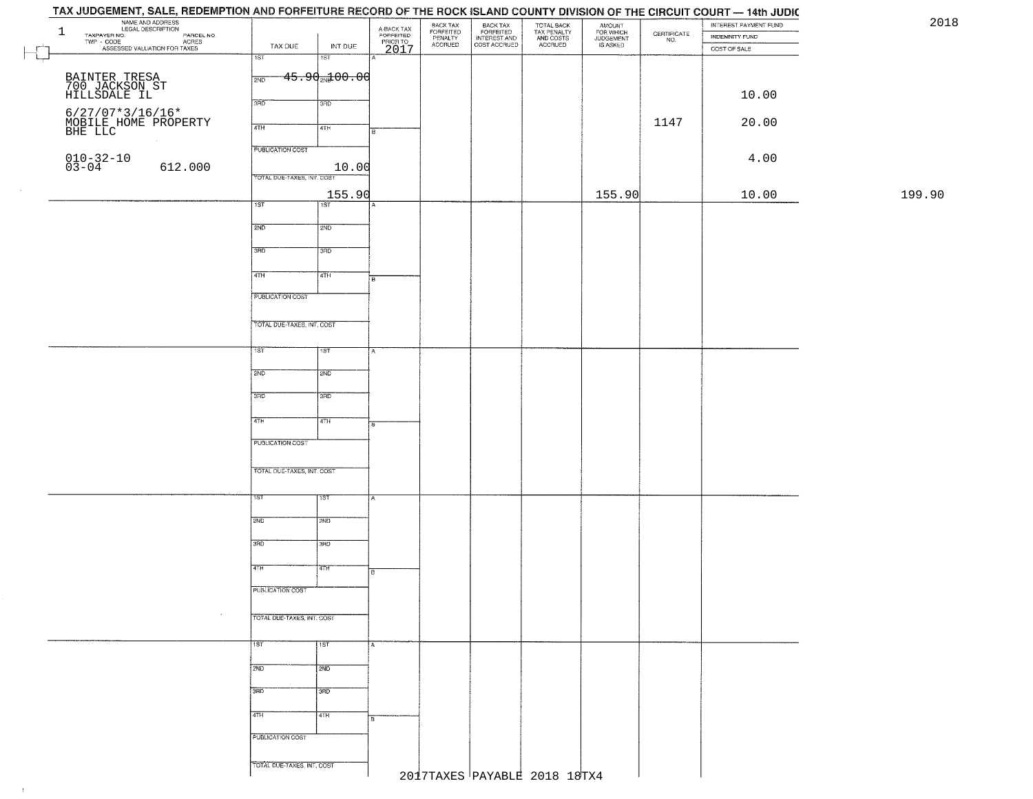# TAX JUDGEMENT, SALE, REDEMPTION AND FORFEITURE RECORD OF THE ROCK ISLAND COUNTY DIVISION OF THE CIRCUIT COURT — 14th JUDIC

2018

| NAME AND ADDRESS / LEGAL DESCRIPTION / TAXPAYER NO. / PARCEL NO. / TWP - CODE / ACRES / ASSESSED VALUATION FOR TAXES | TAX DUE | INT DUE | A-BACK TAX FORFEITED PRIOR TO 2017 | BACK TAX FORFEITED PENALTY ACCRUED | BACK TAX FORFEITED INTEREST AND COST ACCRUED | TOTAL BACK TAX PENALTY AND COSTS ACCRUED | AMOUNT FOR WHICH JUDGEMENT IS ASKED | CERTIFICATE NO. | INTEREST PAYMENT FUND / INDEMNITY FUND / COST OF SALE | |
|---|---|---|---|---|---|---|---|---|---|---|
| 1 BAINTER TRESA 700 JACKSON ST HILLSDALE IL 6/27/07*3/16/16* MOBILE HOME PROPERTY BHE LLC 010-32-10 03-04 612.000 | 1ST 2ND 45.90 3RD 4TH PUBLICATION COST TOTAL DUE-TAXES, INT. COST 155.90 | 1ST 2ND 100.00 3RD 4TH 10.00 | A B | | | | 155.90 | 1147 | 10.00 20.00 4.00 10.00 | 199.90 |
| | 1ST 2ND 3RD 4TH PUBLICATION COST TOTAL DUE-TAXES, INT. COST | 1ST 2ND 3RD 4TH | A B | | | | | | | |
| | 1ST 2ND 3RD 4TH PUBLICATION COST TOTAL DUE-TAXES, INT. COST | 1ST 2ND 3RD 4TH | A B | | | | | | | |
| | 1ST 2ND 3RD 4TH PUBLICATION COST TOTAL DUE-TAXES, INT. COST | 1ST 2ND 3RD 4TH | A B | | | | | | | |
| | 1ST 2ND 3RD 4TH PUBLICATION COST TOTAL DUE-TAXES, INT. COST | 1ST 2ND 3RD 4TH | A B | | | | | | | |

2017TAXES PAYABLE 2018 18TX4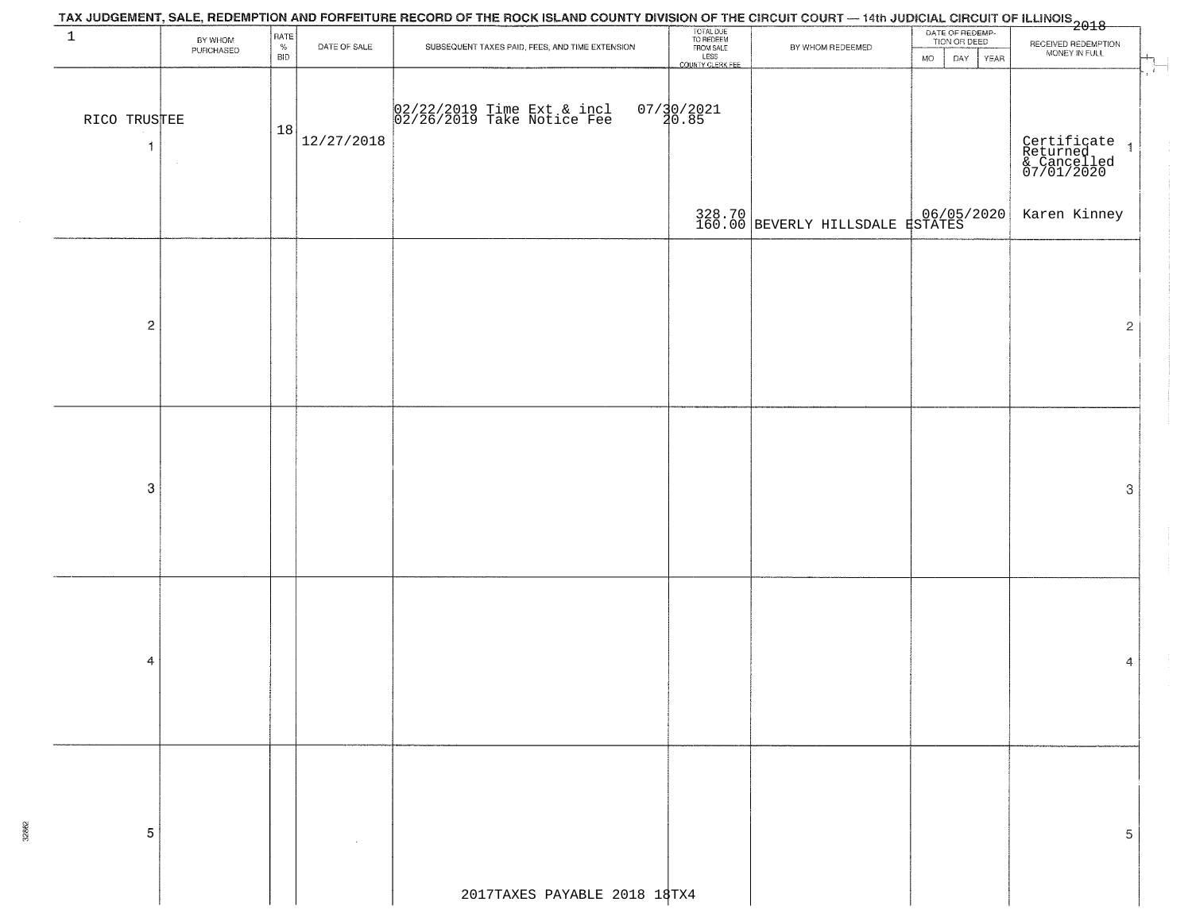# TAX JUDGEMENT, SALE, REDEMPTION AND FORFEITURE RECORD OF THE ROCK ISLAND COUNTY DIVISION OF THE CIRCUIT COURT — 14th JUDICIAL CIRCUIT OF ILLINOIS 2018

1

| | BY WHOM PURCHASED | RATE % BID | DATE OF SALE | SUBSEQUENT TAXES PAID, FEES, AND TIME EXTENSION | TOTAL DUE TO REDEEM FROM SALE LESS COUNTY CLERK FEE | BY WHOM REDEEMED | DATE OF REDEMPTION OR DEED MO DAY YEAR | RECEIVED REDEMPTION MONEY IN FULL | |
|---|---|---|---|---|---|---|---|---|---|
| RICO TRUSTEE 1 | | 18 | 12/27/2018 | 02/22/2019 Time Ext & incl 02/26/2019 Take Notice Fee | 07/30/2021 20.85 328.70 160.00 | BEVERLY HILLSDALE ESTATES | 06/05/2020 | Certificate Returned & Cancelled 07/01/2020 Karen Kinney | 1 |
| 2 | | | | | | | | | 2 |
| 3 | | | | | | | | | 3 |
| 4 | | | | | | | | | 4 |
| 5 | | | | | | | | | 5 |

2017TAXES PAYABLE 2018 18TX4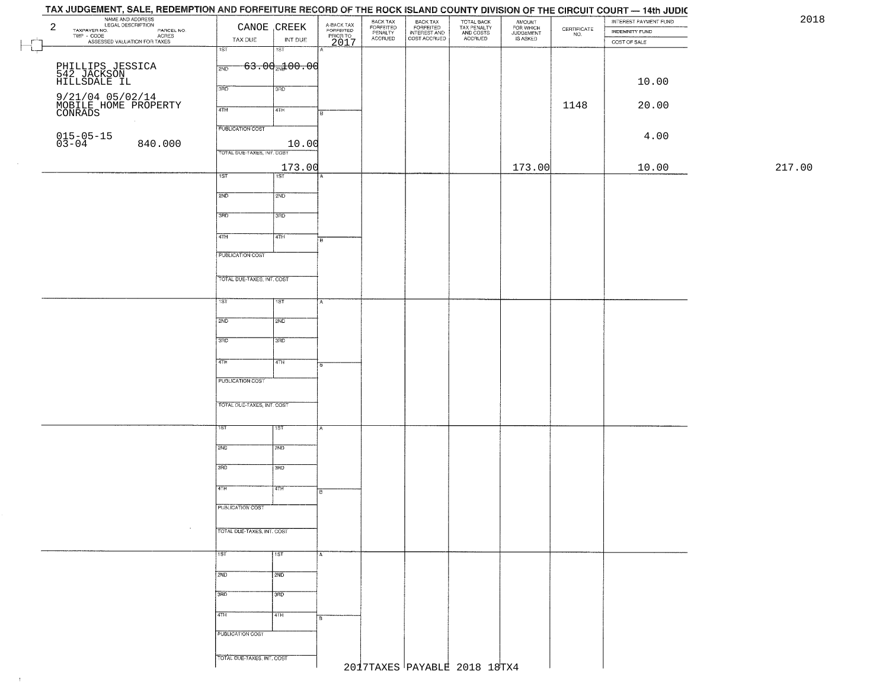TAX JUDGEMENT, SALE, REDEMPTION AND FORFEITURE RECORD OF THE ROCK ISLAND COUNTY DIVISION OF THE CIRCUIT COURT — 14th JUDIC

2018

| NAME AND ADDRESS / LEGAL DESCRIPTION / TAXPAYER NO. / PARCEL NO. / TWP - CODE / ACRES / ASSESSED VALUATION FOR TAXES | CANOE CREEK TAX DUE | INT DUE | A-BACK TAX FORFEITED PRIOR TO 2017 | BACK TAX FORFEITED PENALTY ACCRUED | BACK TAX FORFEITED INTEREST AND COST ACCRUED | TOTAL BACK TAX PENALTY AND COSTS ACCRUED | AMOUNT FOR WHICH JUDGEMENT IS ASKED | CERTIFICATE NO. | INTEREST PAYMENT FUND / INDEMNITY FUND / COST OF SALE | |
|---|---|---|---|---|---|---|---|---|---|---|
| 2 | 1ST | 1ST | A | | | | | | | |
| PHILLIPS JESSICA 542 JACKSON HILLSDALE IL | 2ND 63.00 | 2ND 100.00 | | | | | | | 10.00 | |
| 9/21/04 05/02/14 MOBILE HOME PROPERTY CONRADS | 3RD | 3RD | | | | | | | | |
| | 4TH | 4TH | B | | | | | 1148 | 20.00 | |
| 015-05-15 03-04 840.000 | PUBLICATION COST 10.00 | | | | | | | | 4.00 | |
| | TOTAL DUE-TAXES, INT. COST 173.00 | | | | | | 173.00 | | 10.00 | 217.00 |
| | 1ST | 1ST | A | | | | | | | |
| | 2ND | 2ND | | | | | | | | |
| | 3RD | 3RD | | | | | | | | |
| | 4TH | 4TH | B | | | | | | | |
| | PUBLICATION COST | | | | | | | | | |
| | TOTAL DUE-TAXES, INT. COST | | | | | | | | | |
| | 1ST | 1ST | A | | | | | | | |
| | 2ND | 2ND | | | | | | | | |
| | 3RD | 3RD | | | | | | | | |
| | 4TH | 4TH | B | | | | | | | |
| | PUBLICATION COST | | | | | | | | | |
| | TOTAL DUE-TAXES, INT. COST | | | | | | | | | |
| | 1ST | 1ST | A | | | | | | | |
| | 2ND | 2ND | | | | | | | | |
| | 3RD | 3RD | | | | | | | | |
| | 4TH | 4TH | B | | | | | | | |
| | PUBLICATION COST | | | | | | | | | |
| | TOTAL DUE-TAXES, INT. COST | | | | | | | | | |
| | 1ST | 1ST | A | | | | | | | |
| | 2ND | 2ND | | | | | | | | |
| | 3RD | 3RD | | | | | | | | |
| | 4TH | 4TH | B | | | | | | | |
| | PUBLICATION COST | | | | | | | | | |
| | TOTAL DUE-TAXES, INT. COST | | | | | | | | | |

2017TAXES PAYABLE 2018 18TX4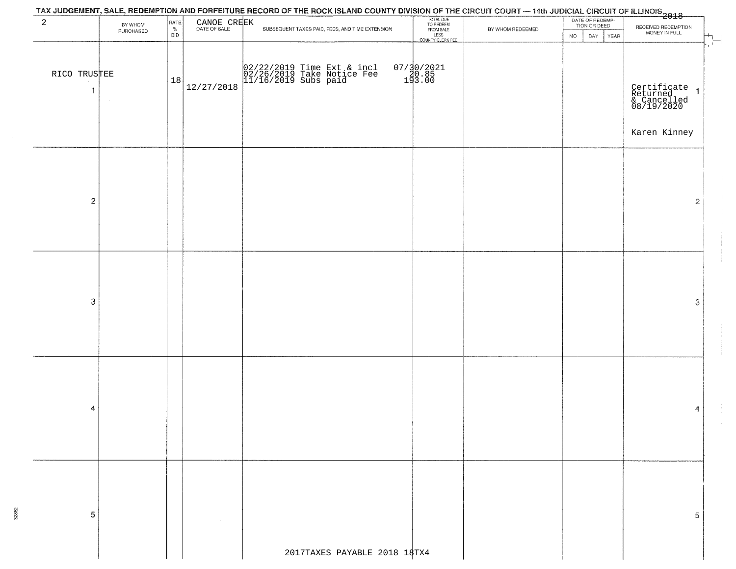TAX JUDGEMENT, SALE, REDEMPTION AND FORFEITURE RECORD OF THE ROCK ISLAND COUNTY DIVISION OF THE CIRCUIT COURT — 14th JUDICIAL CIRCUIT OF ILLINOIS 2018

| 2 | BY WHOM PURCHASED | RATE % BID | CANOE CREEK DATE OF SALE | SUBSEQUENT TAXES PAID, FEES, AND TIME EXTENSION | TOTAL DUE TO REDEEM FROM SALE LESS COUNTY CLERK FEE | BY WHOM REDEEMED | DATE OF REDEMPTION OR DEED MO | DAY | YEAR | RECEIVED REDEMPTION MONEY IN FULL | |
|---|---|---|---|---|---|---|---|---|---|---|---|
| 1 | RICO TRUSTEE | 18 | 12/27/2018 | 02/22/2019 Time Ext & incl<br>02/26/2019 Take Notice Fee<br>11/16/2019 Subs paid | 07/30/2021<br>20.85<br>193.00 | | | | | Certificate Returned & Cancelled 08/19/2020<br><br>Karen Kinney | 1 |
| 2 | | | | | | | | | | | 2 |
| 3 | | | | | | | | | | | 3 |
| 4 | | | | | | | | | | | 4 |
| 5 | | | | | | | | | | | 5 |

2017TAXES PAYABLE 2018 18TX4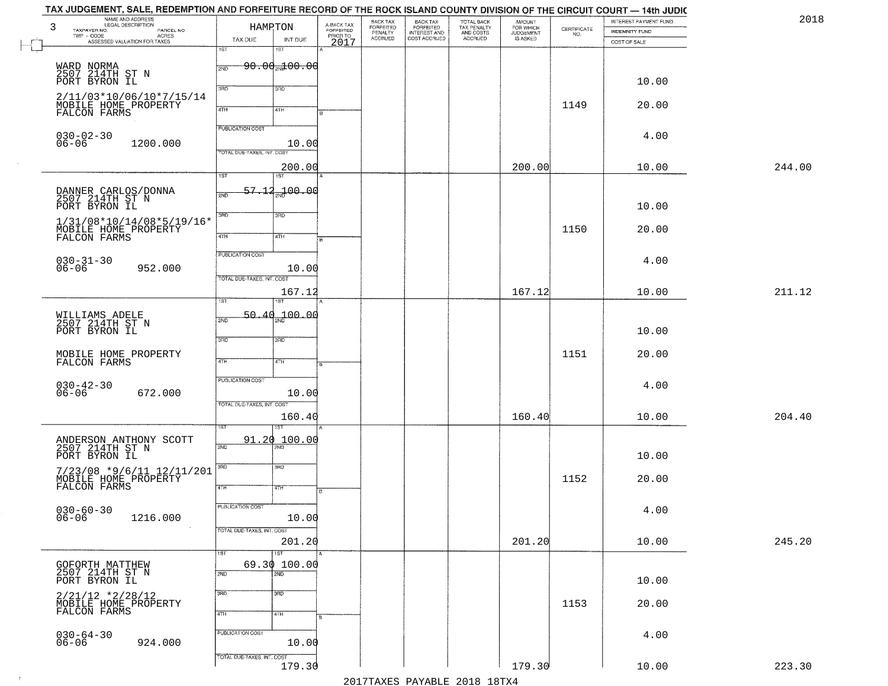TAX JUDGEMENT, SALE, REDEMPTION AND FORFEITURE RECORD OF THE ROCK ISLAND COUNTY DIVISION OF THE CIRCUIT COURT — 14th JUDIC

2018

| NAME AND ADDRESS / LEGAL DESCRIPTION / TAXPAYER NO. / PARCEL NO. / TWP - CODE / ACRES / ASSESSED VALUATION FOR TAXES | HAMPTON TAX DUE | INT DUE | A-BACK TAX FORFEITED PRIOR TO 2017 | BACK TAX FORFEITED PENALTY ACCRUED | BACK TAX FORFEITED INTEREST AND COST ACCRUED | TOTAL BACK TAX PENALTY AND COSTS ACCRUED | AMOUNT FOR WHICH JUDGEMENT IS ASKED | CERTIFICATE NO. | INTEREST PAYMENT FUND / INDEMNITY FUND / COST OF SALE | |
|---|---|---|---|---|---|---|---|---|---|---|
| 3 WARD NORMA, 2507 214TH ST N, PORT BYRON IL, 2/11/03*10/06/10*7/15/14, MOBILE HOME PROPERTY, FALCON FARMS, 030-02-30, 06-06, 1200.000 | 1ST 90.00; PUBLICATION COST 10.00; TOTAL DUE-TAXES, INT. COST 200.00 | 1ST 100.00 | | | | | 200.00 | 1149 | 10.00, 20.00, 4.00, 10.00 | 244.00 |
| DANNER CARLOS/DONNA, 2507 214TH ST N, PORT BYRON IL, 1/31/08*10/14/08*5/19/16*, MOBILE HOME PROPERTY, FALCON FARMS, 030-31-30, 06-06, 952.000 | 1ST 57.12; PUBLICATION COST 10.00; TOTAL DUE-TAXES, INT. COST 167.12 | 1ST 100.00 | | | | | 167.12 | 1150 | 10.00, 20.00, 4.00, 10.00 | 211.12 |
| WILLIAMS ADELE, 2507 214TH ST N, PORT BYRON IL, MOBILE HOME PROPERTY, FALCON FARMS, 030-42-30, 06-06, 672.000 | 1ST 50.40; PUBLICATION COST 10.00; TOTAL DUE-TAXES, INT. COST 160.40 | 1ST 100.00 | | | | | 160.40 | 1151 | 10.00, 20.00, 4.00, 10.00 | 204.40 |
| ANDERSON ANTHONY SCOTT, 2507 214TH ST N, PORT BYRON IL, 7/23/08 *9/6/11 12/11/201, MOBILE HOME PROPERTY, FALCON FARMS, 030-60-30, 06-06, 1216.000 | 1ST 91.20; PUBLICATION COST 10.00; TOTAL DUE-TAXES, INT. COST 201.20 | 1ST 100.00 | | | | | 201.20 | 1152 | 10.00, 20.00, 4.00, 10.00 | 245.20 |
| GOFORTH MATTHEW, 2507 214TH ST N, PORT BYRON IL, 2/21/12 *2/28/12, MOBILE HOME PROPERTY, FALCON FARMS, 030-64-30, 06-06, 924.000 | 1ST 69.30; PUBLICATION COST 10.00; TOTAL DUE-TAXES, INT. COST 179.30 | 1ST 100.00 | | | | | 179.30 | 1153 | 10.00, 20.00, 4.00, 10.00 | 223.30 |

2017TAXES PAYABLE 2018 18TX4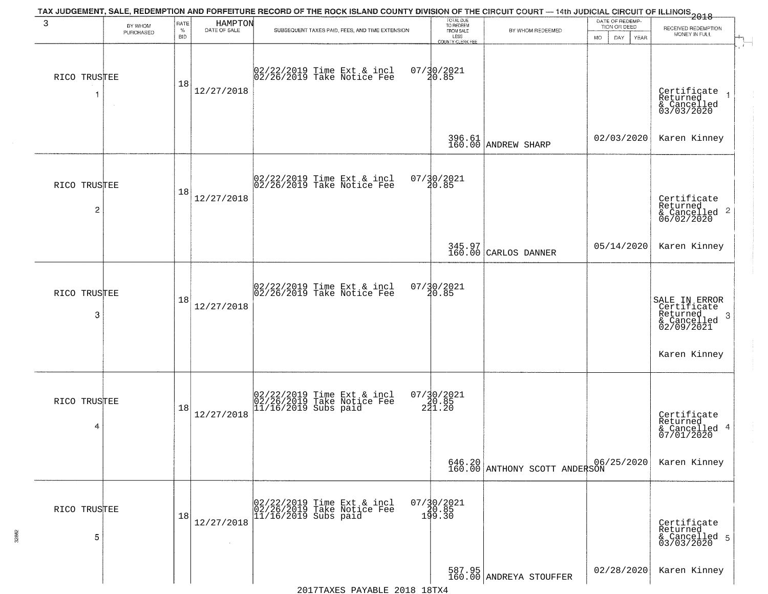TAX JUDGEMENT, SALE, REDEMPTION AND FORFEITURE RECORD OF THE ROCK ISLAND COUNTY DIVISION OF THE CIRCUIT COURT — 14th JUDICIAL CIRCUIT OF ILLINOIS 2018

3 HAMPTON

| BY WHOM PURCHASED | RATE % BID | DATE OF SALE | SUBSEQUENT TAXES PAID, FEES, AND TIME EXTENSION | TOTAL DUE TO REDEEM FROM SALE LESS COUNTY CLERK FEE | BY WHOM REDEEMED | DATE OF REDEMPTION OR DEED MO DAY YEAR | RECEIVED REDEMPTION MONEY IN FULL |
|---|---|---|---|---|---|---|---|
| RICO TRUSTEE 1 | 18 | 12/27/2018 | 02/22/2019 Time Ext & incl 07/30/2021<br>02/26/2019 Take Notice Fee 20.85 | 396.61<br>160.00 | ANDREW SHARP | 02/03/2020 | Certificate Returned & Cancelled 03/03/2020 1<br>Karen Kinney |
| RICO TRUSTEE 2 | 18 | 12/27/2018 | 02/22/2019 Time Ext & incl 07/30/2021<br>02/26/2019 Take Notice Fee 20.85 | 345.97<br>160.00 | CARLOS DANNER | 05/14/2020 | Certificate Returned & Cancelled 06/02/2020 2<br>Karen Kinney |
| RICO TRUSTEE 3 | 18 | 12/27/2018 | 02/22/2019 Time Ext & incl 07/30/2021<br>02/26/2019 Take Notice Fee 20.85 | | | | SALE IN ERROR Certificate Returned & Cancelled 02/09/2021 3<br>Karen Kinney |
| RICO TRUSTEE 4 | 18 | 12/27/2018 | 02/22/2019 Time Ext & incl 07/30/2021<br>02/26/2019 Take Notice Fee 20.85<br>11/16/2019 Subs paid 221.20 | 646.20<br>160.00 | ANTHONY SCOTT ANDERSON | 06/25/2020 | Certificate Returned & Cancelled 07/01/2020 4<br>Karen Kinney |
| RICO TRUSTEE 5 | 18 | 12/27/2018 | 02/22/2019 Time Ext & incl 07/30/2021<br>02/26/2019 Take Notice Fee 20.85<br>11/16/2019 Subs paid 199.30 | 587.95<br>160.00 | ANDREYA STOUFFER | 02/28/2020 | Certificate Returned & Cancelled 03/03/2020 5<br>Karen Kinney |

2017TAXES PAYABLE 2018 18TX4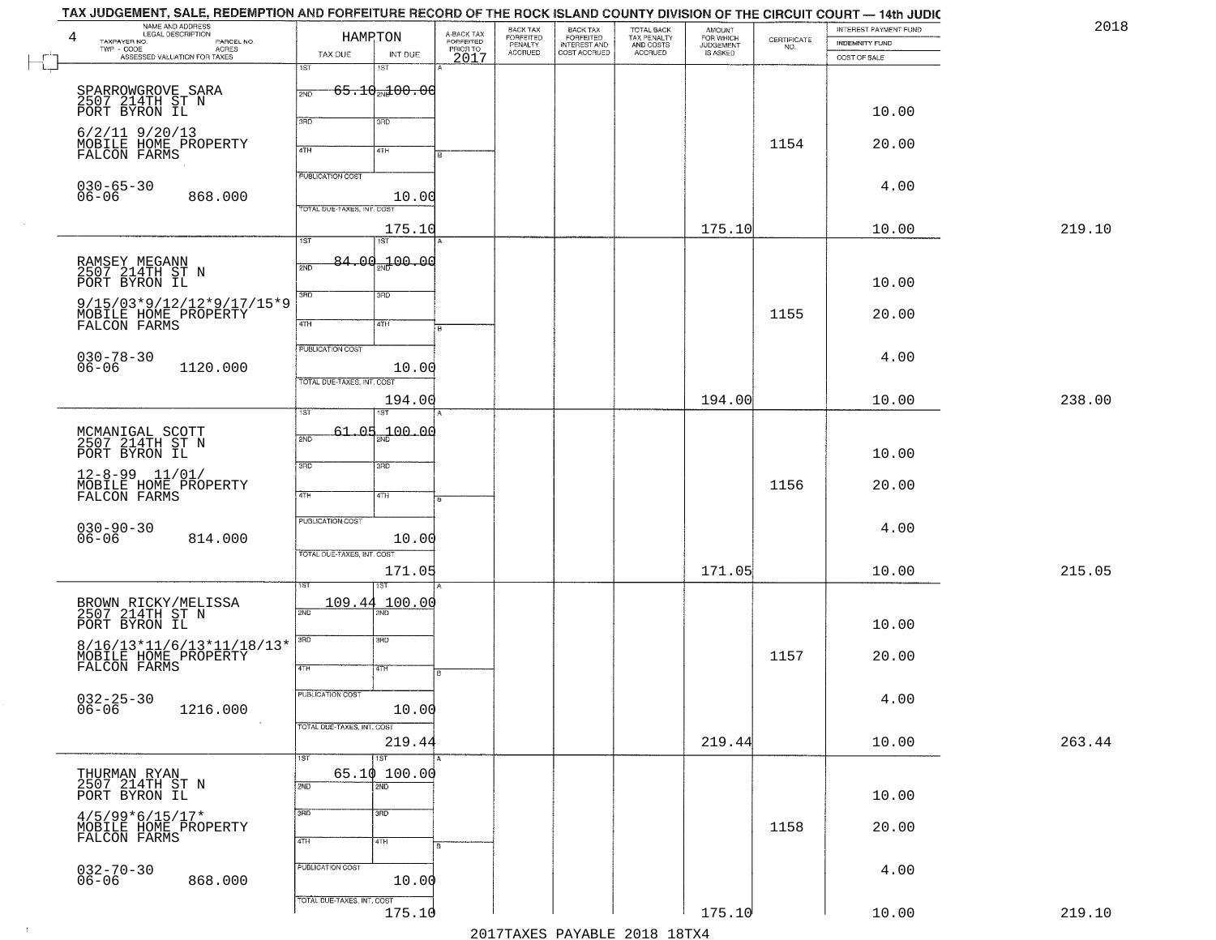# TAX JUDGEMENT, SALE, REDEMPTION AND FORFEITURE RECORD OF THE ROCK ISLAND COUNTY DIVISION OF THE CIRCUIT COURT — 14th JUDIC

2018

| 4 NAME AND ADDRESS / LEGAL DESCRIPTION / TAXPAYER NO. / PARCEL NO. / TWP - CODE / ACRES / ASSESSED VALUATION FOR TAXES | HAMPTON TAX DUE | INT DUE | A-BACK TAX FORFEITED PRIOR TO 2017 | BACK TAX FORFEITED PENALTY ACCRUED | BACK TAX FORFEITED INTEREST AND COST ACCRUED | TOTAL BACK TAX PENALTY AND COSTS ACCRUED | AMOUNT FOR WHICH JUDGEMENT IS ASKED | CERTIFICATE NO. | INTEREST PAYMENT FUND / INDEMNITY FUND / COST OF SALE | |
|---|---|---|---|---|---|---|---|---|---|---|
| SPARROWGROVE SARA<br>2507 214TH ST N<br>PORT BYRON IL<br>6/2/11 9/20/13<br>MOBILE HOME PROPERTY<br>FALCON FARMS<br>030-65-30<br>06-06 868.000 | 1ST 65.10<br>PUBLICATION COST<br>TOTAL DUE-TAXES, INT. COST 175.10 | 100.00<br>10.00 | | | | | 175.10 | 1154 | 10.00<br>20.00<br>4.00<br>10.00 | 219.10 |
| RAMSEY MEGANN<br>2507 214TH ST N<br>PORT BYRON IL<br>9/15/03*9/12/12*9/17/15*9<br>MOBILE HOME PROPERTY<br>FALCON FARMS<br>030-78-30<br>06-06 1120.000 | 1ST 84.00<br>PUBLICATION COST<br>TOTAL DUE-TAXES, INT. COST 194.00 | 100.00<br>10.00 | | | | | 194.00 | 1155 | 10.00<br>20.00<br>4.00<br>10.00 | 238.00 |
| MCMANIGAL SCOTT<br>2507 214TH ST N<br>PORT BYRON IL<br>12-8-99 11/01/<br>MOBILE HOME PROPERTY<br>FALCON FARMS<br>030-90-30<br>06-06 814.000 | 1ST 61.05<br>PUBLICATION COST<br>TOTAL DUE-TAXES, INT. COST 171.05 | 100.00<br>10.00 | | | | | 171.05 | 1156 | 10.00<br>20.00<br>4.00<br>10.00 | 215.05 |
| BROWN RICKY/MELISSA<br>2507 214TH ST N<br>PORT BYRON IL<br>8/16/13*11/6/13*11/18/13*<br>MOBILE HOME PROPERTY<br>FALCON FARMS<br>032-25-30<br>06-06 1216.000 | 1ST 109.44<br>PUBLICATION COST<br>TOTAL DUE-TAXES, INT. COST 219.44 | 100.00<br>10.00 | | | | | 219.44 | 1157 | 10.00<br>20.00<br>4.00<br>10.00 | 263.44 |
| THURMAN RYAN<br>2507 214TH ST N<br>PORT BYRON IL<br>4/5/99*6/15/17*<br>MOBILE HOME PROPERTY<br>FALCON FARMS<br>032-70-30<br>06-06 868.000 | 1ST 65.10<br>PUBLICATION COST<br>TOTAL DUE-TAXES, INT. COST 175.10 | 100.00<br>10.00 | | | | | 175.10 | 1158 | 10.00<br>20.00<br>4.00<br>10.00 | 219.10 |

2017TAXES PAYABLE 2018 18TX4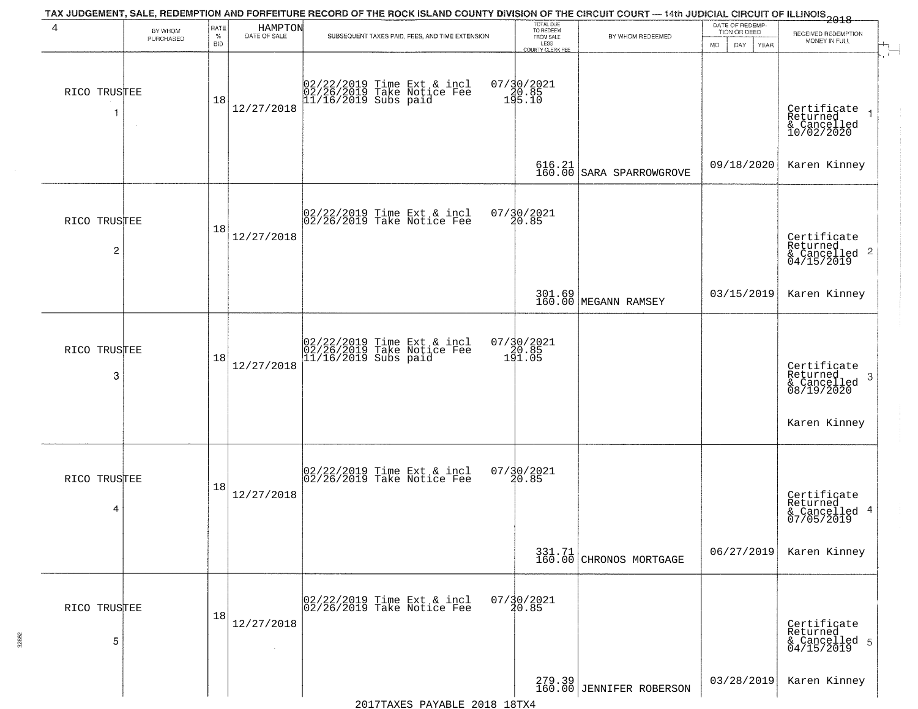TAX JUDGEMENT, SALE, REDEMPTION AND FORFEITURE RECORD OF THE ROCK ISLAND COUNTY DIVISION OF THE CIRCUIT COURT — 14th JUDICIAL CIRCUIT OF ILLINOIS 2018

| 4 | BY WHOM PURCHASED | RATE % BID | HAMPTON DATE OF SALE | SUBSEQUENT TAXES PAID, FEES, AND TIME EXTENSION | TOTAL DUE TO REDEEM FROM SALE LESS COUNTY CLERK FEE | BY WHOM REDEEMED | DATE OF REDEMPTION OR DEED MO DAY YEAR | RECEIVED REDEMPTION MONEY IN FULL |
|---|---|---|---|---|---|---|---|---|
| 1 | RICO TRUSTEE | 18 | 12/27/2018 | 02/22/2019 Time Ext & incl<br>02/26/2019 Take Notice Fee<br>11/16/2019 Subs paid | 07/30/2021<br>20.85<br>195.10<br>616.21<br>160.00 | SARA SPARROWGROVE | 09/18/2020 | Certificate Returned & Cancelled 10/02/2020<br>Karen Kinney |
| 2 | RICO TRUSTEE | 18 | 12/27/2018 | 02/22/2019 Time Ext & incl<br>02/26/2019 Take Notice Fee | 07/30/2021<br>20.85<br>301.69<br>160.00 | MEGANN RAMSEY | 03/15/2019 | Certificate Returned & Cancelled 04/15/2019<br>Karen Kinney |
| 3 | RICO TRUSTEE | 18 | 12/27/2018 | 02/22/2019 Time Ext & incl<br>02/26/2019 Take Notice Fee<br>11/16/2019 Subs paid | 07/30/2021<br>20.85<br>191.05 | | | Certificate Returned & Cancelled 08/19/2020<br>Karen Kinney |
| 4 | RICO TRUSTEE | 18 | 12/27/2018 | 02/22/2019 Time Ext & incl<br>02/26/2019 Take Notice Fee | 07/30/2021<br>20.85<br>331.71<br>160.00 | CHRONOS MORTGAGE | 06/27/2019 | Certificate Returned & Cancelled 07/05/2019<br>Karen Kinney |
| 5 | RICO TRUSTEE | 18 | 12/27/2018 | 02/22/2019 Time Ext & incl<br>02/26/2019 Take Notice Fee | 07/30/2021<br>20.85<br>279.39<br>160.00 | JENNIFER ROBERSON | 03/28/2019 | Certificate Returned & Cancelled 04/15/2019<br>Karen Kinney |

2017TAXES PAYABLE 2018 18TX4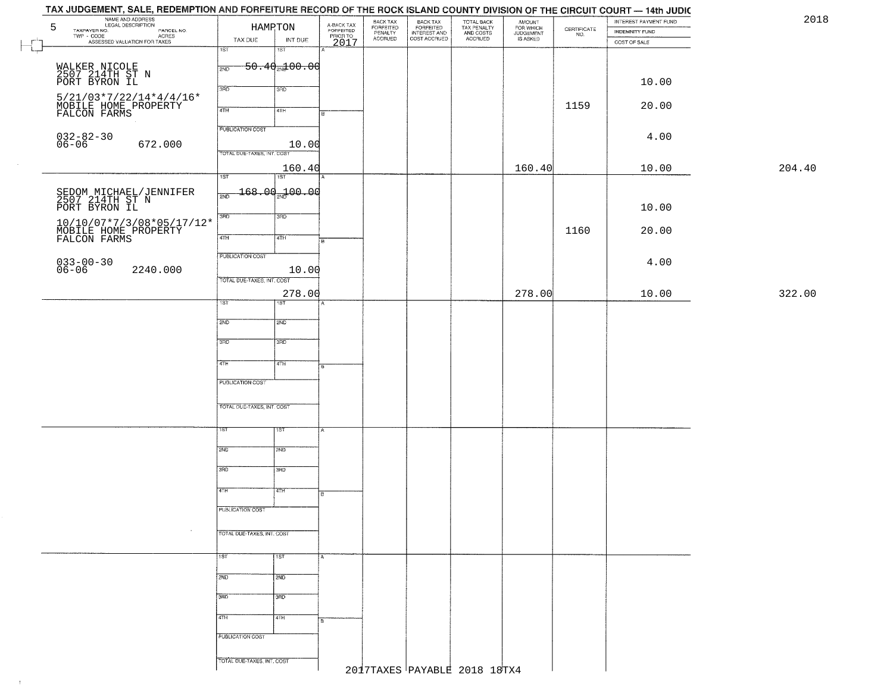# TAX JUDGEMENT, SALE, REDEMPTION AND FORFEITURE RECORD OF THE ROCK ISLAND COUNTY DIVISION OF THE CIRCUIT COURT — 14th JUDIC

2018

5

| NAME AND ADDRESS / LEGAL DESCRIPTION / TAXPAYER NO. / PARCEL NO. / TWP - CODE / ACRES / ASSESSED VALUATION FOR TAXES | HAMPTON TAX DUE | INT DUE | A-BACK TAX FORFEITED PRIOR TO 2017 | BACK TAX FORFEITED PENALTY ACCRUED | BACK TAX FORFEITED INTEREST AND COST ACCRUED | TOTAL BACK TAX PENALTY AND COSTS ACCRUED | AMOUNT FOR WHICH JUDGEMENT IS ASKED | CERTIFICATE NO. | INTEREST PAYMENT FUND / INDEMNITY FUND / COST OF SALE | |
|---|---|---|---|---|---|---|---|---|---|---|
| WALKER NICOLE<br>2507 214TH ST N<br>PORT BYRON IL<br>5/21/03*7/22/14*4/4/16*<br>MOBILE HOME PROPERTY<br>FALCON FARMS<br>032-82-30<br>06-06 672.000 | 1ST<br>2ND 50.40<br>3RD<br>4TH<br>PUBLICATION COST 10.00<br>TOTAL DUE-TAXES, INT. COST 160.40 | 1ST<br>2ND 100.00<br>3RD<br>4TH | | | | | 160.40 | 1159 | 10.00<br>20.00<br>4.00<br>10.00 | 204.40 |
| SEDOM MICHAEL/JENNIFER<br>2507 214TH ST N<br>PORT BYRON IL<br>10/10/07*7/3/08*05/17/12*<br>MOBILE HOME PROPERTY<br>FALCON FARMS<br>033-00-30<br>06-06 2240.000 | 1ST<br>2ND 168.00<br>3RD<br>4TH<br>PUBLICATION COST 10.00<br>TOTAL DUE-TAXES, INT. COST 278.00 | 1ST<br>2ND 100.00<br>3RD<br>4TH | | | | | 278.00 | 1160 | 10.00<br>20.00<br>4.00<br>10.00 | 322.00 |

2017TAXES PAYABLE 2018 18TX4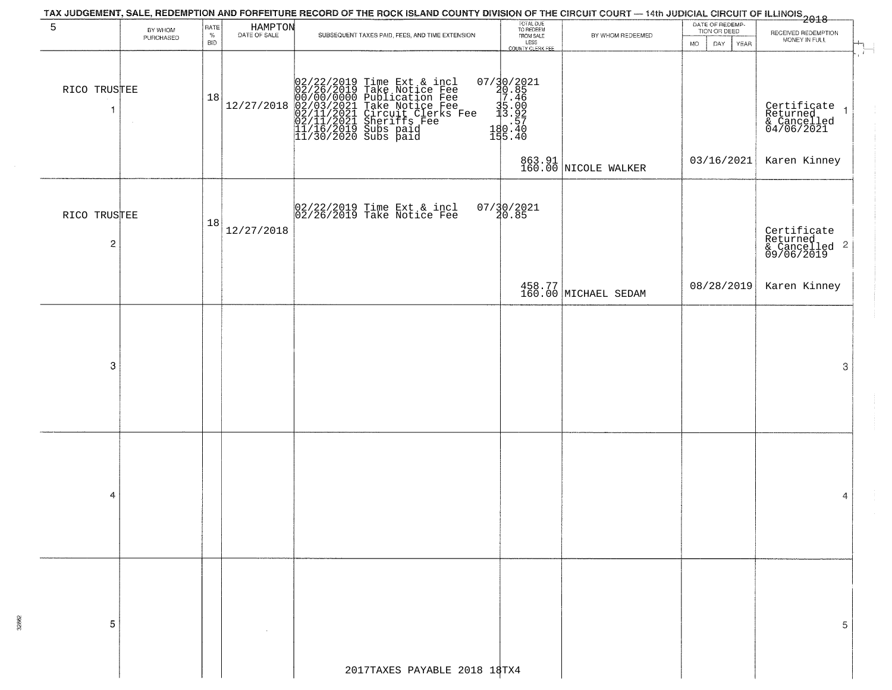# TAX JUDGEMENT, SALE, REDEMPTION AND FORFEITURE RECORD OF THE ROCK ISLAND COUNTY DIVISION OF THE CIRCUIT COURT — 14th JUDICIAL CIRCUIT OF ILLINOIS 2018

| 5 | BY WHOM PURCHASED | RATE % BID | HAMPTON DATE OF SALE | SUBSEQUENT TAXES PAID, FEES, AND TIME EXTENSION | TOTAL DUE TO REDEEM FROM SALE LESS COUNTY CLERK FEE | BY WHOM REDEEMED | DATE OF REDEMPTION OR DEED MO DAY YEAR | RECEIVED REDEMPTION MONEY IN FULL |
|---|---|---|---|---|---|---|---|---|
| 1 | RICO TRUSTEE | 18 | 12/27/2018 | 02/22/2019 Time Ext & incl<br>02/26/2019 Take Notice Fee<br>00/00/0000 Publication Fee<br>02/03/2021 Take Notice Fee<br>02/11/2021 Circuit Clerks Fee<br>02/11/2021 Sheriffs Fee<br>11/16/2019 Subs paid<br>11/30/2020 Subs paid | 07/30/2021<br>20.85<br>7.46<br>35.00<br>13.92<br>.57<br>180.40<br>155.40<br><br>863.91<br>160.00 | NICOLE WALKER | 03/16/2021 | Certificate Returned & Cancelled 04/06/2021<br>Karen Kinney |
| 2 | RICO TRUSTEE | 18 | 12/27/2018 | 02/22/2019 Time Ext & incl<br>02/26/2019 Take Notice Fee | 07/30/2021<br>20.85<br><br>458.77<br>160.00 | MICHAEL SEDAM | 08/28/2019 | Certificate Returned & Cancelled 09/06/2019<br>Karen Kinney |
| 3 | | | | | | | | |
| 4 | | | | | | | | |
| 5 | | | | | | | | |

2017TAXES PAYABLE 2018 18TX4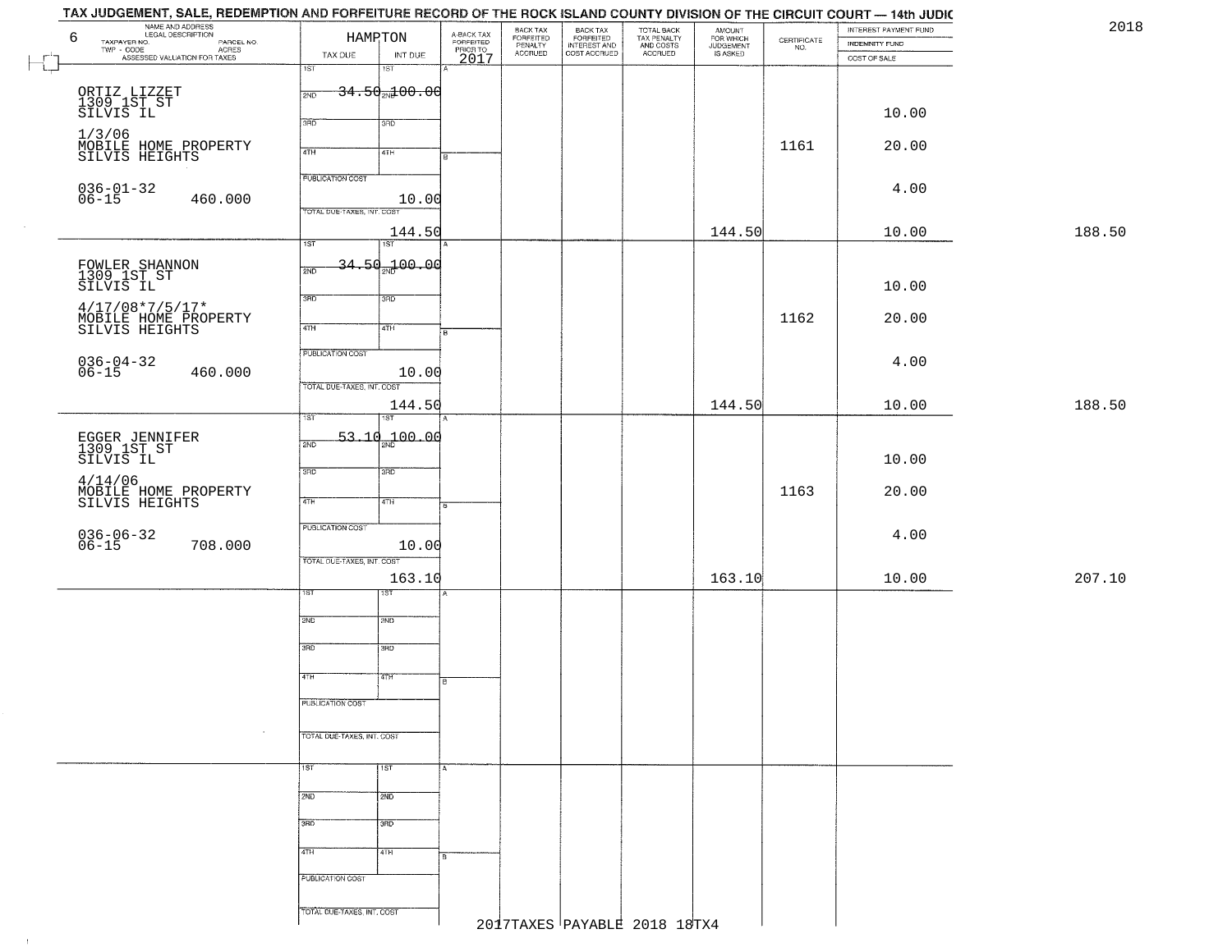TAX JUDGEMENT, SALE, REDEMPTION AND FORFEITURE RECORD OF THE ROCK ISLAND COUNTY DIVISION OF THE CIRCUIT COURT — 14th JUDIC

2018

| NAME AND ADDRESS / LEGAL DESCRIPTION / TAXPAYER NO. / PARCEL NO. / TWP - CODE / ACRES / ASSESSED VALUATION FOR TAXES | HAMPTON TAX DUE | INT DUE | A-BACK TAX FORFEITED PRIOR TO 2017 | BACK TAX FORFEITED PENALTY ACCRUED | BACK TAX FORFEITED INTEREST AND COST ACCRUED | TOTAL BACK TAX PENALTY AND COSTS ACCRUED | AMOUNT FOR WHICH JUDGEMENT IS ASKED | CERTIFICATE NO. | INTEREST PAYMENT FUND / INDEMNITY FUND / COST OF SALE | |
|---|---|---|---|---|---|---|---|---|---|---|
| 6 | | | | | | | | | | |
| ORTIZ LIZZET 1309 1ST ST SILVIS IL | 34.50 | 100.00 | | | | | | | 10.00 | |
| 1/3/06 MOBILE HOME PROPERTY SILVIS HEIGHTS | | | | | | | | 1161 | 20.00 | |
| 036-01-32 06-15 460.000 | PUBLICATION COST 10.00 | | | | | | | | 4.00 | |
| | TOTAL DUE-TAXES, INT. COST 144.50 | | | | | | 144.50 | | 10.00 | 188.50 |
| FOWLER SHANNON 1309 1ST ST SILVIS IL | 34.50 | 100.00 | | | | | | | 10.00 | |
| 4/17/08*7/5/17* MOBILE HOME PROPERTY SILVIS HEIGHTS | | | | | | | | 1162 | 20.00 | |
| 036-04-32 06-15 460.000 | PUBLICATION COST 10.00 | | | | | | | | 4.00 | |
| | TOTAL DUE-TAXES, INT. COST 144.50 | | | | | | 144.50 | | 10.00 | 188.50 |
| EGGER JENNIFER 1309 1ST ST SILVIS IL | 53.10 | 100.00 | | | | | | | 10.00 | |
| 4/14/06 MOBILE HOME PROPERTY SILVIS HEIGHTS | | | | | | | | 1163 | 20.00 | |
| 036-06-32 06-15 708.000 | PUBLICATION COST 10.00 | | | | | | | | 4.00 | |
| | TOTAL DUE-TAXES, INT. COST 163.10 | | | | | | 163.10 | | 10.00 | 207.10 |

2017TAXES PAYABLE 2018 18TX4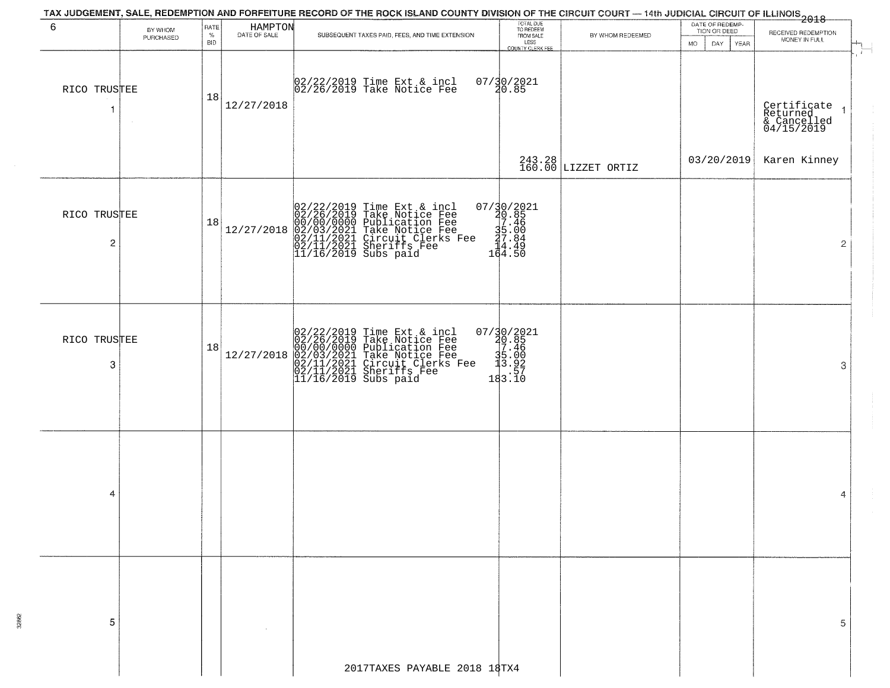# TAX JUDGEMENT, SALE, REDEMPTION AND FORFEITURE RECORD OF THE ROCK ISLAND COUNTY DIVISION OF THE CIRCUIT COURT — 14th JUDICIAL CIRCUIT OF ILLINOIS 2018

6 — HAMPTON

| | BY WHOM PURCHASED | RATE % BID | DATE OF SALE | SUBSEQUENT TAXES PAID, FEES, AND TIME EXTENSION | TOTAL DUE TO REDEEM FROM SALE LESS COUNTY CLERK FEE | BY WHOM REDEEMED | DATE OF REDEMPTION OR DEED MO DAY YEAR | RECEIVED REDEMPTION MONEY IN FULL | |
|---|---|---|---|---|---|---|---|---|---|
| 1 | RICO TRUSTEE | 18 | 12/27/2018 | 02/22/2019 Time Ext & incl<br>02/26/2019 Take Notice Fee | 07/30/2021<br>20.85<br><br>243.28<br>160.00 | LIZZET ORTIZ | 03/20/2019 | Certificate Returned & Cancelled 04/15/2019<br>Karen Kinney | 1 |
| 2 | RICO TRUSTEE | 18 | 12/27/2018 | 02/22/2019 Time Ext & incl<br>02/26/2019 Take Notice Fee<br>00/00/0000 Publication Fee<br>02/03/2021 Take Notice Fee<br>02/11/2021 Circuit Clerks Fee<br>02/11/2021 Sheriffs Fee<br>11/16/2019 Subs paid | 07/30/2021<br>20.85<br>7.46<br>35.00<br>27.84<br>14.49<br>164.50 | | | | 2 |
| 3 | RICO TRUSTEE | 18 | 12/27/2018 | 02/22/2019 Time Ext & incl<br>02/26/2019 Take Notice Fee<br>00/00/0000 Publication Fee<br>02/03/2021 Take Notice Fee<br>02/11/2021 Circuit Clerks Fee<br>02/11/2021 Sheriffs Fee<br>11/16/2019 Subs paid | 07/30/2021<br>20.85<br>7.46<br>35.00<br>13.92<br>.57<br>183.10 | | | | 3 |
| 4 | | | | | | | | | 4 |
| 5 | | | | | | | | | 5 |

2017TAXES PAYABLE 2018 18TX4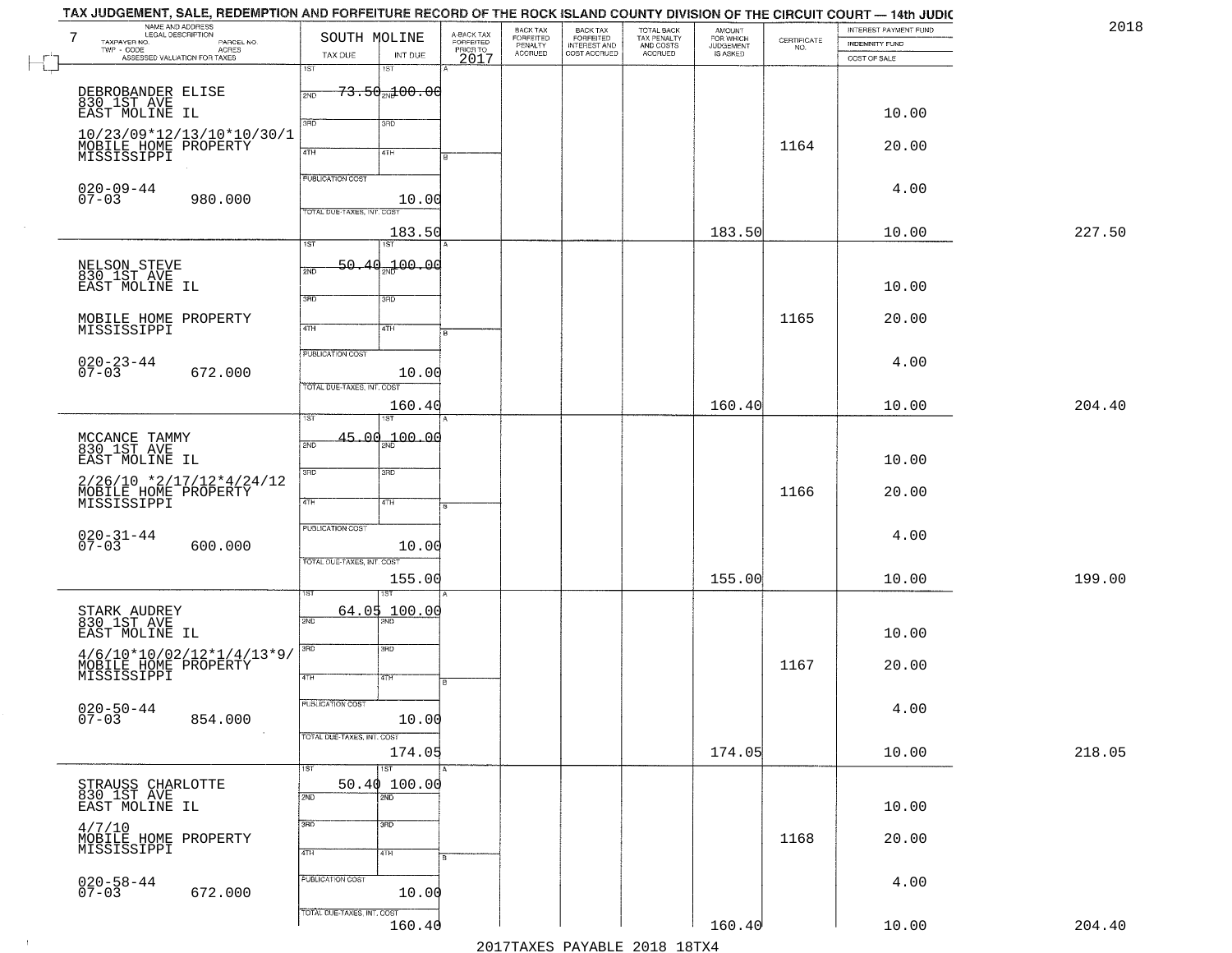TAX JUDGEMENT, SALE, REDEMPTION AND FORFEITURE RECORD OF THE ROCK ISLAND COUNTY DIVISION OF THE CIRCUIT COURT — 14th JUDIC

2018

| NAME AND ADDRESS / LEGAL DESCRIPTION / TAXPAYER NO. / PARCEL NO. / TWP - CODE / ACRES / ASSESSED VALUATION FOR TAXES | SOUTH MOLINE TAX DUE | INT DUE | A-BACK TAX FORFEITED PRIOR TO 2017 | BACK TAX FORFEITED PENALTY ACCRUED | BACK TAX FORFEITED INTEREST AND COST ACCRUED | TOTAL BACK TAX PENALTY AND COSTS ACCRUED | AMOUNT FOR WHICH JUDGEMENT IS ASKED | CERTIFICATE NO. | INTEREST PAYMENT FUND / INDEMNITY FUND / COST OF SALE | |
|---|---|---|---|---|---|---|---|---|---|---|
| 7 DEBROBANDER ELISE 830 1ST AVE EAST MOLINE IL 10/23/09*12/13/10*10/30/1 MOBILE HOME PROPERTY MISSISSIPPI 020-09-44 07-03 980.000 | 1ST 2ND 73.50 | 100.00 | | | | | | 1164 | 10.00 20.00 4.00 | |
| | PUBLICATION COST | 10.00 | | | | | | | | |
| | TOTAL DUE-TAXES, INT. COST | 183.50 | | | | | 183.50 | | 10.00 | 227.50 |
| NELSON STEVE 830 1ST AVE EAST MOLINE IL MOBILE HOME PROPERTY MISSISSIPPI 020-23-44 07-03 672.000 | 1ST 2ND 50.40 | 100.00 | | | | | | 1165 | 10.00 20.00 4.00 | |
| | PUBLICATION COST | 10.00 | | | | | | | | |
| | TOTAL DUE-TAXES, INT. COST | 160.40 | | | | | 160.40 | | 10.00 | 204.40 |
| MCCANCE TAMMY 830 1ST AVE EAST MOLINE IL 2/26/10 *2/17/12*4/24/12 MOBILE HOME PROPERTY MISSISSIPPI 020-31-44 07-03 600.000 | 1ST 2ND 45.00 | 100.00 | | | | | | 1166 | 10.00 20.00 4.00 | |
| | PUBLICATION COST | 10.00 | | | | | | | | |
| | TOTAL DUE-TAXES, INT. COST | 155.00 | | | | | 155.00 | | 10.00 | 199.00 |
| STARK AUDREY 830 1ST AVE EAST MOLINE IL 4/6/10*10/02/12*1/4/13*9/ MOBILE HOME PROPERTY MISSISSIPPI 020-50-44 07-03 854.000 | 1ST 2ND 64.05 | 100.00 | | | | | | 1167 | 10.00 20.00 4.00 | |
| | PUBLICATION COST | 10.00 | | | | | | | | |
| | TOTAL DUE-TAXES, INT. COST | 174.05 | | | | | 174.05 | | 10.00 | 218.05 |
| STRAUSS CHARLOTTE 830 1ST AVE EAST MOLINE IL 4/7/10 MOBILE HOME PROPERTY MISSISSIPPI 020-58-44 07-03 672.000 | 1ST 2ND 50.40 | 100.00 | | | | | | 1168 | 10.00 20.00 4.00 | |
| | PUBLICATION COST | 10.00 | | | | | | | | |
| | TOTAL DUE-TAXES, INT. COST | 160.40 | | | | | 160.40 | | 10.00 | 204.40 |

2017TAXES PAYABLE 2018 18TX4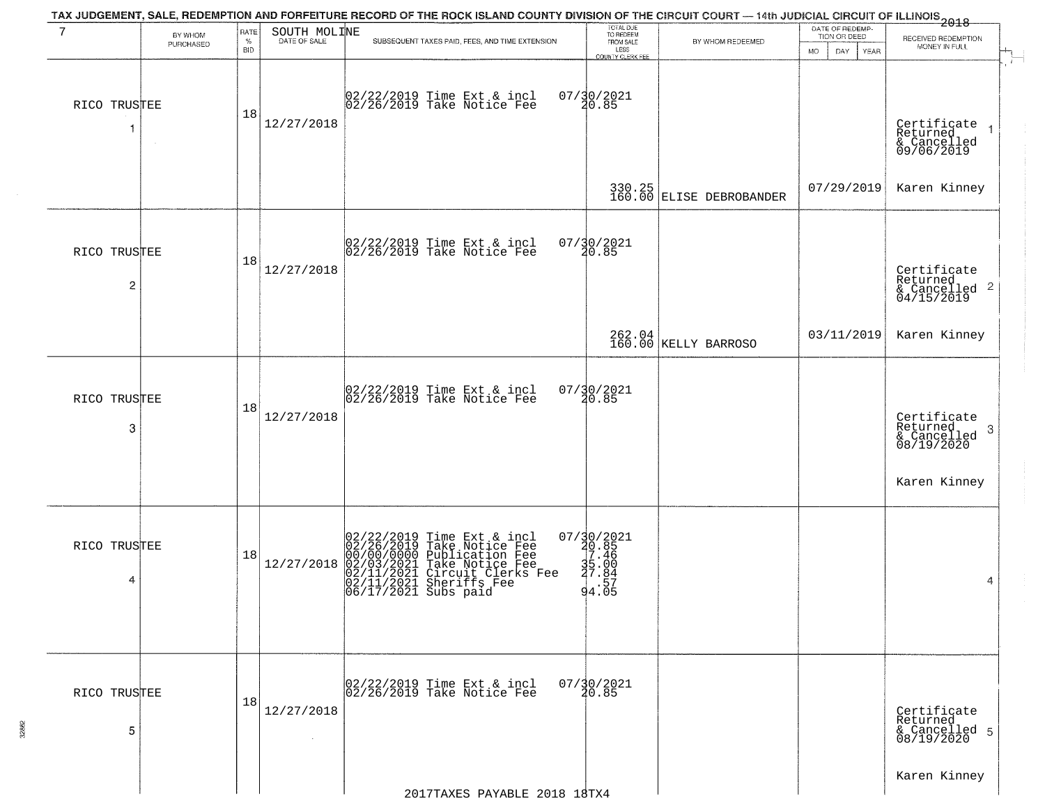TAX JUDGEMENT, SALE, REDEMPTION AND FORFEITURE RECORD OF THE ROCK ISLAND COUNTY DIVISION OF THE CIRCUIT COURT — 14th JUDICIAL CIRCUIT OF ILLINOIS 2018

| 7 | BY WHOM PURCHASED | RATE % BID | SOUTH MOLINE DATE OF SALE | SUBSEQUENT TAXES PAID, FEES, AND TIME EXTENSION | TOTAL DUE TO REDEEM FROM SALE LESS COUNTY CLERK FEE | BY WHOM REDEEMED | DATE OF REDEMPTION OR DEED MO DAY YEAR | RECEIVED REDEMPTION MONEY IN FULL |
|---|---|---|---|---|---|---|---|---|
| RICO TRUSTEE 1 | | 18 | 12/27/2018 | 02/22/2019 Time Ext & incl<br>02/26/2019 Take Notice Fee | 07/30/2021<br>20.85<br>330.25<br>160.00 | ELISE DEBROBANDER | 07/29/2019 | Certificate Returned & Cancelled 09/06/2019<br>Karen Kinney |
| RICO TRUSTEE 2 | | 18 | 12/27/2018 | 02/22/2019 Time Ext & incl<br>02/26/2019 Take Notice Fee | 07/30/2021<br>20.85<br>262.04<br>160.00 | KELLY BARROSO | 03/11/2019 | Certificate Returned & Cancelled 04/15/2019<br>Karen Kinney |
| RICO TRUSTEE 3 | | 18 | 12/27/2018 | 02/22/2019 Time Ext & incl<br>02/26/2019 Take Notice Fee | 07/30/2021<br>20.85 | | | Certificate Returned & Cancelled 08/19/2020<br>Karen Kinney |
| RICO TRUSTEE 4 | | 18 | 12/27/2018 | 02/22/2019 Time Ext & incl<br>02/26/2019 Take Notice Fee<br>00/00/0000 Publication Fee<br>02/03/2021 Take Notice Fee<br>02/11/2021 Circuit Clerks Fee<br>02/11/2021 Sheriffs Fee<br>06/17/2021 Subs paid | 07/30/2021<br>20.85<br>7.46<br>35.00<br>27.84<br>.57<br>94.05 | | | |
| RICO TRUSTEE 5 | | 18 | 12/27/2018 | 02/22/2019 Time Ext & incl<br>02/26/2019 Take Notice Fee | 07/30/2021<br>20.85 | | | Certificate Returned & Cancelled 08/19/2020<br>Karen Kinney |

2017TAXES PAYABLE 2018 18TX4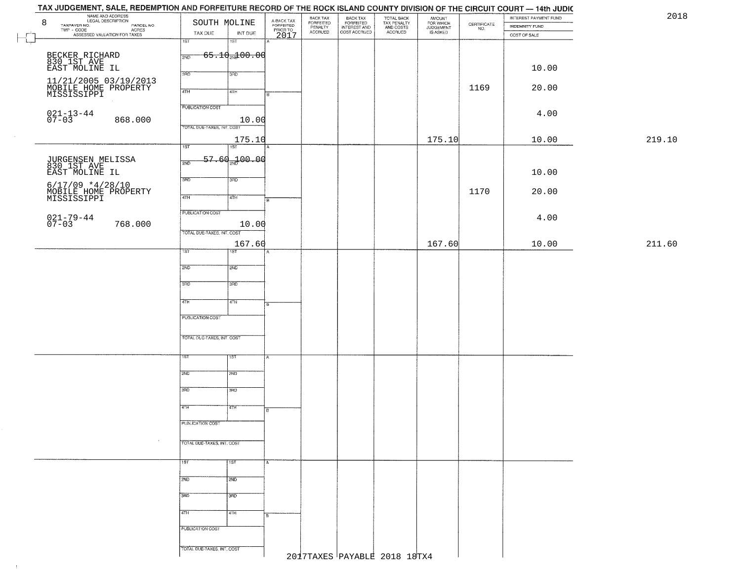TAX JUDGEMENT, SALE, REDEMPTION AND FORFEITURE RECORD OF THE ROCK ISLAND COUNTY DIVISION OF THE CIRCUIT COURT — 14th JUDIC

2018

| 8 NAME AND ADDRESS / LEGAL DESCRIPTION / TAXPAYER NO. / PARCEL NO. / TWP - CODE / ACRES / ASSESSED VALUATION FOR TAXES | SOUTH MOLINE TAX DUE | INT DUE | A-BACK TAX FORFEITED PRIOR TO 2017 | BACK TAX FORFEITED PENALTY ACCRUED | BACK TAX FORFEITED INTEREST AND COST ACCRUED | TOTAL BACK TAX PENALTY AND COSTS ACCRUED | AMOUNT FOR WHICH JUDGEMENT IS ASKED | CERTIFICATE NO. | INTEREST PAYMENT FUND / INDEMNITY FUND / COST OF SALE | |
|---|---|---|---|---|---|---|---|---|---|---|
| BECKER RICHARD<br>830 1ST AVE<br>EAST MOLINE IL<br>11/21/2005 03/19/2013<br>MOBILE HOME PROPERTY<br>MISSISSIPPI<br>021-13-44<br>07-03 868.000 | 1ST<br>2ND 65.10<br>3RD<br>4TH<br>PUBLICATION COST 10.00<br>TOTAL DUE-TAXES, INT. COST 175.10 | 1ST<br>2ND 100.00<br>3RD<br>4TH | | | | | 175.10 | 1169 | 10.00<br>20.00<br>4.00<br>10.00 | 219.10 |
| JURGENSEN MELISSA<br>830 1ST AVE<br>EAST MOLINE IL<br>6/17/09 *4/28/10<br>MOBILE HOME PROPERTY<br>MISSISSIPPI<br>021-79-44<br>07-03 768.000 | 1ST<br>2ND 57.60<br>3RD<br>4TH<br>PUBLICATION COST 10.00<br>TOTAL DUE-TAXES, INT. COST 167.60 | 1ST<br>2ND 100.00<br>3RD<br>4TH | | | | | 167.60 | 1170 | 10.00<br>20.00<br>4.00<br>10.00 | 211.60 |
| | 1ST<br>2ND<br>3RD<br>4TH<br>PUBLICATION COST<br>TOTAL DUE-TAXES, INT. COST | 1ST<br>2ND<br>3RD<br>4TH | | | | | | | | |
| | 1ST<br>2ND<br>3RD<br>4TH<br>PUBLICATION COST<br>TOTAL DUE-TAXES, INT. COST | 1ST<br>2ND<br>3RD<br>4TH | | | | | | | | |
| | 1ST<br>2ND<br>3RD<br>4TH<br>PUBLICATION COST<br>TOTAL DUE-TAXES, INT. COST | 1ST<br>2ND<br>3RD<br>4TH | | | | | | | | |

2017TAXES PAYABLE 2018 18TX4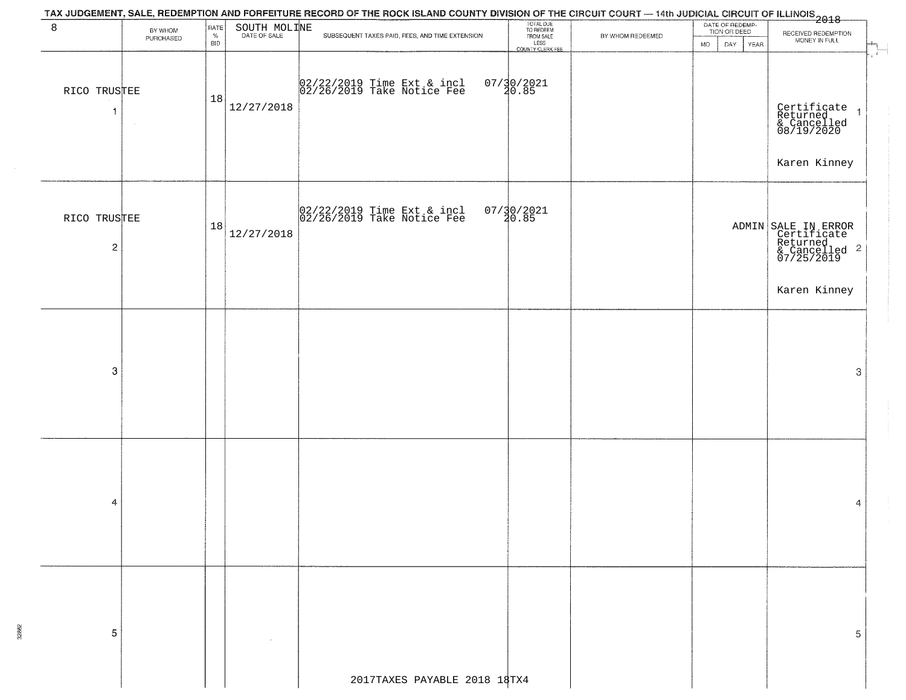TAX JUDGEMENT, SALE, REDEMPTION AND FORFEITURE RECORD OF THE ROCK ISLAND COUNTY DIVISION OF THE CIRCUIT COURT — 14th JUDICIAL CIRCUIT OF ILLINOIS 2018

| 8 | BY WHOM PURCHASED | RATE % BID | SOUTH MOLINE DATE OF SALE | SUBSEQUENT TAXES PAID, FEES, AND TIME EXTENSION | TOTAL DUE TO REDEEM FROM SALE LESS COUNTY CLERK FEE | BY WHOM REDEEMED | DATE OF REDEMPTION OR DEED MO | DAY | YEAR | RECEIVED REDEMPTION MONEY IN FULL | |
|---|---|---|---|---|---|---|---|---|---|---|---|
| 1 | RICO TRUSTEE | 18 | 12/27/2018 | 02/22/2019 Time Ext & incl 02/26/2019 Take Notice Fee | 07/30/2021 20.85 | | | | | Certificate Returned & Cancelled 08/19/2020 Karen Kinney | 1 |
| 2 | RICO TRUSTEE | 18 | 12/27/2018 | 02/22/2019 Time Ext & incl 02/26/2019 Take Notice Fee | 07/30/2021 20.85 | | | | ADMIN | SALE IN ERROR Certificate Returned & Cancelled 07/25/2019 Karen Kinney | 2 |
| 3 | | | | | | | | | | | 3 |
| 4 | | | | | | | | | | | 4 |
| 5 | | | | | | | | | | | 5 |

2017TAXES PAYABLE 2018 18TX4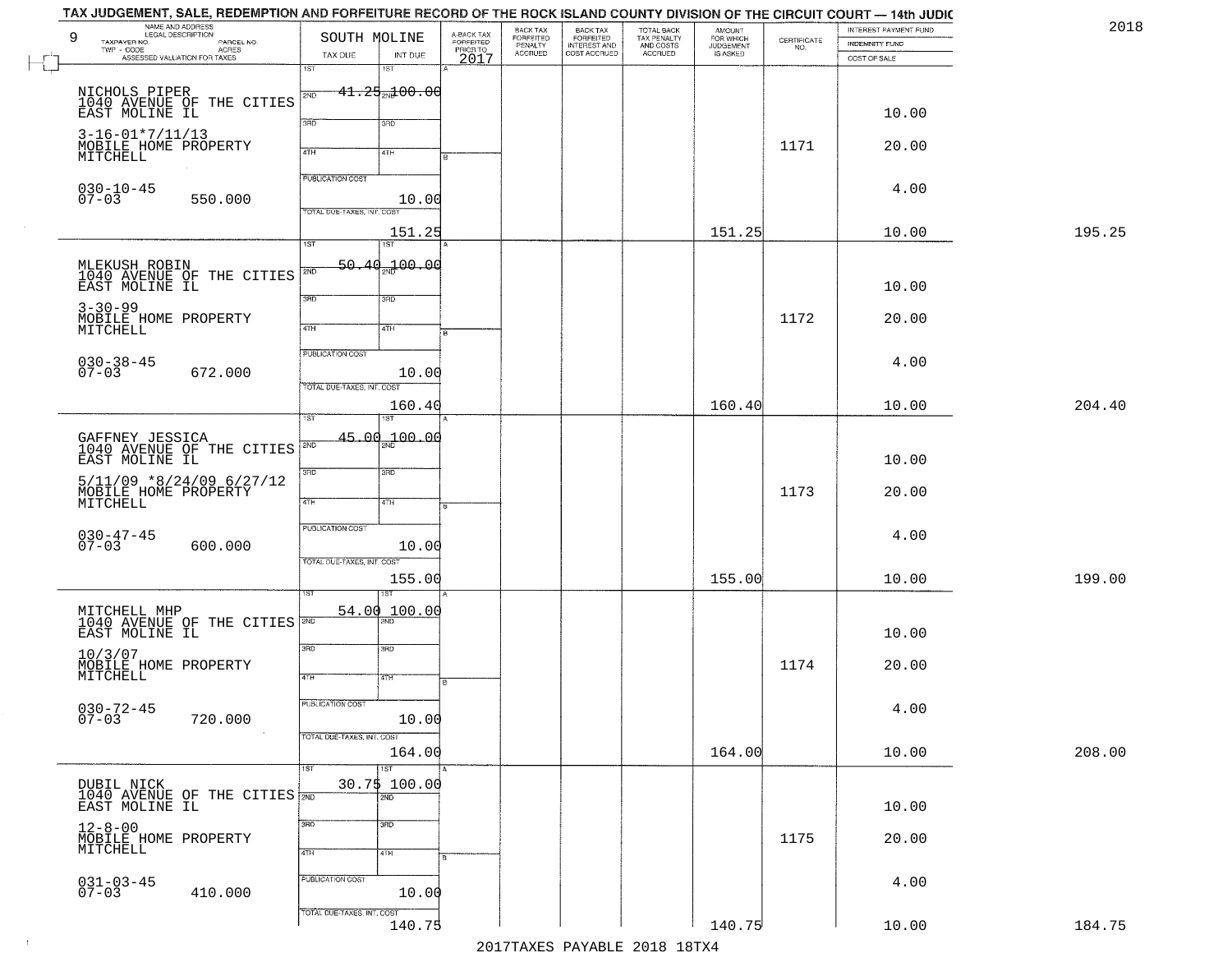TAX JUDGEMENT, SALE, REDEMPTION AND FORFEITURE RECORD OF THE ROCK ISLAND COUNTY DIVISION OF THE CIRCUIT COURT — 14th JUDIC

2018

| 9 NAME AND ADDRESS / LEGAL DESCRIPTION / TAXPAYER NO. / PARCEL NO. / TWP - CODE / ACRES / ASSESSED VALUATION FOR TAXES | SOUTH MOLINE TAX DUE | INT DUE | A-BACK TAX FORFEITED PRIOR TO 2017 | BACK TAX FORFEITED PENALTY ACCRUED | BACK TAX FORFEITED INTEREST AND COST ACCRUED | TOTAL BACK TAX PENALTY AND COSTS ACCRUED | AMOUNT FOR WHICH JUDGEMENT IS ASKED | CERTIFICATE NO. | INTEREST PAYMENT FUND / INDEMNITY FUND / COST OF SALE | |
|---|---|---|---|---|---|---|---|---|---|---|
| NICHOLS PIPER<br>1040 AVENUE OF THE CITIES<br>EAST MOLINE IL<br>3-16-01*7/11/13<br>MOBILE HOME PROPERTY<br>MITCHELL<br>030-10-45<br>07-03 550.000 | 1ST 41.25<br>PUBLICATION COST<br>TOTAL DUE-TAXES, INT. COST 151.25 | 100.00<br>10.00 | | | | | 151.25 | 1171 | 10.00<br>20.00<br>4.00<br>10.00 | 195.25 |
| MLEKUSH ROBIN<br>1040 AVENUE OF THE CITIES<br>EAST MOLINE IL<br>3-30-99<br>MOBILE HOME PROPERTY<br>MITCHELL<br>030-38-45<br>07-03 672.000 | 1ST 50.40<br>PUBLICATION COST<br>TOTAL DUE-TAXES, INT. COST 160.40 | 100.00<br>10.00 | | | | | 160.40 | 1172 | 10.00<br>20.00<br>4.00<br>10.00 | 204.40 |
| GAFFNEY JESSICA<br>1040 AVENUE OF THE CITIES<br>EAST MOLINE IL<br>5/11/09 *8/24/09 6/27/12<br>MOBILE HOME PROPERTY<br>MITCHELL<br>030-47-45<br>07-03 600.000 | 1ST 45.00<br>PUBLICATION COST<br>TOTAL DUE-TAXES, INT. COST 155.00 | 100.00<br>10.00 | | | | | 155.00 | 1173 | 10.00<br>20.00<br>4.00<br>10.00 | 199.00 |
| MITCHELL MHP<br>1040 AVENUE OF THE CITIES<br>EAST MOLINE IL<br>10/3/07<br>MOBILE HOME PROPERTY<br>MITCHELL<br>030-72-45<br>07-03 720.000 | 1ST 54.00<br>PUBLICATION COST<br>TOTAL DUE-TAXES, INT. COST 164.00 | 100.00<br>10.00 | | | | | 164.00 | 1174 | 10.00<br>20.00<br>4.00<br>10.00 | 208.00 |
| DUBIL NICK<br>1040 AVENUE OF THE CITIES<br>EAST MOLINE IL<br>12-8-00<br>MOBILE HOME PROPERTY<br>MITCHELL<br>031-03-45<br>07-03 410.000 | 1ST 30.75<br>PUBLICATION COST<br>TOTAL DUE-TAXES, INT. COST 140.75 | 100.00<br>10.00 | | | | | 140.75 | 1175 | 10.00<br>20.00<br>4.00<br>10.00 | 184.75 |

2017TAXES PAYABLE 2018 18TX4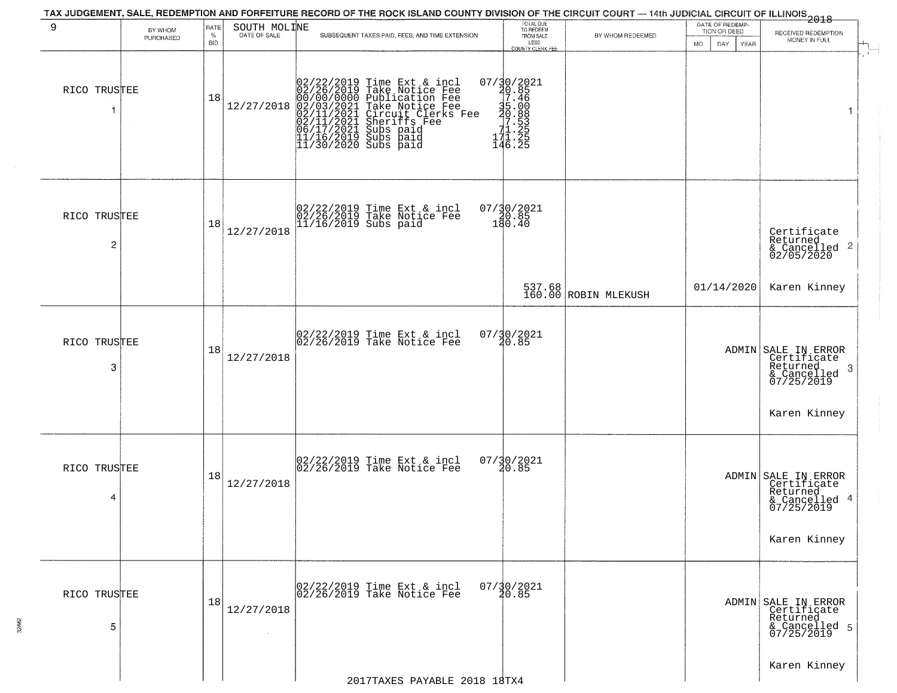TAX JUDGEMENT, SALE, REDEMPTION AND FORFEITURE RECORD OF THE ROCK ISLAND COUNTY DIVISION OF THE CIRCUIT COURT — 14th JUDICIAL CIRCUIT OF ILLINOIS 2018

| 9 | BY WHOM PURCHASED | RATE % BID | SOUTH MOLINE DATE OF SALE | SUBSEQUENT TAXES PAID, FEES, AND TIME EXTENSION | TOTAL DUE TO REDEEM FROM SALE LESS COUNTY CLERK FEE | BY WHOM REDEEMED | DATE OF REDEMPTION OR DEED MO DAY YEAR | RECEIVED REDEMPTION MONEY IN FULL |
|---|---|---|---|---|---|---|---|---|
| 1 | RICO TRUSTEE | 18 | 12/27/2018 | 02/22/2019 Time Ext & incl<br>02/26/2019 Take Notice Fee<br>00/00/0000 Publication Fee<br>02/03/2021 Take Notice Fee<br>02/11/2021 Circuit Clerks Fee<br>02/11/2021 Sheriffs Fee<br>06/17/2021 Subs paid<br>11/16/2019 Subs paid<br>11/30/2020 Subs paid | 07/30/2021<br>20.85<br>7.46<br>35.00<br>20.88<br>7.53<br>71.25<br>171.25<br>146.25 | | | 1 |
| 2 | RICO TRUSTEE | 18 | 12/27/2018 | 02/22/2019 Time Ext & incl<br>02/26/2019 Take Notice Fee<br>11/16/2019 Subs paid | 07/30/2021<br>20.85<br>180.40<br>537.68<br>160.00 | ROBIN MLEKUSH | 01/14/2020 | Certificate Returned & Cancelled 02/05/2020 2<br>Karen Kinney |
| 3 | RICO TRUSTEE | 18 | 12/27/2018 | 02/22/2019 Time Ext & incl<br>02/26/2019 Take Notice Fee | 07/30/2021<br>20.85 | | ADMIN | SALE IN ERROR Certificate Returned & Cancelled 07/25/2019 3<br>Karen Kinney |
| 4 | RICO TRUSTEE | 18 | 12/27/2018 | 02/22/2019 Time Ext & incl<br>02/26/2019 Take Notice Fee | 07/30/2021<br>20.85 | | ADMIN | SALE IN ERROR Certificate Returned & Cancelled 07/25/2019 4<br>Karen Kinney |
| 5 | RICO TRUSTEE | 18 | 12/27/2018 | 02/22/2019 Time Ext & incl<br>02/26/2019 Take Notice Fee | 07/30/2021<br>20.85 | | ADMIN | SALE IN ERROR Certificate Returned & Cancelled 07/25/2019 5<br>Karen Kinney |

2017TAXES PAYABLE 2018 18TX4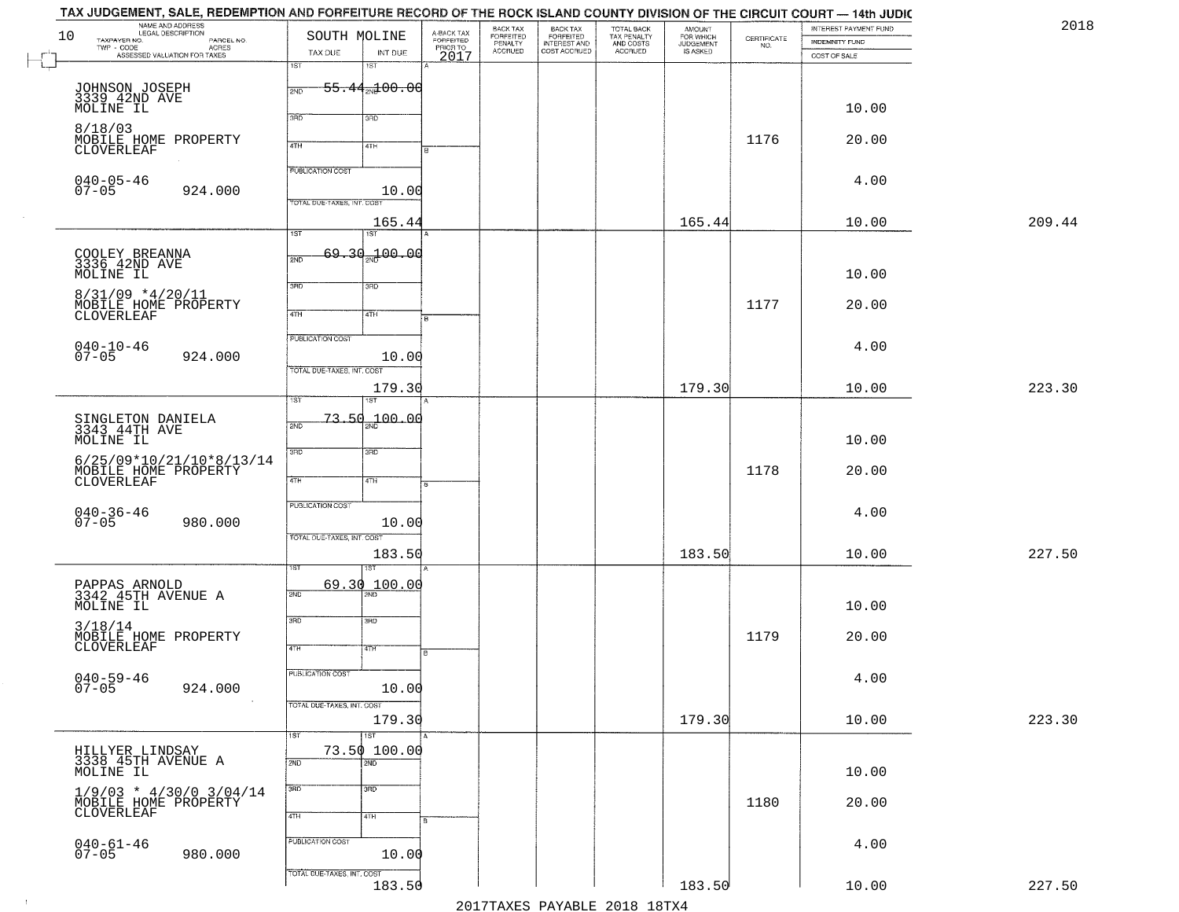TAX JUDGEMENT, SALE, REDEMPTION AND FORFEITURE RECORD OF THE ROCK ISLAND COUNTY DIVISION OF THE CIRCUIT COURT — 14th JUDIC

2018

| 10 NAME AND ADDRESS / LEGAL DESCRIPTION / TAXPAYER NO. / PARCEL NO. / TWP - CODE / ACRES / ASSESSED VALUATION FOR TAXES | SOUTH MOLINE TAX DUE | INT DUE | A-BACK TAX FORFEITED PRIOR TO 2017 | BACK TAX FORFEITED PENALTY ACCRUED | BACK TAX FORFEITED INTEREST AND COST ACCRUED | TOTAL BACK TAX PENALTY AND COSTS ACCRUED | AMOUNT FOR WHICH JUDGEMENT IS ASKED | CERTIFICATE NO. | INTEREST PAYMENT FUND / INDEMNITY FUND / COST OF SALE | |
|---|---|---|---|---|---|---|---|---|---|---|
| JOHNSON JOSEPH 3339 42ND AVE MOLINE IL 8/18/03 MOBILE HOME PROPERTY CLOVERLEAF 040-05-46 07-05 924.000 | 1ST 55.44 2ND 3RD 4TH PUBLICATION COST TOTAL DUE-TAXES, INT. COST 165.44 | 1ST 100.00 2ND 3RD 4TH 10.00 | | | | | 165.44 | 1176 | 10.00 20.00 4.00 10.00 | 209.44 |
| COOLEY BREANNA 3336 42ND AVE MOLINE IL 8/31/09 *4/20/11 MOBILE HOME PROPERTY CLOVERLEAF 040-10-46 07-05 924.000 | 1ST 69.30 2ND 3RD 4TH PUBLICATION COST TOTAL DUE-TAXES, INT. COST 179.30 | 1ST 100.00 2ND 3RD 4TH 10.00 | | | | | 179.30 | 1177 | 10.00 20.00 4.00 10.00 | 223.30 |
| SINGLETON DANIELA 3343 44TH AVE MOLINE IL 6/25/09*10/21/10*8/13/14 MOBILE HOME PROPERTY CLOVERLEAF 040-36-46 07-05 980.000 | 1ST 73.50 2ND 3RD 4TH PUBLICATION COST TOTAL DUE-TAXES, INT. COST 183.50 | 1ST 100.00 2ND 3RD 4TH 10.00 | | | | | 183.50 | 1178 | 10.00 20.00 4.00 10.00 | 227.50 |
| PAPPAS ARNOLD 3342 45TH AVENUE A MOLINE IL 3/18/14 MOBILE HOME PROPERTY CLOVERLEAF 040-59-46 07-05 924.000 | 1ST 69.30 2ND 3RD 4TH PUBLICATION COST TOTAL DUE-TAXES, INT. COST 179.30 | 1ST 100.00 2ND 3RD 4TH 10.00 | | | | | 179.30 | 1179 | 10.00 20.00 4.00 10.00 | 223.30 |
| HILLYER LINDSAY 3338 45TH AVENUE A MOLINE IL 1/9/03 * 4/30/0 3/04/14 MOBILE HOME PROPERTY CLOVERLEAF 040-61-46 07-05 980.000 | 1ST 73.50 2ND 3RD 4TH PUBLICATION COST TOTAL DUE-TAXES, INT. COST 183.50 | 1ST 100.00 2ND 3RD 4TH 10.00 | | | | | 183.50 | 1180 | 10.00 20.00 4.00 10.00 | 227.50 |

2017TAXES PAYABLE 2018 18TX4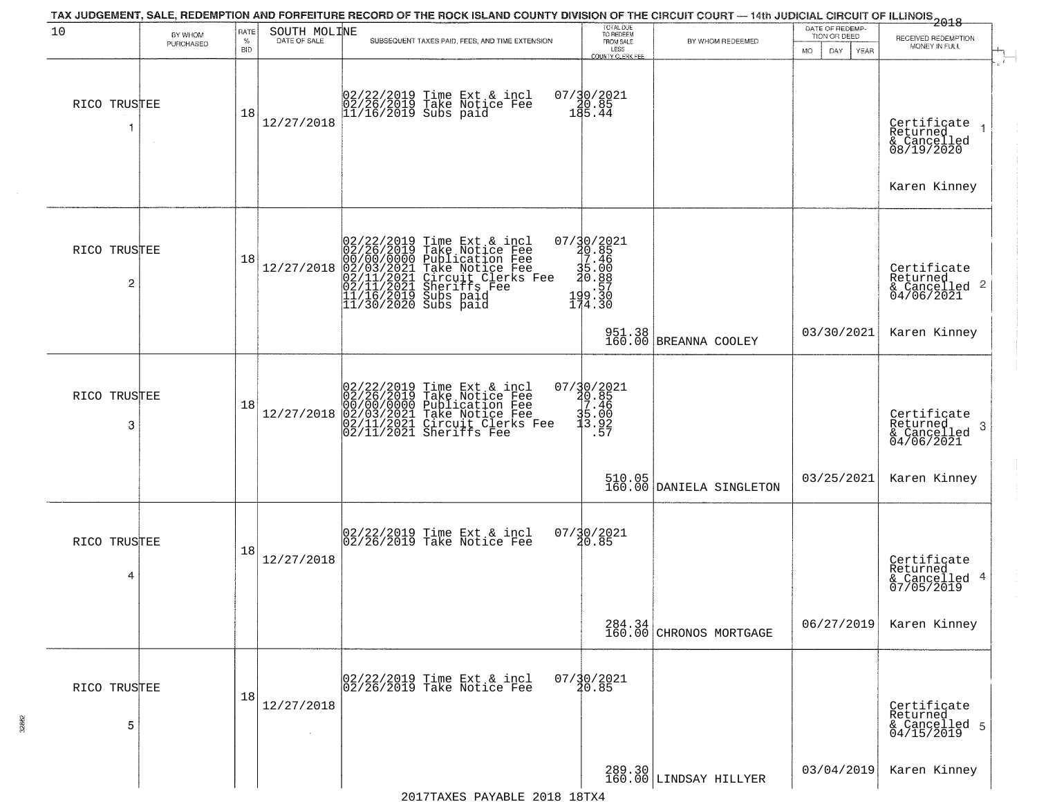TAX JUDGEMENT, SALE, REDEMPTION AND FORFEITURE RECORD OF THE ROCK ISLAND COUNTY DIVISION OF THE CIRCUIT COURT — 14th JUDICIAL CIRCUIT OF ILLINOIS 2018

| 10 BY WHOM PURCHASED | RATE % BID | SOUTH MOLINE DATE OF SALE | SUBSEQUENT TAXES PAID, FEES, AND TIME EXTENSION | TOTAL DUE TO REDEEM FROM SALE LESS COUNTY CLERK FEE | BY WHOM REDEEMED | DATE OF REDEMPTION OR DEED MO DAY YEAR | RECEIVED REDEMPTION MONEY IN FULL |
|---|---|---|---|---|---|---|---|
| RICO TRUSTEE 1 | 18 | 12/27/2018 | 02/22/2019 Time Ext & incl<br>02/26/2019 Take Notice Fee<br>11/16/2019 Subs paid | 07/30/2021<br>20.85<br>185.44 | | | Certificate Returned & Cancelled 08/19/2020 1<br>Karen Kinney |
| RICO TRUSTEE 2 | 18 | 12/27/2018 | 02/22/2019 Time Ext & incl<br>02/26/2019 Take Notice Fee<br>00/00/0000 Publication Fee<br>02/03/2021 Take Notice Fee<br>02/11/2021 Circuit Clerks Fee<br>02/11/2021 Sheriffs Fee<br>11/16/2019 Subs paid<br>11/30/2020 Subs paid | 07/30/2021<br>20.85<br>7.46<br>35.00<br>20.88<br>.57<br>199.30<br>174.30<br>951.38<br>160.00 | BREANNA COOLEY | 03/30/2021 | Certificate Returned & Cancelled 04/06/2021 2<br>Karen Kinney |
| RICO TRUSTEE 3 | 18 | 12/27/2018 | 02/22/2019 Time Ext & incl<br>02/26/2019 Take Notice Fee<br>00/00/0000 Publication Fee<br>02/03/2021 Take Notice Fee<br>02/11/2021 Circuit Clerks Fee<br>02/11/2021 Sheriffs Fee | 07/30/2021<br>20.85<br>7.46<br>35.00<br>13.92<br>.57<br>510.05<br>160.00 | DANIELA SINGLETON | 03/25/2021 | Certificate Returned & Cancelled 04/06/2021 3<br>Karen Kinney |
| RICO TRUSTEE 4 | 18 | 12/27/2018 | 02/22/2019 Time Ext & incl<br>02/26/2019 Take Notice Fee | 07/30/2021<br>20.85<br>284.34<br>160.00 | CHRONOS MORTGAGE | 06/27/2019 | Certificate Returned & Cancelled 07/05/2019 4<br>Karen Kinney |
| RICO TRUSTEE 5 | 18 | 12/27/2018 | 02/22/2019 Time Ext & incl<br>02/26/2019 Take Notice Fee | 07/30/2021<br>20.85<br>289.30<br>160.00 | LINDSAY HILLYER | 03/04/2019 | Certificate Returned & Cancelled 04/15/2019 5<br>Karen Kinney |

2017TAXES PAYABLE 2018 18TX4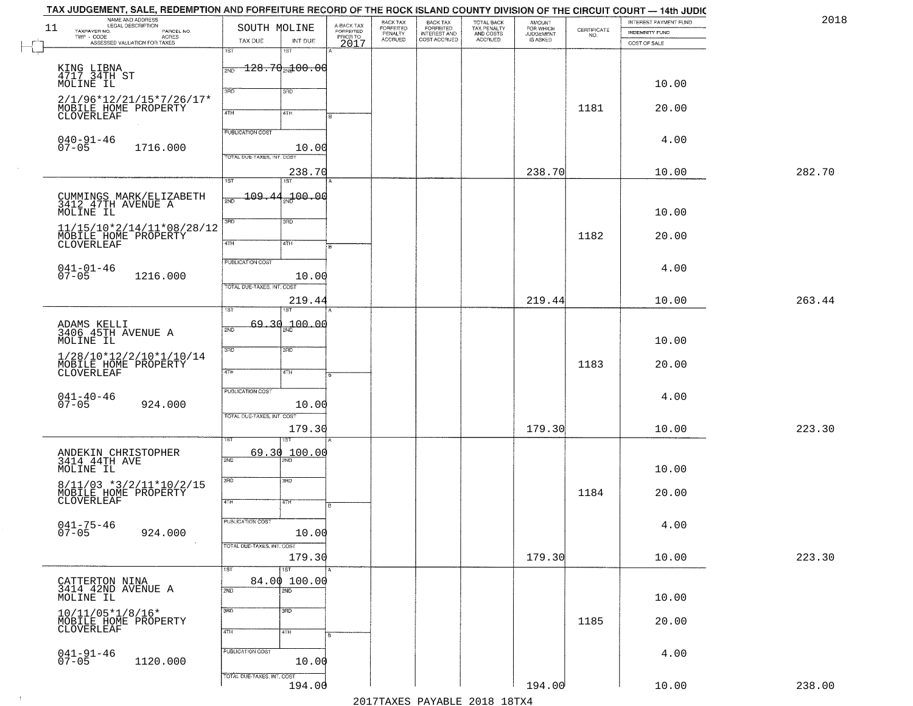TAX JUDGEMENT, SALE, REDEMPTION AND FORFEITURE RECORD OF THE ROCK ISLAND COUNTY DIVISION OF THE CIRCUIT COURT — 14th JUDIC

2018

| 11 NAME AND ADDRESS / LEGAL DESCRIPTION / TAXPAYER NO. / PARCEL NO. / TWP - CODE / ACRES / ASSESSED VALUATION FOR TAXES | SOUTH MOLINE TAX DUE | INT DUE | A-BACK TAX FORFEITED PRIOR TO 2017 | BACK TAX FORFEITED PENALTY ACCRUED | BACK TAX FORFEITED INTEREST AND COST ACCRUED | TOTAL BACK TAX PENALTY AND COSTS ACCRUED | AMOUNT FOR WHICH JUDGEMENT IS ASKED | CERTIFICATE NO. | INTEREST PAYMENT FUND / INDEMNITY FUND / COST OF SALE | |
|---|---|---|---|---|---|---|---|---|---|---|
| KING LIBNA 4717 34TH ST MOLINE IL 2/1/96*12/21/15*7/26/17* MOBILE HOME PROPERTY CLOVERLEAF 040-91-46 07-05 1716.000 | 1ST 2ND 128.70 | 100.00 | | | | | | 1181 | 10.00 20.00 4.00 | |
| | PUBLICATION COST | 10.00 | | | | | | | | |
| | TOTAL DUE-TAXES, INT. COST | 238.70 | | | | | 238.70 | | 10.00 | 282.70 |
| CUMMINGS MARK/ELIZABETH 3412 47TH AVENUE A MOLINE IL 11/15/10*2/14/11*08/28/12 MOBILE HOME PROPERTY CLOVERLEAF 041-01-46 07-05 1216.000 | 1ST 2ND 109.44 | 100.00 | | | | | | 1182 | 10.00 20.00 4.00 | |
| | PUBLICATION COST | 10.00 | | | | | | | | |
| | TOTAL DUE-TAXES, INT. COST | 219.44 | | | | | 219.44 | | 10.00 | 263.44 |
| ADAMS KELLI 3406 45TH AVENUE A MOLINE IL 1/28/10*12/2/10*1/10/14 MOBILE HOME PROPERTY CLOVERLEAF 041-40-46 07-05 924.000 | 1ST 69.30 | 100.00 | | | | | | 1183 | 10.00 20.00 4.00 | |
| | PUBLICATION COST | 10.00 | | | | | | | | |
| | TOTAL DUE-TAXES, INT. COST | 179.30 | | | | | 179.30 | | 10.00 | 223.30 |
| ANDEKIN CHRISTOPHER 3414 44TH AVE MOLINE IL 8/11/03 *3/2/11*10/2/15 MOBILE HOME PROPERTY CLOVERLEAF 041-75-46 07-05 924.000 | 1ST 69.30 | 100.00 | | | | | | 1184 | 10.00 20.00 4.00 | |
| | PUBLICATION COST | 10.00 | | | | | | | | |
| | TOTAL DUE-TAXES, INT. COST | 179.30 | | | | | 179.30 | | 10.00 | 223.30 |
| CATTERTON NINA 3414 42ND AVENUE A MOLINE IL 10/11/05*1/8/16* MOBILE HOME PROPERTY CLOVERLEAF 041-91-46 07-05 1120.000 | 1ST 84.00 | 100.00 | | | | | | 1185 | 10.00 20.00 4.00 | |
| | PUBLICATION COST | 10.00 | | | | | | | | |
| | TOTAL DUE-TAXES, INT. COST | 194.00 | | | | | 194.00 | | 10.00 | 238.00 |

2017TAXES PAYABLE 2018 18TX4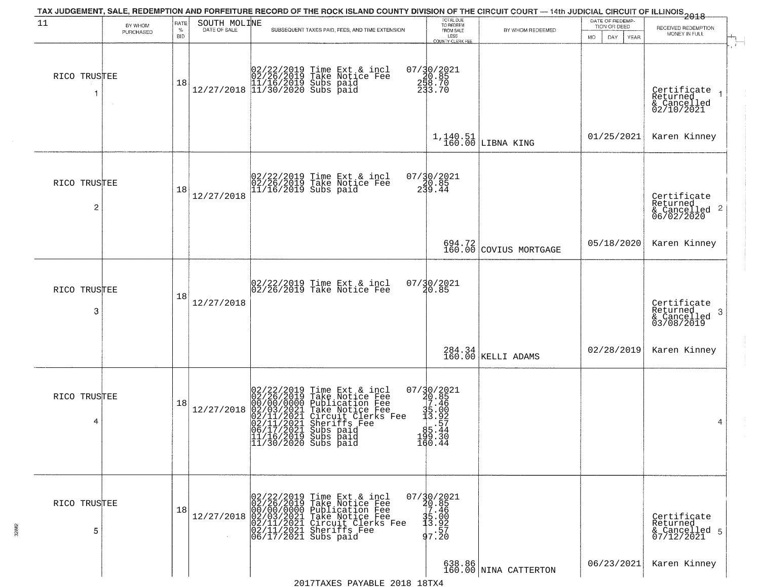TAX JUDGEMENT, SALE, REDEMPTION AND FORFEITURE RECORD OF THE ROCK ISLAND COUNTY DIVISION OF THE CIRCUIT COURT — 14th JUDICIAL CIRCUIT OF ILLINOIS 2018

| 11 | BY WHOM PURCHASED | RATE % BID | SOUTH MOLINE DATE OF SALE | SUBSEQUENT TAXES PAID, FEES, AND TIME EXTENSION | TOTAL DUE TO REDEEM FROM SALE LESS COUNTY CLERK FEE | BY WHOM REDEEMED | DATE OF REDEMPTION OR DEED MO DAY YEAR | RECEIVED REDEMPTION MONEY IN FULL |
|---|---|---|---|---|---|---|---|---|
| 1 | RICO TRUSTEE | 18 | 12/27/2018 | 02/22/2019 Time Ext & incl<br>02/26/2019 Take Notice Fee<br>11/16/2019 Subs paid<br>11/30/2020 Subs paid | 07/30/2021<br>20.85<br>258.70<br>233.70<br><br>1,140.51<br>160.00 | LIBNA KING | 01/25/2021 | Certificate Returned & Cancelled 02/10/2021<br>Karen Kinney |
| 2 | RICO TRUSTEE | 18 | 12/27/2018 | 02/22/2019 Time Ext & incl<br>02/26/2019 Take Notice Fee<br>11/16/2019 Subs paid | 07/30/2021<br>20.85<br>239.44<br><br>694.72<br>160.00 | COVIUS MORTGAGE | 05/18/2020 | Certificate Returned & Cancelled 06/02/2020<br>Karen Kinney |
| 3 | RICO TRUSTEE | 18 | 12/27/2018 | 02/22/2019 Time Ext & incl<br>02/26/2019 Take Notice Fee | 07/30/2021<br>20.85<br><br>284.34<br>160.00 | KELLI ADAMS | 02/28/2019 | Certificate Returned & Cancelled 03/08/2019<br>Karen Kinney |
| 4 | RICO TRUSTEE | 18 | 12/27/2018 | 02/22/2019 Time Ext & incl<br>02/26/2019 Take Notice Fee<br>00/00/0000 Publication Fee<br>02/03/2021 Take Notice Fee<br>02/11/2021 Circuit Clerks Fee<br>02/11/2021 Sheriffs Fee<br>06/17/2021 Subs paid<br>11/16/2019 Subs paid<br>11/30/2020 Subs paid | 07/30/2021<br>20.85<br>7.46<br>35.00<br>13.92<br>.57<br>85.44<br>199.30<br>160.44 | | | |
| 5 | RICO TRUSTEE | 18 | 12/27/2018 | 02/22/2019 Time Ext & incl<br>02/26/2019 Take Notice Fee<br>00/00/0000 Publication Fee<br>02/03/2021 Take Notice Fee<br>02/11/2021 Circuit Clerks Fee<br>02/11/2021 Sheriffs Fee<br>06/17/2021 Subs paid | 07/30/2021<br>20.85<br>7.46<br>35.00<br>13.92<br>.57<br>97.20<br><br>638.86<br>160.00 | NINA CATTERTON | 06/23/2021 | Certificate Returned & Cancelled 07/12/2021<br>Karen Kinney |

2017TAXES PAYABLE 2018 18TX4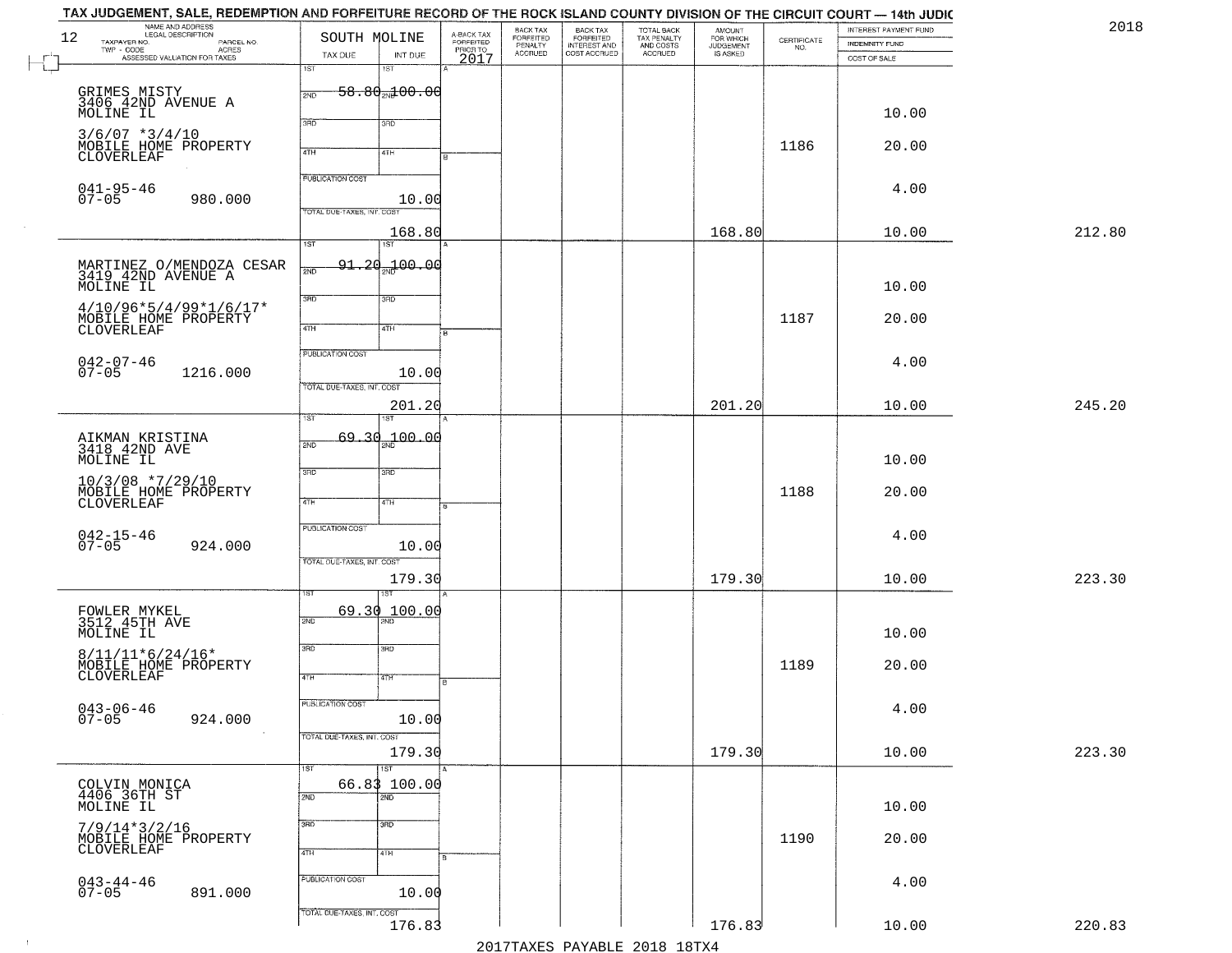TAX JUDGEMENT, SALE, REDEMPTION AND FORFEITURE RECORD OF THE ROCK ISLAND COUNTY DIVISION OF THE CIRCUIT COURT — 14th JUDIC

2018

| 12 NAME AND ADDRESS / LEGAL DESCRIPTION / TAXPAYER NO. / PARCEL NO. / TWP - CODE / ACRES / ASSESSED VALUATION FOR TAXES | SOUTH MOLINE TAX DUE | INT DUE | A-BACK TAX FORFEITED PRIOR TO 2017 | BACK TAX FORFEITED PENALTY ACCRUED | BACK TAX FORFEITED INTEREST AND COST ACCRUED | TOTAL BACK TAX PENALTY AND COSTS ACCRUED | AMOUNT FOR WHICH JUDGEMENT IS ASKED | CERTIFICATE NO. | INTEREST PAYMENT FUND / INDEMNITY FUND / COST OF SALE | |
|---|---|---|---|---|---|---|---|---|---|---|
| GRIMES MISTY 3406 42ND AVENUE A MOLINE IL 3/6/07 *3/4/10 MOBILE HOME PROPERTY CLOVERLEAF 041-95-46 07-05 980.000 | 1ST 58.80 | 1ST 100.00 | | | | | | 1186 | 10.00 20.00 4.00 | |
| | PUBLICATION COST | 10.00 | | | | | | | | |
| | TOTAL DUE-TAXES, INT. COST | 168.80 | | | | | 168.80 | | 10.00 | 212.80 |
| MARTINEZ O/MENDOZA CESAR 3419 42ND AVENUE A MOLINE IL 4/10/96*5/4/99*1/6/17* MOBILE HOME PROPERTY CLOVERLEAF 042-07-46 07-05 1216.000 | 1ST 91.20 | 1ST 100.00 | | | | | | 1187 | 10.00 20.00 4.00 | |
| | PUBLICATION COST | 10.00 | | | | | | | | |
| | TOTAL DUE-TAXES, INT. COST | 201.20 | | | | | 201.20 | | 10.00 | 245.20 |
| AIKMAN KRISTINA 3418 42ND AVE MOLINE IL 10/3/08 *7/29/10 MOBILE HOME PROPERTY CLOVERLEAF 042-15-46 07-05 924.000 | 1ST 69.30 | 1ST 100.00 | | | | | | 1188 | 10.00 20.00 4.00 | |
| | PUBLICATION COST | 10.00 | | | | | | | | |
| | TOTAL DUE-TAXES, INT. COST | 179.30 | | | | | 179.30 | | 10.00 | 223.30 |
| FOWLER MYKEL 3512 45TH AVE MOLINE IL 8/11/11*6/24/16* MOBILE HOME PROPERTY CLOVERLEAF 043-06-46 07-05 924.000 | 1ST 69.30 | 1ST 100.00 | | | | | | 1189 | 10.00 20.00 4.00 | |
| | PUBLICATION COST | 10.00 | | | | | | | | |
| | TOTAL DUE-TAXES, INT. COST | 179.30 | | | | | 179.30 | | 10.00 | 223.30 |
| COLVIN MONICA 4406 36TH ST MOLINE IL 7/9/14*3/2/16 MOBILE HOME PROPERTY CLOVERLEAF 043-44-46 07-05 891.000 | 1ST 66.83 | 1ST 100.00 | | | | | | 1190 | 10.00 20.00 4.00 | |
| | PUBLICATION COST | 10.00 | | | | | | | | |
| | TOTAL DUE-TAXES, INT. COST | 176.83 | | | | | 176.83 | | 10.00 | 220.83 |

2017TAXES PAYABLE 2018 18TX4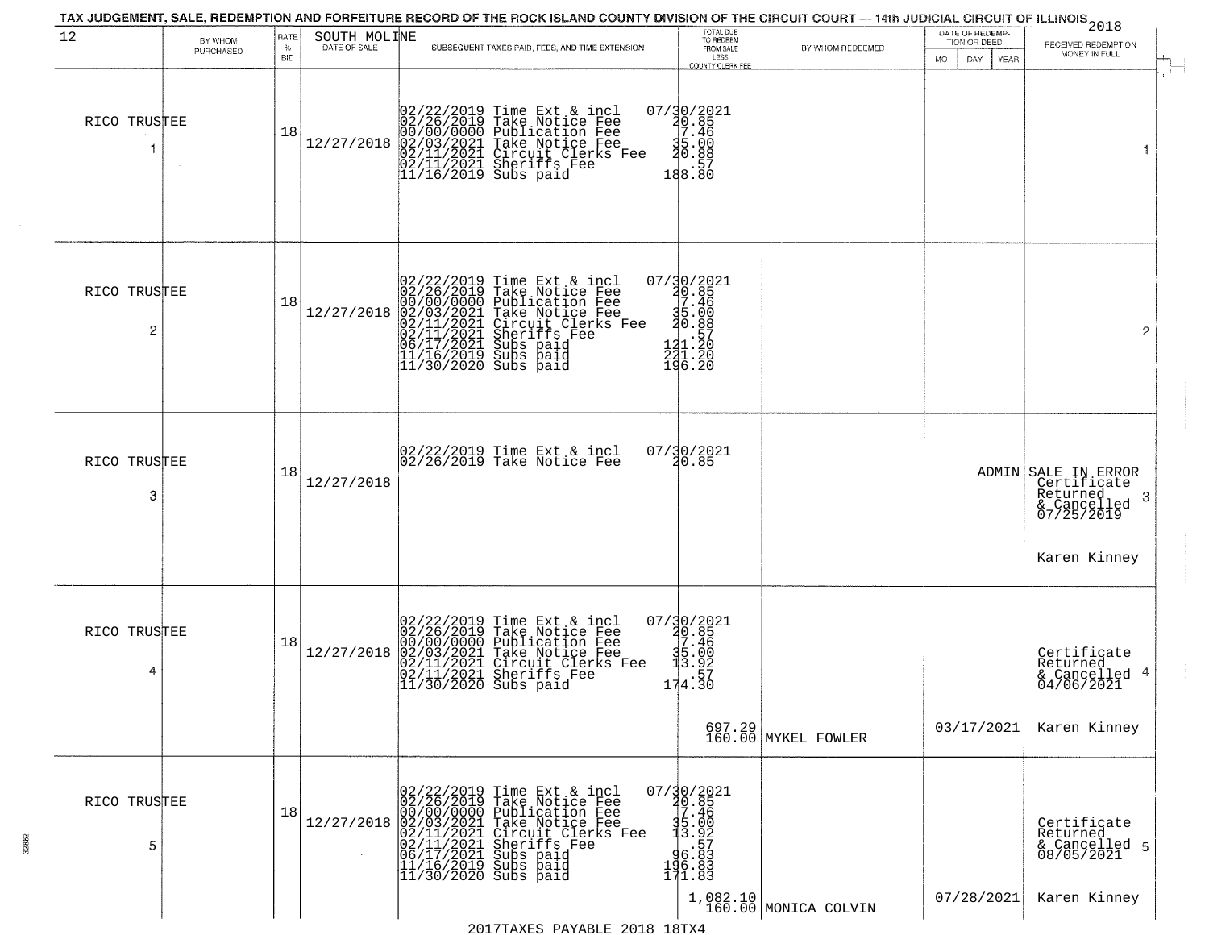TAX JUDGEMENT, SALE, REDEMPTION AND FORFEITURE RECORD OF THE ROCK ISLAND COUNTY DIVISION OF THE CIRCUIT COURT — 14th JUDICIAL CIRCUIT OF ILLINOIS 2018

| 12 BY WHOM PURCHASED | RATE % BID | SOUTH MOLINE DATE OF SALE | SUBSEQUENT TAXES PAID, FEES, AND TIME EXTENSION | TOTAL DUE TO REDEEM FROM SALE LESS COUNTY CLERK FEE | BY WHOM REDEEMED | DATE OF REDEMPTION OR DEED MO DAY YEAR | RECEIVED REDEMPTION MONEY IN FULL |
|---|---|---|---|---|---|---|---|
| RICO TRUSTEE 1 | 18 | 12/27/2018 | 02/22/2019 Time Ext & incl 07/30/2021<br>02/26/2019 Take Notice Fee 20.85<br>00/00/0000 Publication Fee 7.46<br>02/03/2021 Take Notice Fee 35.00<br>02/11/2021 Circuit Clerks Fee 20.88<br>02/11/2021 Sheriffs Fee .57<br>11/16/2019 Subs paid 188.80 | | | | 1 |
| RICO TRUSTEE 2 | 18 | 12/27/2018 | 02/22/2019 Time Ext & incl 07/30/2021<br>02/26/2019 Take Notice Fee 20.85<br>00/00/0000 Publication Fee 7.46<br>02/03/2021 Take Notice Fee 35.00<br>02/11/2021 Circuit Clerks Fee 20.88<br>02/11/2021 Sheriffs Fee .57<br>06/17/2021 Subs paid 121.20<br>11/16/2019 Subs paid 221.20<br>11/30/2020 Subs paid 196.20 | | | | 2 |
| RICO TRUSTEE 3 | 18 | 12/27/2018 | 02/22/2019 Time Ext & incl 07/30/2021<br>02/26/2019 Take Notice Fee 20.85 | | | ADMIN | SALE IN ERROR Certificate Returned & Cancelled 07/25/2019 3<br>Karen Kinney |
| RICO TRUSTEE 4 | 18 | 12/27/2018 | 02/22/2019 Time Ext & incl 07/30/2021<br>02/26/2019 Take Notice Fee 20.85<br>00/00/0000 Publication Fee 7.46<br>02/03/2021 Take Notice Fee 35.00<br>02/11/2021 Circuit Clerks Fee 13.92<br>02/11/2021 Sheriffs Fee .57<br>11/30/2020 Subs paid 174.30 | 697.29<br>160.00 | MYKEL FOWLER | 03/17/2021 | Certificate Returned & Cancelled 04/06/2021 4<br>Karen Kinney |
| RICO TRUSTEE 5 | 18 | 12/27/2018 | 02/22/2019 Time Ext & incl 07/30/2021<br>02/26/2019 Take Notice Fee 20.85<br>00/00/0000 Publication Fee 7.46<br>02/03/2021 Take Notice Fee 35.00<br>02/11/2021 Circuit Clerks Fee 13.92<br>02/11/2021 Sheriffs Fee .57<br>06/17/2021 Subs paid 96.83<br>11/16/2019 Subs paid 196.83<br>11/30/2020 Subs paid 171.83 | 1,082.10<br>160.00 | MONICA COLVIN | 07/28/2021 | Certificate Returned & Cancelled 08/05/2021 5<br>Karen Kinney |

2017TAXES PAYABLE 2018 18TX4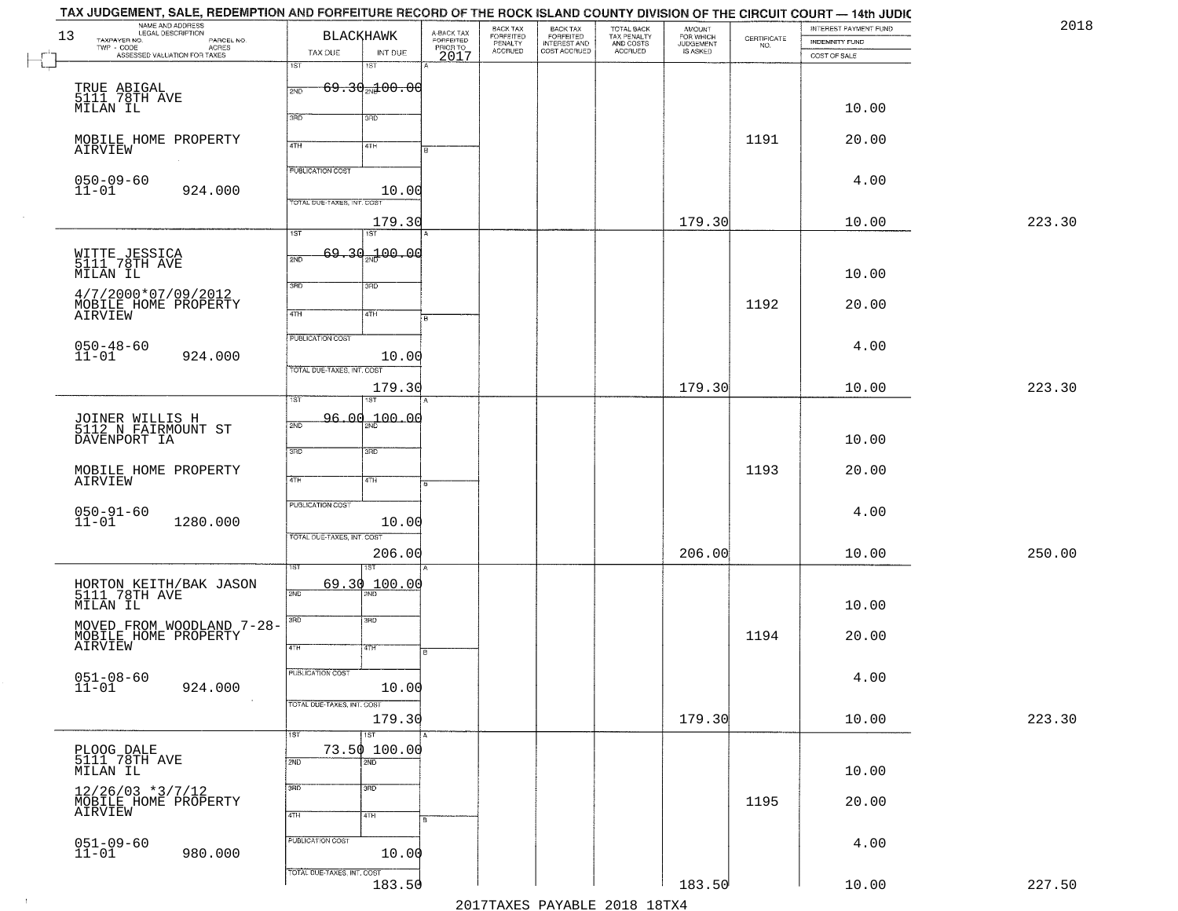TAX JUDGEMENT, SALE, REDEMPTION AND FORFEITURE RECORD OF THE ROCK ISLAND COUNTY DIVISION OF THE CIRCUIT COURT — 14th JUDIC

2018

| NAME AND ADDRESS / LEGAL DESCRIPTION / TAXPAYER NO. / PARCEL NO. / TWP - CODE / ACRES / ASSESSED VALUATION FOR TAXES | BLACKHAWK TAX DUE | INT DUE | A-BACK TAX FORFEITED PRIOR TO 2017 | BACK TAX FORFEITED PENALTY ACCRUED | BACK TAX FORFEITED INTEREST AND COST ACCRUED | TOTAL BACK TAX PENALTY AND COSTS ACCRUED | AMOUNT FOR WHICH JUDGEMENT IS ASKED | CERTIFICATE NO. | INTEREST PAYMENT FUND / INDEMNITY FUND / COST OF SALE | |
|---|---|---|---|---|---|---|---|---|---|---|
| 13 | | | | | | | | | | |
| TRUE ABIGAL 5111 78TH AVE MILAN IL | 1ST 69.30 | 1ST 100.00 | | | | | | | 10.00 | |
| MOBILE HOME PROPERTY AIRVIEW | | | | | | | | 1191 | 20.00 | |
| 050-09-60 11-01 924.000 | PUBLICATION COST | 10.00 | | | | | | | 4.00 | |
| | TOTAL DUE-TAXES, INT. COST | 179.30 | | | | | 179.30 | | 10.00 | 223.30 |
| WITTE JESSICA 5111 78TH AVE MILAN IL | 1ST 69.30 | 1ST 100.00 | | | | | | | 10.00 | |
| 4/7/2000*07/09/2012 MOBILE HOME PROPERTY AIRVIEW | | | | | | | | 1192 | 20.00 | |
| 050-48-60 11-01 924.000 | PUBLICATION COST | 10.00 | | | | | | | 4.00 | |
| | TOTAL DUE-TAXES, INT. COST | 179.30 | | | | | 179.30 | | 10.00 | 223.30 |
| JOINER WILLIS H 5112 N FAIRMOUNT ST DAVENPORT IA | 1ST 96.00 | 1ST 100.00 | | | | | | | 10.00 | |
| MOBILE HOME PROPERTY AIRVIEW | | | | | | | | 1193 | 20.00 | |
| 050-91-60 11-01 1280.000 | PUBLICATION COST | 10.00 | | | | | | | 4.00 | |
| | TOTAL DUE-TAXES, INT. COST | 206.00 | | | | | 206.00 | | 10.00 | 250.00 |
| HORTON KEITH/BAK JASON 5111 78TH AVE MILAN IL | 1ST 69.30 | 1ST 100.00 | | | | | | | 10.00 | |
| MOVED FROM WOODLAND 7-28- MOBILE HOME PROPERTY AIRVIEW | | | | | | | | 1194 | 20.00 | |
| 051-08-60 11-01 924.000 | PUBLICATION COST | 10.00 | | | | | | | 4.00 | |
| | TOTAL DUE-TAXES, INT. COST | 179.30 | | | | | 179.30 | | 10.00 | 223.30 |
| PLOOG DALE 5111 78TH AVE MILAN IL | 1ST 73.50 | 1ST 100.00 | | | | | | | 10.00 | |
| 12/26/03 *3/7/12 MOBILE HOME PROPERTY AIRVIEW | | | | | | | | 1195 | 20.00 | |
| 051-09-60 11-01 980.000 | PUBLICATION COST | 10.00 | | | | | | | 4.00 | |
| | TOTAL DUE-TAXES, INT. COST | 183.50 | | | | | 183.50 | | 10.00 | 227.50 |

2017TAXES PAYABLE 2018 18TX4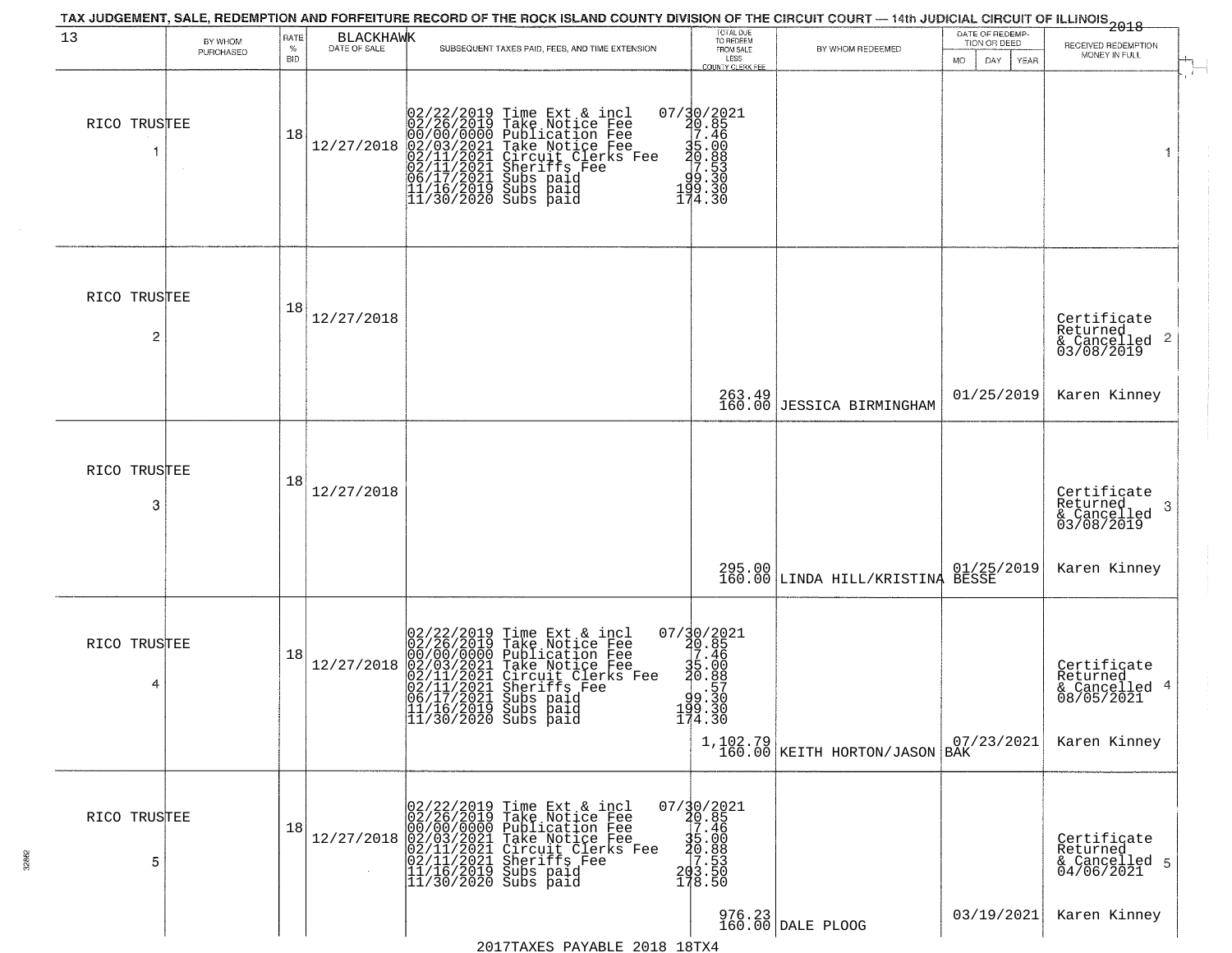TAX JUDGEMENT, SALE, REDEMPTION AND FORFEITURE RECORD OF THE ROCK ISLAND COUNTY DIVISION OF THE CIRCUIT COURT — 14th JUDICIAL CIRCUIT OF ILLINOIS 2018

| 13 | BY WHOM PURCHASED | RATE % BID | BLACKHAWK DATE OF SALE | SUBSEQUENT TAXES PAID, FEES, AND TIME EXTENSION | TOTAL DUE TO REDEEM FROM SALE LESS COUNTY CLERK FEE | BY WHOM REDEEMED | DATE OF REDEMPTION OR DEED MO DAY YEAR | RECEIVED REDEMPTION MONEY IN FULL |
|---|---|---|---|---|---|---|---|---|
| 1 | RICO TRUSTEE | 18 | 12/27/2018 | 02/22/2019 Time Ext & incl<br>02/26/2019 Take Notice Fee<br>00/00/0000 Publication Fee<br>02/03/2021 Take Notice Fee<br>02/11/2021 Circuit Clerks Fee<br>02/11/2021 Sheriffs Fee<br>06/17/2021 Subs paid<br>11/16/2019 Subs paid<br>11/30/2020 Subs paid | 07/30/2021<br>20.85<br>7.46<br>35.00<br>20.88<br>7.53<br>99.30<br>199.30<br>174.30 | | | 1 |
| 2 | RICO TRUSTEE | 18 | 12/27/2018 | | 263.49<br>160.00 | JESSICA BIRMINGHAM | 01/25/2019 | Certificate Returned & Cancelled 03/08/2019 Karen Kinney |
| 3 | RICO TRUSTEE | 18 | 12/27/2018 | | 295.00<br>160.00 | LINDA HILL/KRISTINA BESSE | 01/25/2019 | Certificate Returned & Cancelled 03/08/2019 Karen Kinney |
| 4 | RICO TRUSTEE | 18 | 12/27/2018 | 02/22/2019 Time Ext & incl<br>02/26/2019 Take Notice Fee<br>00/00/0000 Publication Fee<br>02/03/2021 Take Notice Fee<br>02/11/2021 Circuit Clerks Fee<br>02/11/2021 Sheriffs Fee<br>06/17/2021 Subs paid<br>11/16/2019 Subs paid<br>11/30/2020 Subs paid | 07/30/2021<br>20.85<br>7.46<br>35.00<br>20.88<br>.57<br>99.30<br>199.30<br>174.30<br>1,102.79<br>160.00 | KEITH HORTON/JASON BAK | 07/23/2021 | Certificate Returned & Cancelled 08/05/2021 Karen Kinney |
| 5 | RICO TRUSTEE | 18 | 12/27/2018 | 02/22/2019 Time Ext & incl<br>02/26/2019 Take Notice Fee<br>00/00/0000 Publication Fee<br>02/03/2021 Take Notice Fee<br>02/11/2021 Circuit Clerks Fee<br>02/11/2021 Sheriffs Fee<br>11/16/2019 Subs paid<br>11/30/2020 Subs paid | 07/30/2021<br>20.85<br>7.46<br>35.00<br>20.88<br>7.53<br>203.50<br>178.50<br>976.23<br>160.00 | DALE PLOOG | 03/19/2021 | Certificate Returned & Cancelled 04/06/2021 Karen Kinney |

2017TAXES PAYABLE 2018 18TX4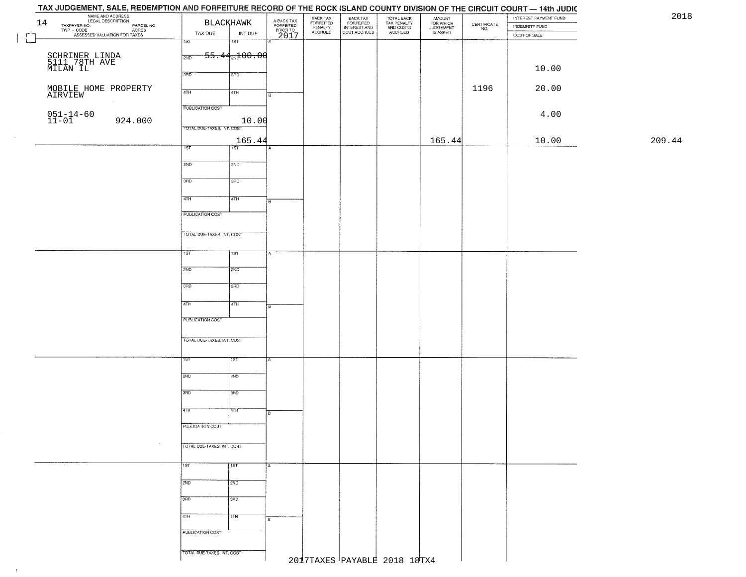# TAX JUDGEMENT, SALE, REDEMPTION AND FORFEITURE RECORD OF THE ROCK ISLAND COUNTY DIVISION OF THE CIRCUIT COURT — 14th JUDIC

2018

| NAME AND ADDRESS / LEGAL DESCRIPTION / TAXPAYER NO. / PARCEL NO. / TWP - CODE / ACRES / ASSESSED VALUATION FOR TAXES | BLACKHAWK TAX DUE | INT DUE | A-BACK TAX FORFEITED PRIOR TO 2017 | BACK TAX FORFEITED PENALTY ACCRUED | BACK TAX FORFEITED INTEREST AND COST ACCRUED | TOTAL BACK TAX PENALTY AND COSTS ACCRUED | AMOUNT FOR WHICH JUDGEMENT IS ASKED | CERTIFICATE NO. | INTEREST PAYMENT FUND / INDEMNITY FUND / COST OF SALE | |
|---|---|---|---|---|---|---|---|---|---|---|
| 14 | 1ST | 1ST | | | | | | | | |
| SCHRINER LINDA 5111 78TH AVE MILAN IL | 2ND 55.44 | 2ND 100.00 | | | | | | | 10.00 | |
| | 3RD | 3RD | | | | | | | | |
| MOBILE HOME PROPERTY AIRVIEW | 4TH | 4TH | | | | | | 1196 | 20.00 | |
| 051-14-60 11-01 924.000 | PUBLICATION COST | 10.00 | | | | | | | 4.00 | |
| | TOTAL DUE-TAXES, INT. COST | 165.44 | | | | | 165.44 | | 10.00 | 209.44 |

2017TAXES PAYABLE 2018 18TX4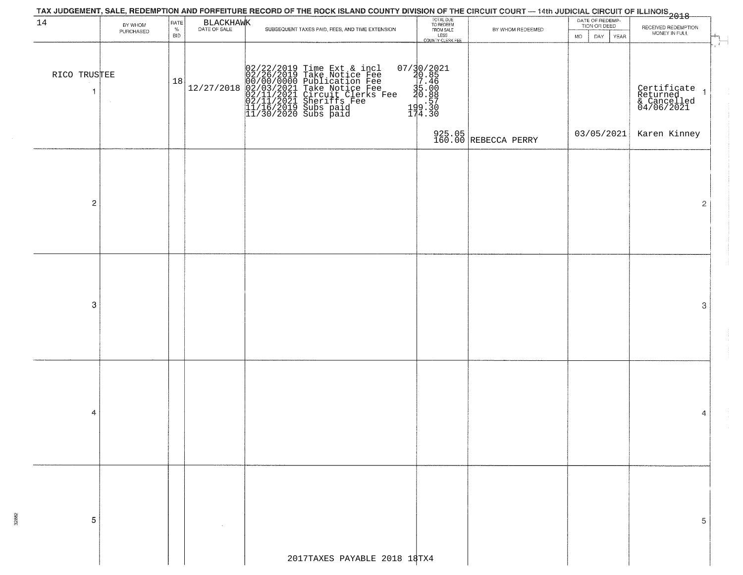# TAX JUDGEMENT, SALE, REDEMPTION AND FORFEITURE RECORD OF THE ROCK ISLAND COUNTY DIVISION OF THE CIRCUIT COURT — 14th JUDICIAL CIRCUIT OF ILLINOIS 2018

14 — BLACKHAWK

| | BY WHOM PURCHASED | RATE % BID | DATE OF SALE | SUBSEQUENT TAXES PAID, FEES, AND TIME EXTENSION | TOTAL DUE TO REDEEM FROM SALE LESS COUNTY CLERK FEE | BY WHOM REDEEMED | DATE OF REDEMPTION OR DEED (MO DAY YEAR) | RECEIVED REDEMPTION MONEY IN FULL | |
|---|---|---|---|---|---|---|---|---|---|
| 1 | RICO TRUSTEE | 18 | 12/27/2018 | 02/22/2019 Time Ext & incl 07/30/2021<br>02/26/2019 Take Notice Fee 20.85<br>00/00/0000 Publication Fee 7.46<br>02/03/2021 Take Notice Fee 35.00<br>02/11/2021 Circuit Clerks Fee 20.88<br>02/11/2021 Sheriffs Fee .57<br>11/16/2019 Subs paid 199.30<br>11/30/2020 Subs paid 174.30 | 925.05<br>160.00 | REBECCA PERRY | 03/05/2021 | Certificate Returned & Cancelled 04/06/2021<br>Karen Kinney | 1 |
| 2 | | | | | | | | | 2 |
| 3 | | | | | | | | | 3 |
| 4 | | | | | | | | | 4 |
| 5 | | | | | | | | | 5 |

2017TAXES PAYABLE 2018 18TX4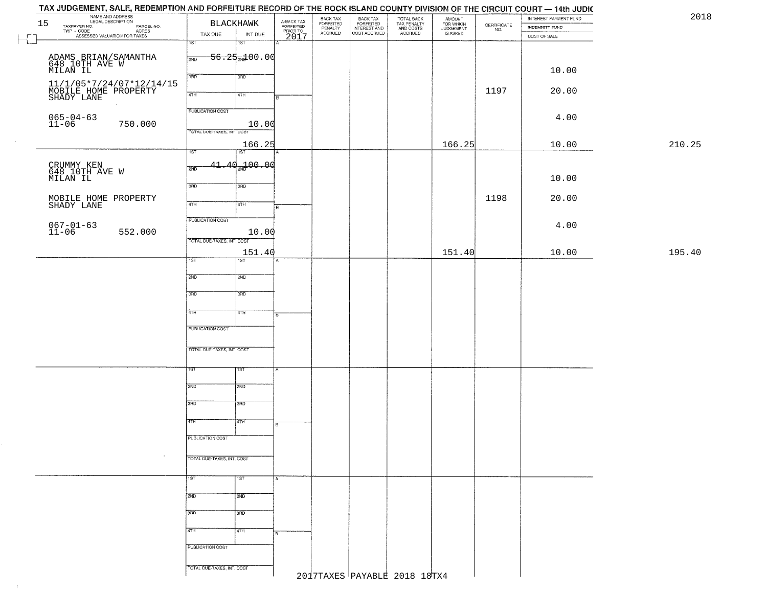# TAX JUDGEMENT, SALE, REDEMPTION AND FORFEITURE RECORD OF THE ROCK ISLAND COUNTY DIVISION OF THE CIRCUIT COURT — 14th JUDIC

2018

15

| NAME AND ADDRESS / LEGAL DESCRIPTION / TAXPAYER NO. / PARCEL NO. / TWP - CODE / ACRES / ASSESSED VALUATION FOR TAXES | BLACKHAWK TAX DUE | INT DUE | A-BACK TAX FORFEITED PRIOR TO 2017 | BACK TAX FORFEITED PENALTY ACCRUED | BACK TAX FORFEITED INTEREST AND COST ACCRUED | TOTAL BACK TAX PENALTY AND COSTS ACCRUED | AMOUNT FOR WHICH JUDGEMENT IS ASKED | CERTIFICATE NO. | INTEREST PAYMENT FUND / INDEMNITY FUND / COST OF SALE | |
|---|---|---|---|---|---|---|---|---|---|---|
| ADAMS BRIAN/SAMANTHA 648 10TH AVE W MILAN IL 11/1/05*7/24/07*12/14/15 MOBILE HOME PROPERTY SHADY LANE 065-04-63 11-06 750.000 | 1ST<br>2ND 56.25<br>3RD<br>4TH<br>PUBLICATION COST 10.00<br>TOTAL DUE-TAXES, INT. COST 166.25 | 1ST<br>2ND 100.00<br>3RD<br>4TH | | | | | 166.25 | 1197 | 10.00<br>20.00<br>4.00<br>10.00 | 210.25 |
| CRUMMY KEN 648 10TH AVE W MILAN IL MOBILE HOME PROPERTY SHADY LANE 067-01-63 11-06 552.000 | 1ST<br>2ND 41.40<br>3RD<br>4TH<br>PUBLICATION COST 10.00<br>TOTAL DUE-TAXES, INT. COST 151.40 | 1ST<br>2ND 100.00<br>3RD<br>4TH | | | | | 151.40 | 1198 | 10.00<br>20.00<br>4.00<br>10.00 | 195.40 |

2017TAXES PAYABLE 2018 18TX4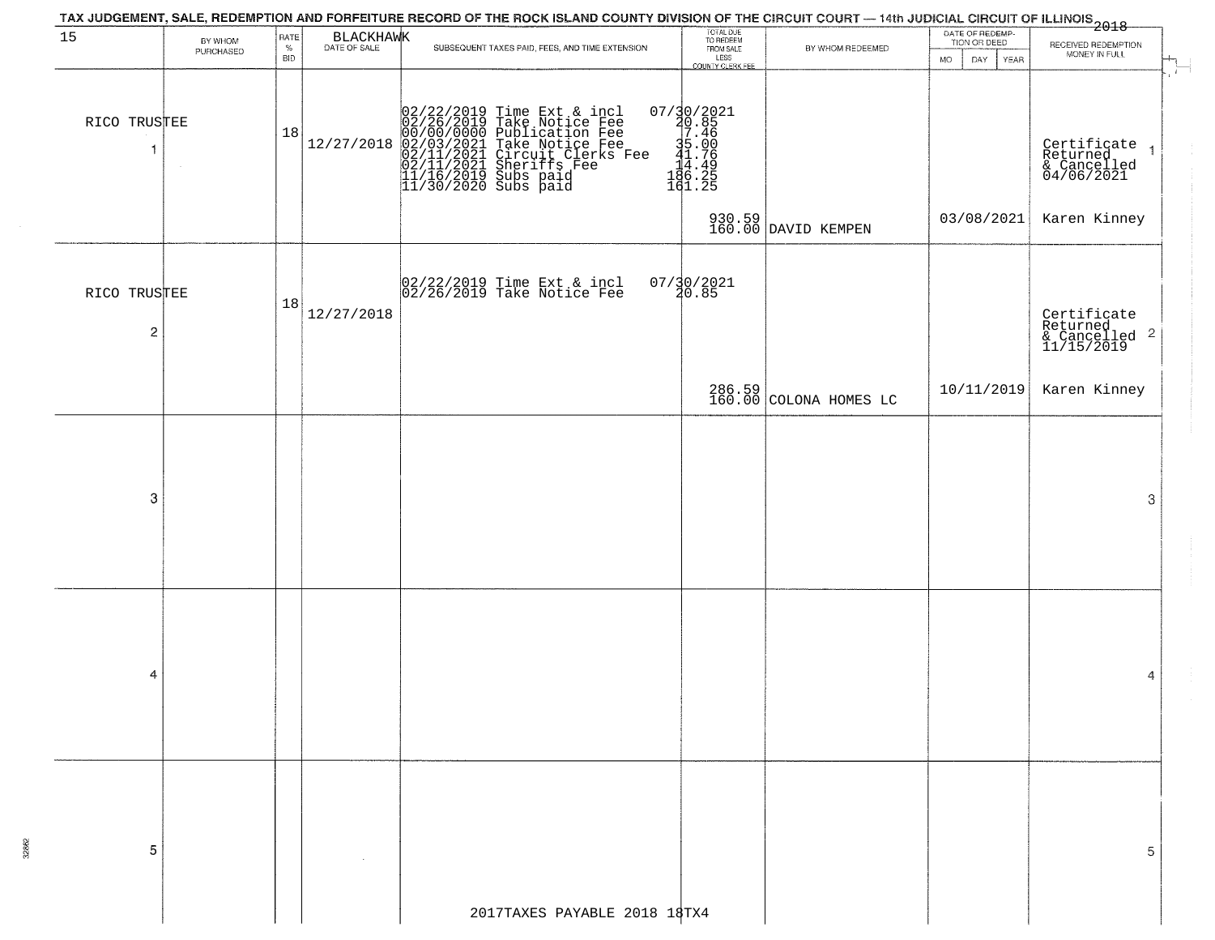TAX JUDGEMENT, SALE, REDEMPTION AND FORFEITURE RECORD OF THE ROCK ISLAND COUNTY DIVISION OF THE CIRCUIT COURT — 14th JUDICIAL CIRCUIT OF ILLINOIS 2018

15 BLACKHAWK

| | BY WHOM PURCHASED | RATE % BID | DATE OF SALE | SUBSEQUENT TAXES PAID, FEES, AND TIME EXTENSION | TOTAL DUE TO REDEEM FROM SALE LESS COUNTY CLERK FEE | BY WHOM REDEEMED | DATE OF REDEMPTION OR DEED MO DAY YEAR | RECEIVED REDEMPTION MONEY IN FULL | |
|---|---|---|---|---|---|---|---|---|---|
| 1 | RICO TRUSTEE | 18 | 12/27/2018 | 02/22/2019 Time Ext & incl<br>02/26/2019 Take Notice Fee<br>00/00/0000 Publication Fee<br>02/03/2021 Take Notice Fee<br>02/11/2021 Circuit Clerks Fee<br>02/11/2021 Sheriffs Fee<br>11/16/2019 Subs paid<br>11/30/2020 Subs paid | 07/30/2021<br>20.85<br>7.46<br>35.00<br>41.76<br>14.49<br>186.25<br>161.25<br>930.59<br>160.00 | DAVID KEMPEN | 03/08/2021 | Certificate Returned & Cancelled 04/06/2021<br>Karen Kinney | 1 |
| 2 | RICO TRUSTEE | 18 | 12/27/2018 | 02/22/2019 Time Ext & incl<br>02/26/2019 Take Notice Fee | 07/30/2021<br>20.85<br>286.59<br>160.00 | COLONA HOMES LC | 10/11/2019 | Certificate Returned & Cancelled 11/15/2019<br>Karen Kinney | 2 |
| 3 | | | | | | | | | 3 |
| 4 | | | | | | | | | 4 |
| 5 | | | | | | | | | 5 |

2017TAXES PAYABLE 2018 18TX4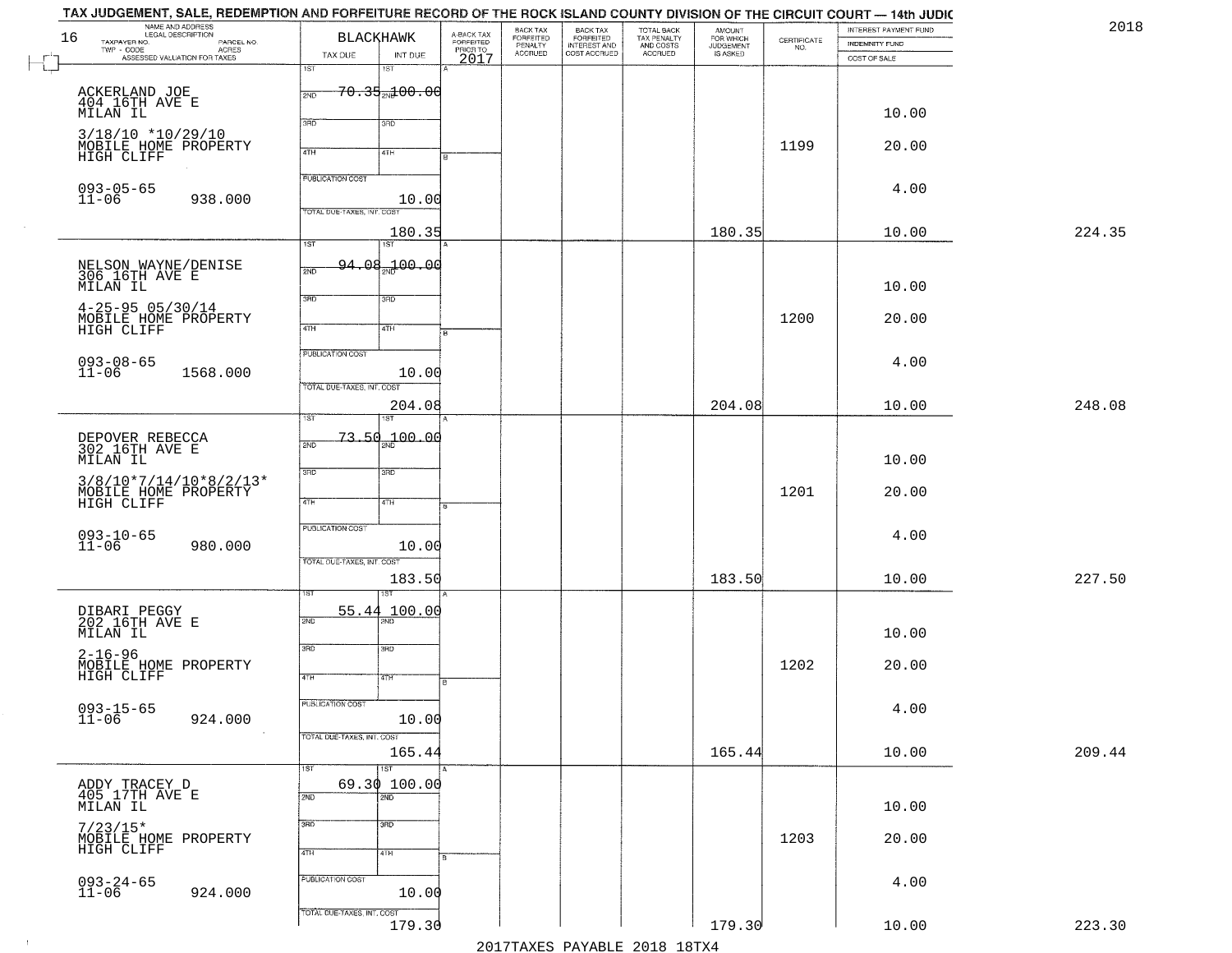TAX JUDGEMENT, SALE, REDEMPTION AND FORFEITURE RECORD OF THE ROCK ISLAND COUNTY DIVISION OF THE CIRCUIT COURT — 14th JUDIC

2018

16

BLACKHAWK

| NAME AND ADDRESS / LEGAL DESCRIPTION / TAXPAYER NO. / PARCEL NO. / TWP - CODE / ACRES / ASSESSED VALUATION FOR TAXES | TAX DUE | INT DUE | A-BACK TAX FORFEITED PRIOR TO 2017 | BACK TAX FORFEITED PENALTY ACCRUED | BACK TAX FORFEITED INTEREST AND COST ACCRUED | TOTAL BACK TAX PENALTY AND COSTS ACCRUED | AMOUNT FOR WHICH JUDGEMENT IS ASKED | CERTIFICATE NO. | INTEREST PAYMENT FUND / INDEMNITY FUND / COST OF SALE | |
|---|---|---|---|---|---|---|---|---|---|---|
| ACKERLAND JOE<br>404 16TH AVE E<br>MILAN IL<br>3/18/10 *10/29/10<br>MOBILE HOME PROPERTY<br>HIGH CLIFF<br>093-05-65<br>11-06 938.000 | 1ST 70.35<br>PUBLICATION COST<br>TOTAL DUE-TAXES, INT. COST 180.35 | 2ND 100.00<br>10.00 | | | | | 180.35 | 1199 | 10.00<br>20.00<br>4.00<br>10.00 | 224.35 |
| NELSON WAYNE/DENISE<br>306 16TH AVE E<br>MILAN IL<br>4-25-95 05/30/14<br>MOBILE HOME PROPERTY<br>HIGH CLIFF<br>093-08-65<br>11-06 1568.000 | 1ST 94.08<br>PUBLICATION COST<br>TOTAL DUE-TAXES, INT. COST 204.08 | 2ND 100.00<br>10.00 | | | | | 204.08 | 1200 | 10.00<br>20.00<br>4.00<br>10.00 | 248.08 |
| DEPOVER REBECCA<br>302 16TH AVE E<br>MILAN IL<br>3/8/10*7/14/10*8/2/13*<br>MOBILE HOME PROPERTY<br>HIGH CLIFF<br>093-10-65<br>11-06 980.000 | 1ST 73.50<br>PUBLICATION COST<br>TOTAL DUE-TAXES, INT. COST 183.50 | 100.00<br>10.00 | | | | | 183.50 | 1201 | 10.00<br>20.00<br>4.00<br>10.00 | 227.50 |
| DIBARI PEGGY<br>202 16TH AVE E<br>MILAN IL<br>2-16-96<br>MOBILE HOME PROPERTY<br>HIGH CLIFF<br>093-15-65<br>11-06 924.000 | 1ST 55.44<br>PUBLICATION COST<br>TOTAL DUE-TAXES, INT. COST 165.44 | 100.00<br>10.00 | | | | | 165.44 | 1202 | 10.00<br>20.00<br>4.00<br>10.00 | 209.44 |
| ADDY TRACEY D<br>405 17TH AVE E<br>MILAN IL<br>7/23/15*<br>MOBILE HOME PROPERTY<br>HIGH CLIFF<br>093-24-65<br>11-06 924.000 | 1ST 69.30<br>PUBLICATION COST<br>TOTAL DUE-TAXES, INT. COST 179.30 | 100.00<br>10.00 | | | | | 179.30 | 1203 | 10.00<br>20.00<br>4.00<br>10.00 | 223.30 |

2017TAXES PAYABLE 2018 18TX4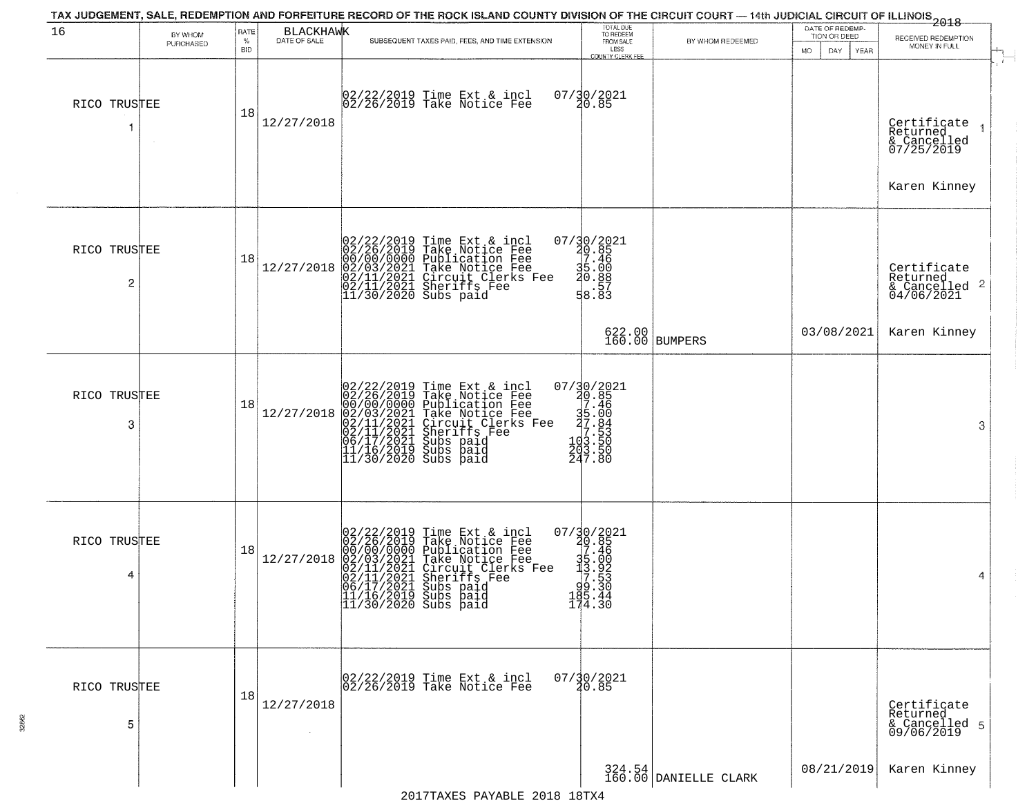# TAX JUDGEMENT, SALE, REDEMPTION AND FORFEITURE RECORD OF THE ROCK ISLAND COUNTY DIVISION OF THE CIRCUIT COURT — 14th JUDICIAL CIRCUIT OF ILLINOIS 2018

16 BLACKHAWK

| BY WHOM PURCHASED | RATE % BID | DATE OF SALE | SUBSEQUENT TAXES PAID, FEES, AND TIME EXTENSION | TOTAL DUE TO REDEEM FROM SALE LESS COUNTY CLERK FEE | BY WHOM REDEEMED | DATE OF REDEMPTION OR DEED MO DAY YEAR | RECEIVED REDEMPTION MONEY IN FULL |
|---|---|---|---|---|---|---|---|
| RICO TRUSTEE 1 | 18 | 12/27/2018 | 02/22/2019 Time Ext & incl 07/30/2021<br>02/26/2019 Take Notice Fee 20.85 | | | | Certificate Returned & Cancelled 07/25/2019<br>Karen Kinney |
| RICO TRUSTEE 2 | 18 | 12/27/2018 | 02/22/2019 Time Ext & incl 07/30/2021<br>02/26/2019 Take Notice Fee 20.85<br>00/00/0000 Publication Fee 7.46<br>02/03/2021 Take Notice Fee 35.00<br>02/11/2021 Circuit Clerks Fee 20.88<br>02/11/2021 Sheriffs Fee .57<br>11/30/2020 Subs paid 58.83 | 622.00<br>160.00 | BUMPERS | 03/08/2021 | Certificate Returned & Cancelled 04/06/2021<br>Karen Kinney |
| RICO TRUSTEE 3 | 18 | 12/27/2018 | 02/22/2019 Time Ext & incl 07/30/2021<br>02/26/2019 Take Notice Fee 20.85<br>00/00/0000 Publication Fee 7.46<br>02/03/2021 Take Notice Fee 35.00<br>02/11/2021 Circuit Clerks Fee 27.84<br>02/11/2021 Sheriffs Fee 7.53<br>06/17/2021 Subs paid 103.50<br>11/16/2019 Subs paid 203.50<br>11/30/2020 Subs paid 247.80 | | | | |
| RICO TRUSTEE 4 | 18 | 12/27/2018 | 02/22/2019 Time Ext & incl 07/30/2021<br>02/26/2019 Take Notice Fee 20.85<br>00/00/0000 Publication Fee 7.46<br>02/03/2021 Take Notice Fee 35.00<br>02/11/2021 Circuit Clerks Fee 13.92<br>02/11/2021 Sheriffs Fee 7.53<br>06/17/2021 Subs paid 99.30<br>11/16/2019 Subs paid 185.44<br>11/30/2020 Subs paid 174.30 | | | | |
| RICO TRUSTEE 5 | 18 | 12/27/2018 | 02/22/2019 Time Ext & incl 07/30/2021<br>02/26/2019 Take Notice Fee 20.85 | 324.54<br>160.00 | DANIELLE CLARK | 08/21/2019 | Certificate Returned & Cancelled 09/06/2019<br>Karen Kinney |

2017TAXES PAYABLE 2018 18TX4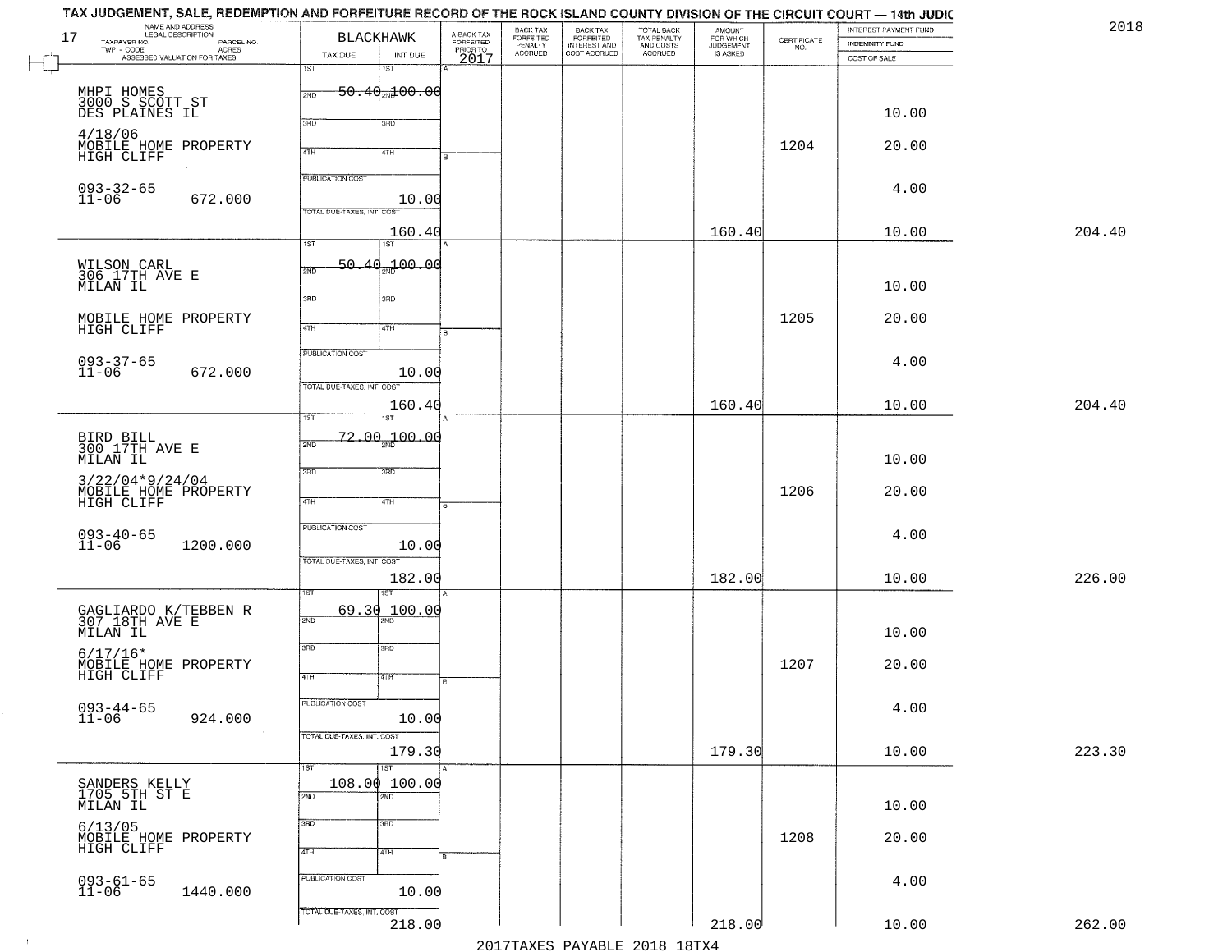TAX JUDGEMENT, SALE, REDEMPTION AND FORFEITURE RECORD OF THE ROCK ISLAND COUNTY DIVISION OF THE CIRCUIT COURT — 14th JUDIC

2018

17

| NAME AND ADDRESS / LEGAL DESCRIPTION / TAXPAYER NO. / PARCEL NO. / TWP - CODE / ACRES / ASSESSED VALUATION FOR TAXES | BLACKHAWK TAX DUE | INT DUE | A-BACK TAX FORFEITED PRIOR TO 2017 | BACK TAX FORFEITED PENALTY ACCRUED | BACK TAX FORFEITED INTEREST AND COST ACCRUED | TOTAL BACK TAX PENALTY AND COSTS ACCRUED | AMOUNT FOR WHICH JUDGEMENT IS ASKED | CERTIFICATE NO. | INTEREST PAYMENT FUND / INDEMNITY FUND / COST OF SALE | |
|---|---|---|---|---|---|---|---|---|---|---|
| MHPI HOMES<br>3000 S SCOTT ST<br>DES PLAINES IL<br>4/18/06<br>MOBILE HOME PROPERTY<br>HIGH CLIFF<br>093-32-65<br>11-06 672.000 | 1ST 50.40<br>PUBLICATION COST<br>TOTAL DUE-TAXES, INT. COST 160.40 | 2ND 100.00<br>10.00 | | | | | 160.40 | 1204 | 10.00<br>20.00<br>4.00<br>10.00 | 204.40 |
| WILSON CARL<br>306 17TH AVE E<br>MILAN IL<br>MOBILE HOME PROPERTY<br>HIGH CLIFF<br>093-37-65<br>11-06 672.000 | 1ST 50.40<br>PUBLICATION COST<br>TOTAL DUE-TAXES, INT. COST 160.40 | 2ND 100.00<br>10.00 | | | | | 160.40 | 1205 | 10.00<br>20.00<br>4.00<br>10.00 | 204.40 |
| BIRD BILL<br>300 17TH AVE E<br>MILAN IL<br>3/22/04*9/24/04<br>MOBILE HOME PROPERTY<br>HIGH CLIFF<br>093-40-65<br>11-06 1200.000 | 1ST 72.00<br>PUBLICATION COST<br>TOTAL DUE-TAXES, INT. COST 182.00 | 2ND 100.00<br>10.00 | | | | | 182.00 | 1206 | 10.00<br>20.00<br>4.00<br>10.00 | 226.00 |
| GAGLIARDO K/TEBBEN R<br>307 18TH AVE E<br>MILAN IL<br>6/17/16*<br>MOBILE HOME PROPERTY<br>HIGH CLIFF<br>093-44-65<br>11-06 924.000 | 1ST 69.30<br>PUBLICATION COST<br>TOTAL DUE-TAXES, INT. COST 179.30 | 2ND 100.00<br>10.00 | | | | | 179.30 | 1207 | 10.00<br>20.00<br>4.00<br>10.00 | 223.30 |
| SANDERS KELLY<br>1705 5TH ST E<br>MILAN IL<br>6/13/05<br>MOBILE HOME PROPERTY<br>HIGH CLIFF<br>093-61-65<br>11-06 1440.000 | 1ST 108.00<br>PUBLICATION COST<br>TOTAL DUE-TAXES, INT. COST 218.00 | 2ND 100.00<br>10.00 | | | | | 218.00 | 1208 | 10.00<br>20.00<br>4.00<br>10.00 | 262.00 |

2017TAXES PAYABLE 2018 18TX4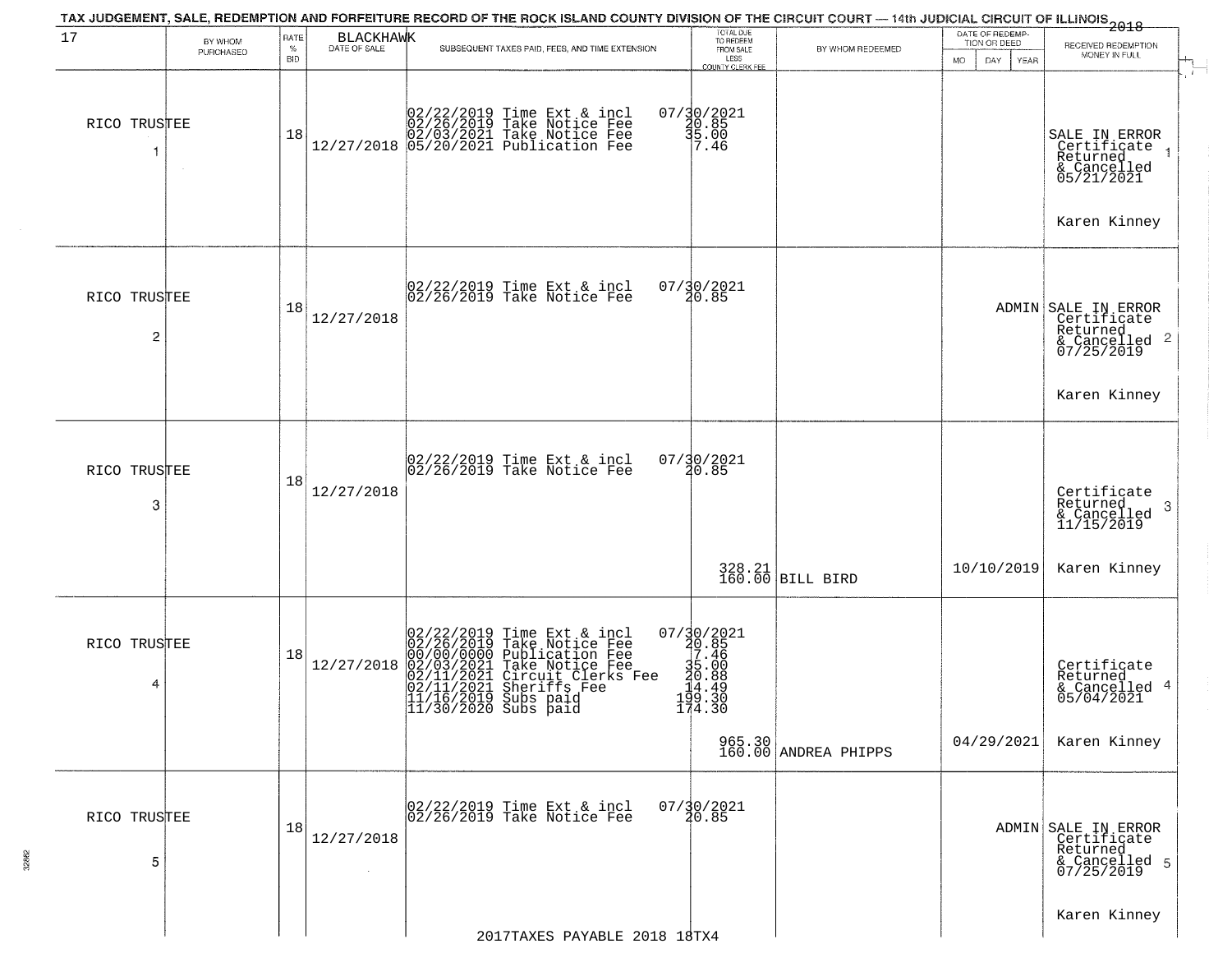TAX JUDGEMENT, SALE, REDEMPTION AND FORFEITURE RECORD OF THE ROCK ISLAND COUNTY DIVISION OF THE CIRCUIT COURT — 14th JUDICIAL CIRCUIT OF ILLINOIS 2018

17 BLACKHAWK

| BY WHOM PURCHASED | RATE % BID | DATE OF SALE | SUBSEQUENT TAXES PAID, FEES, AND TIME EXTENSION | TOTAL DUE TO REDEEM FROM SALE LESS COUNTY CLERK FEE | BY WHOM REDEEMED | DATE OF REDEMPTION OR DEED MO DAY YEAR | RECEIVED REDEMPTION MONEY IN FULL |
|---|---|---|---|---|---|---|---|
| RICO TRUSTEE 1 | 18 | 12/27/2018 | 02/22/2019 Time Ext & incl<br>02/26/2019 Take Notice Fee<br>02/03/2021 Take Notice Fee<br>05/20/2021 Publication Fee | 07/30/2021<br>20.85<br>35.00<br>7.46 | | | SALE IN ERROR Certificate Returned & Cancelled 05/21/2021 1<br>Karen Kinney |
| RICO TRUSTEE 2 | 18 | 12/27/2018 | 02/22/2019 Time Ext & incl<br>02/26/2019 Take Notice Fee | 07/30/2021<br>20.85 | | ADMIN | SALE IN ERROR Certificate Returned & Cancelled 07/25/2019 2<br>Karen Kinney |
| RICO TRUSTEE 3 | 18 | 12/27/2018 | 02/22/2019 Time Ext & incl<br>02/26/2019 Take Notice Fee | 07/30/2021<br>20.85<br>328.21<br>160.00 | BILL BIRD | 10/10/2019 | Certificate Returned & Cancelled 11/15/2019 3<br>Karen Kinney |
| RICO TRUSTEE 4 | 18 | 12/27/2018 | 02/22/2019 Time Ext & incl<br>02/26/2019 Take Notice Fee<br>00/00/0000 Publication Fee<br>02/03/2021 Take Notice Fee<br>02/11/2021 Circuit Clerks Fee<br>02/11/2021 Sheriffs Fee<br>11/16/2019 Subs paid<br>11/30/2020 Subs paid | 07/30/2021<br>20.85<br>7.46<br>35.00<br>20.88<br>14.49<br>199.30<br>174.30<br>965.30<br>160.00 | ANDREA PHIPPS | 04/29/2021 | Certificate Returned & Cancelled 05/04/2021 4<br>Karen Kinney |
| RICO TRUSTEE 5 | 18 | 12/27/2018 | 02/22/2019 Time Ext & incl<br>02/26/2019 Take Notice Fee | 07/30/2021<br>20.85 | | ADMIN | SALE IN ERROR Certificate Returned & Cancelled 07/25/2019 5<br>Karen Kinney |

2017TAXES PAYABLE 2018 18TX4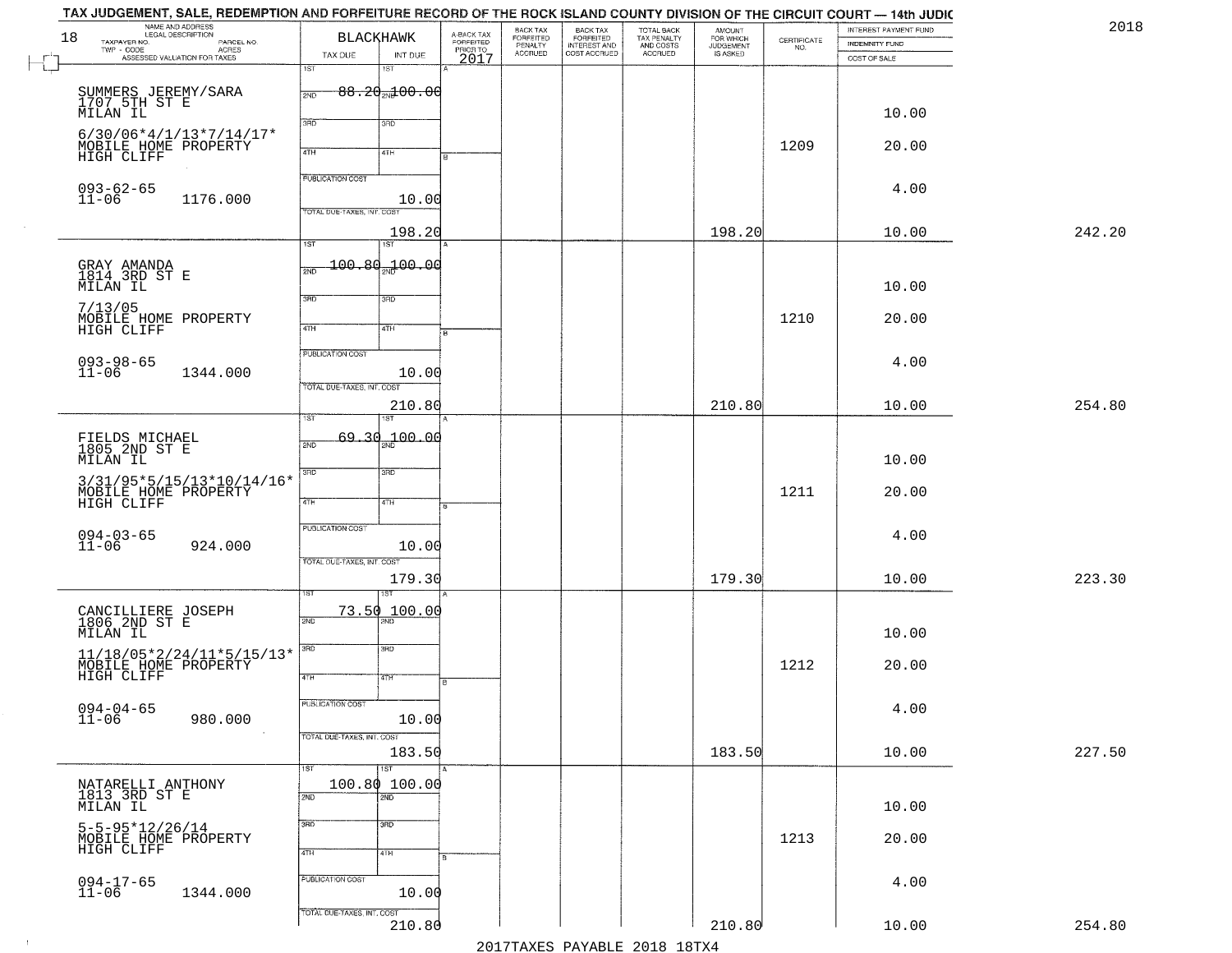TAX JUDGEMENT, SALE, REDEMPTION AND FORFEITURE RECORD OF THE ROCK ISLAND COUNTY DIVISION OF THE CIRCUIT COURT — 14th JUDIC

2018

| 18 NAME AND ADDRESS / LEGAL DESCRIPTION / TAXPAYER NO. / PARCEL NO. / TWP - CODE / ACRES / ASSESSED VALUATION FOR TAXES | BLACKHAWK TAX DUE | INT DUE | A-BACK TAX FORFEITED PRIOR TO 2017 | BACK TAX FORFEITED PENALTY ACCRUED | BACK TAX FORFEITED INTEREST AND COST ACCRUED | TOTAL BACK TAX PENALTY AND COSTS ACCRUED | AMOUNT FOR WHICH JUDGEMENT IS ASKED | CERTIFICATE NO. | INTEREST PAYMENT FUND / INDEMNITY FUND / COST OF SALE | |
|---|---|---|---|---|---|---|---|---|---|---|
| SUMMERS JEREMY/SARA 1707 5TH ST E MILAN IL 6/30/06*4/1/13*7/14/17* MOBILE HOME PROPERTY HIGH CLIFF 093-62-65 11-06 1176.000 | 1ST 88.20 | 100.00 | | | | | | 1209 | 10.00 / 20.00 / 4.00 | |
| | PUBLICATION COST | 10.00 | | | | | | | | |
| | TOTAL DUE-TAXES, INT. COST | 198.20 | | | | | 198.20 | | 10.00 | 242.20 |
| GRAY AMANDA 1814 3RD ST E MILAN IL 7/13/05 MOBILE HOME PROPERTY HIGH CLIFF 093-98-65 11-06 1344.000 | 1ST 100.80 | 100.00 | | | | | | 1210 | 10.00 / 20.00 / 4.00 | |
| | PUBLICATION COST | 10.00 | | | | | | | | |
| | TOTAL DUE-TAXES, INT. COST | 210.80 | | | | | 210.80 | | 10.00 | 254.80 |
| FIELDS MICHAEL 1805 2ND ST E MILAN IL 3/31/95*5/15/13*10/14/16* MOBILE HOME PROPERTY HIGH CLIFF 094-03-65 11-06 924.000 | 1ST 69.30 | 100.00 | | | | | | 1211 | 10.00 / 20.00 / 4.00 | |
| | PUBLICATION COST | 10.00 | | | | | | | | |
| | TOTAL DUE-TAXES, INT. COST | 179.30 | | | | | 179.30 | | 10.00 | 223.30 |
| CANCILLIERE JOSEPH 1806 2ND ST E MILAN IL 11/18/05*2/24/11*5/15/13* MOBILE HOME PROPERTY HIGH CLIFF 094-04-65 11-06 980.000 | 1ST 73.50 | 100.00 | | | | | | 1212 | 10.00 / 20.00 / 4.00 | |
| | PUBLICATION COST | 10.00 | | | | | | | | |
| | TOTAL DUE-TAXES, INT. COST | 183.50 | | | | | 183.50 | | 10.00 | 227.50 |
| NATARELLI ANTHONY 1813 3RD ST E MILAN IL 5-5-95*12/26/14 MOBILE HOME PROPERTY HIGH CLIFF 094-17-65 11-06 1344.000 | 1ST 100.80 | 100.00 | | | | | | 1213 | 10.00 / 20.00 / 4.00 | |
| | PUBLICATION COST | 10.00 | | | | | | | | |
| | TOTAL DUE-TAXES, INT. COST | 210.80 | | | | | 210.80 | | 10.00 | 254.80 |

2017TAXES PAYABLE 2018 18TX4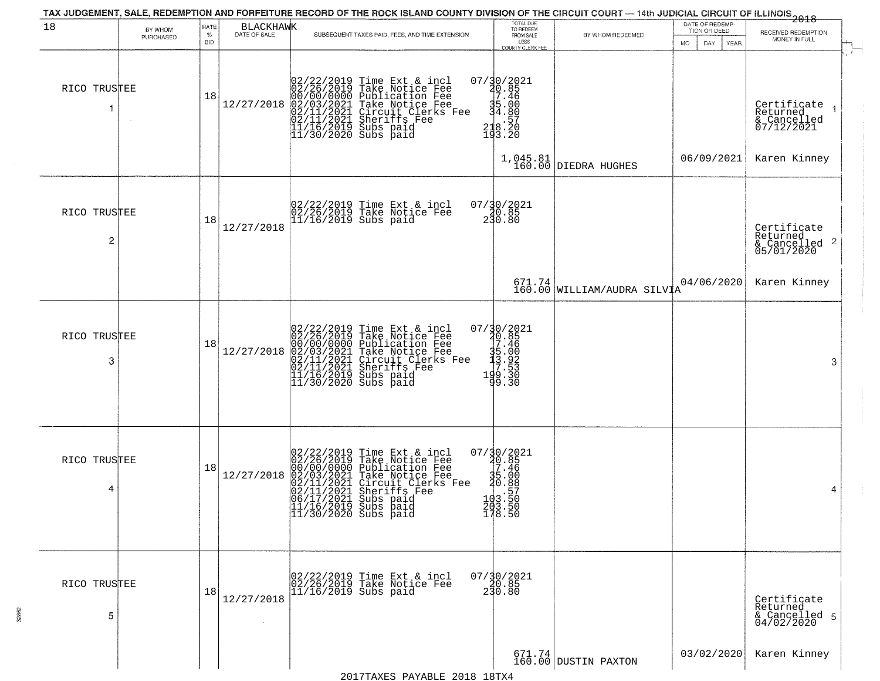TAX JUDGEMENT, SALE, REDEMPTION AND FORFEITURE RECORD OF THE ROCK ISLAND COUNTY DIVISION OF THE CIRCUIT COURT — 14th JUDICIAL CIRCUIT OF ILLINOIS 2018

18 | BLACKHAWK

| BY WHOM PURCHASED | RATE % BID | DATE OF SALE | SUBSEQUENT TAXES PAID, FEES, AND TIME EXTENSION | TOTAL DUE TO REDEEM FROM SALE LESS COUNTY CLERK FEE | BY WHOM REDEEMED | DATE OF REDEMPTION OR DEED MO DAY YEAR | RECEIVED REDEMPTION MONEY IN FULL |
|---|---|---|---|---|---|---|---|
| RICO TRUSTEE 1 | 18 | 12/27/2018 | 02/22/2019 Time Ext & incl 07/30/2021<br>02/26/2019 Take Notice Fee 20.85<br>00/00/0000 Publication Fee 7.46<br>02/03/2021 Take Notice Fee 35.00<br>02/11/2021 Circuit Clerks Fee 34.80<br>02/11/2021 Sheriffs Fee .57<br>11/16/2019 Subs paid 218.20<br>11/30/2020 Subs paid 193.20 | 1,045.81<br>160.00 | DIEDRA HUGHES | 06/09/2021 | Certificate Returned & Cancelled 07/12/2021<br>Karen Kinney |
| RICO TRUSTEE 2 | 18 | 12/27/2018 | 02/22/2019 Time Ext & incl 07/30/2021<br>02/26/2019 Take Notice Fee 20.85<br>11/16/2019 Subs paid 230.80 | 671.74<br>160.00 | WILLIAM/AUDRA SILVIA | 04/06/2020 | Certificate Returned & Cancelled 05/01/2020<br>Karen Kinney |
| RICO TRUSTEE 3 | 18 | 12/27/2018 | 02/22/2019 Time Ext & incl 07/30/2021<br>02/26/2019 Take Notice Fee 20.85<br>00/00/0000 Publication Fee 7.46<br>02/03/2021 Take Notice Fee 35.00<br>02/11/2021 Circuit Clerks Fee 13.92<br>02/11/2021 Sheriffs Fee 7.53<br>11/16/2019 Subs paid 199.30<br>11/30/2020 Subs paid 99.30 | | | | |
| RICO TRUSTEE 4 | 18 | 12/27/2018 | 02/22/2019 Time Ext & incl 07/30/2021<br>02/26/2019 Take Notice Fee 20.85<br>00/00/0000 Publication Fee 7.46<br>02/03/2021 Take Notice Fee 35.00<br>02/11/2021 Circuit Clerks Fee 20.88<br>02/11/2021 Sheriffs Fee .57<br>06/17/2021 Subs paid 103.50<br>11/16/2019 Subs paid 203.50<br>11/30/2020 Subs paid 178.50 | | | | |
| RICO TRUSTEE 5 | 18 | 12/27/2018 | 02/22/2019 Time Ext & incl 07/30/2021<br>02/26/2019 Take Notice Fee 20.85<br>11/16/2019 Subs paid 230.80 | 671.74<br>160.00 | DUSTIN PAXTON | 03/02/2020 | Certificate Returned & Cancelled 04/02/2020<br>Karen Kinney |

2017TAXES PAYABLE 2018 18TX4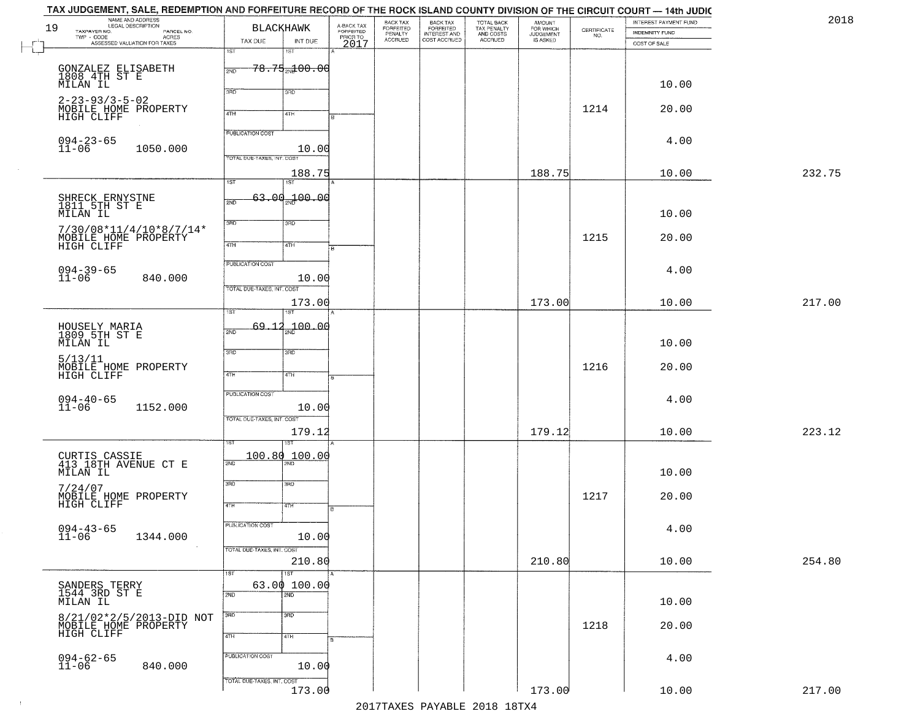TAX JUDGEMENT, SALE, REDEMPTION AND FORFEITURE RECORD OF THE ROCK ISLAND COUNTY DIVISION OF THE CIRCUIT COURT — 14th JUDIC

2018

| 19 NAME AND ADDRESS / LEGAL DESCRIPTION / TAXPAYER NO. / PARCEL NO. / TWP - CODE / ACRES / ASSESSED VALUATION FOR TAXES | BLACKHAWK TAX DUE | INT DUE | A-BACK TAX FORFEITED PRIOR TO 2017 | BACK TAX FORFEITED PENALTY ACCRUED | BACK TAX FORFEITED INTEREST AND COST ACCRUED | TOTAL BACK TAX PENALTY AND COSTS ACCRUED | AMOUNT FOR WHICH JUDGEMENT IS ASKED | CERTIFICATE NO. | INTEREST PAYMENT FUND / INDEMNITY FUND / COST OF SALE | |
|---|---|---|---|---|---|---|---|---|---|---|
| GONZALEZ ELISABETH 1808 4TH ST E MILAN IL 2-23-93/3-5-02 MOBILE HOME PROPERTY HIGH CLIFF 094-23-65 11-06 1050.000 | 1ST 78.75 | 2ND 100.00 | | | | | | 1214 | 10.00 / 20.00 / 4.00 | |
| | PUBLICATION COST | 10.00 | | | | | | | | |
| | TOTAL DUE-TAXES, INT. COST | 188.75 | | | | | 188.75 | | 10.00 | 232.75 |
| SHRECK ERNYSTNE 1811 5TH ST E MILAN IL 7/30/08*11/4/10*8/7/14* MOBILE HOME PROPERTY HIGH CLIFF 094-39-65 11-06 840.000 | 1ST 63.00 | 2ND 100.00 | | | | | | 1215 | 10.00 / 20.00 / 4.00 | |
| | PUBLICATION COST | 10.00 | | | | | | | | |
| | TOTAL DUE-TAXES, INT. COST | 173.00 | | | | | 173.00 | | 10.00 | 217.00 |
| HOUSELY MARIA 1809 5TH ST E MILAN IL 5/13/11 MOBILE HOME PROPERTY HIGH CLIFF 094-40-65 11-06 1152.000 | 1ST 69.12 | 2ND 100.00 | | | | | | 1216 | 10.00 / 20.00 / 4.00 | |
| | PUBLICATION COST | 10.00 | | | | | | | | |
| | TOTAL DUE-TAXES, INT. COST | 179.12 | | | | | 179.12 | | 10.00 | 223.12 |
| CURTIS CASSIE 413 18TH AVENUE CT E MILAN IL 7/24/07 MOBILE HOME PROPERTY HIGH CLIFF 094-43-65 11-06 1344.000 | 1ST 100.80 | 2ND 100.00 | | | | | | 1217 | 10.00 / 20.00 / 4.00 | |
| | PUBLICATION COST | 10.00 | | | | | | | | |
| | TOTAL DUE-TAXES, INT. COST | 210.80 | | | | | 210.80 | | 10.00 | 254.80 |
| SANDERS TERRY 1544 3RD ST E MILAN IL 8/21/02*2/5/2013-DID NOT MOBILE HOME PROPERTY HIGH CLIFF 094-62-65 11-06 840.000 | 1ST 63.00 | 2ND 100.00 | | | | | | 1218 | 10.00 / 20.00 / 4.00 | |
| | PUBLICATION COST | 10.00 | | | | | | | | |
| | TOTAL DUE-TAXES, INT. COST | 173.00 | | | | | 173.00 | | 10.00 | 217.00 |

2017TAXES PAYABLE 2018 18TX4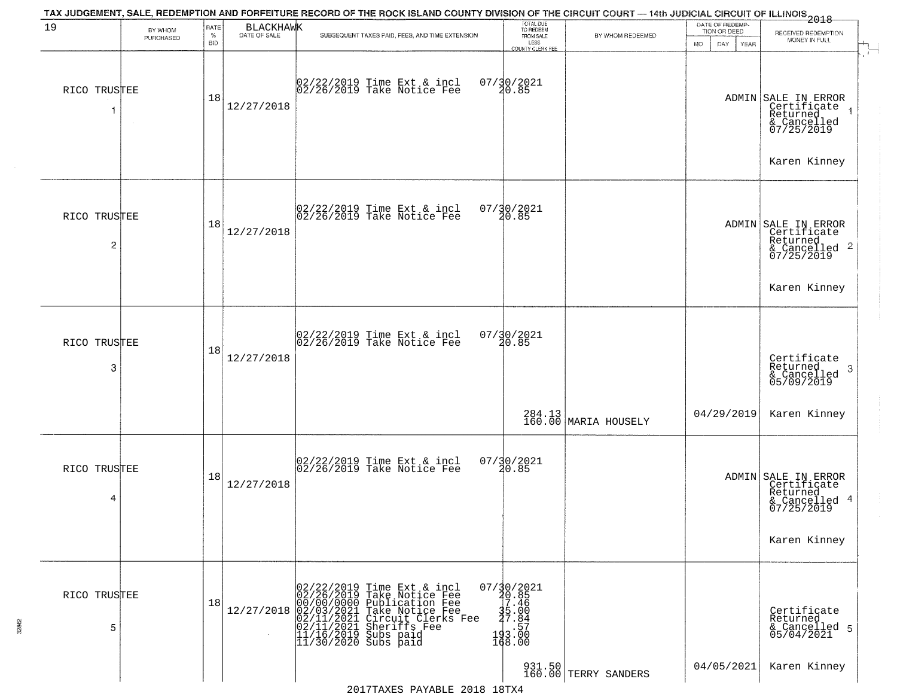TAX JUDGEMENT, SALE, REDEMPTION AND FORFEITURE RECORD OF THE ROCK ISLAND COUNTY DIVISION OF THE CIRCUIT COURT — 14th JUDICIAL CIRCUIT OF ILLINOIS 2018

| 19 | BY WHOM PURCHASED | RATE % BID | BLACKHAWK DATE OF SALE | SUBSEQUENT TAXES PAID, FEES, AND TIME EXTENSION | TOTAL DUE TO REDEEM FROM SALE LESS COUNTY CLERK FEE | BY WHOM REDEEMED | DATE OF REDEMPTION OR DEED MO DAY YEAR | RECEIVED REDEMPTION MONEY IN FULL |
|---|---|---|---|---|---|---|---|---|
| RICO TRUSTEE 1 | | 18 | 12/27/2018 | 02/22/2019 Time Ext & incl<br>02/26/2019 Take Notice Fee | 07/30/2021<br>20.85 | | ADMIN | SALE IN ERROR Certificate Returned & Cancelled 07/25/2019<br>Karen Kinney |
| RICO TRUSTEE 2 | | 18 | 12/27/2018 | 02/22/2019 Time Ext & incl<br>02/26/2019 Take Notice Fee | 07/30/2021<br>20.85 | | ADMIN | SALE IN ERROR Certificate Returned & Cancelled 07/25/2019<br>Karen Kinney |
| RICO TRUSTEE 3 | | 18 | 12/27/2018 | 02/22/2019 Time Ext & incl<br>02/26/2019 Take Notice Fee | 07/30/2021<br>20.85<br>284.13<br>160.00 | MARIA HOUSELY | 04/29/2019 | Certificate Returned & Cancelled 05/09/2019<br>Karen Kinney |
| RICO TRUSTEE 4 | | 18 | 12/27/2018 | 02/22/2019 Time Ext & incl<br>02/26/2019 Take Notice Fee | 07/30/2021<br>20.85 | | ADMIN | SALE IN ERROR Certificate Returned & Cancelled 07/25/2019<br>Karen Kinney |
| RICO TRUSTEE 5 | | 18 | 12/27/2018 | 02/22/2019 Time Ext & incl<br>02/26/2019 Take Notice Fee<br>00/00/0000 Publication Fee<br>02/03/2021 Take Notice Fee<br>02/11/2021 Circuit Clerks Fee<br>02/11/2021 Sheriffs Fee<br>11/16/2019 Subs paid<br>11/30/2020 Subs paid | 07/30/2021<br>20.85<br>7.46<br>35.00<br>27.84<br>.57<br>193.00<br>168.00<br>931.50<br>160.00 | TERRY SANDERS | 04/05/2021 | Certificate Returned & Cancelled 05/04/2021<br>Karen Kinney |

2017TAXES PAYABLE 2018 18TX4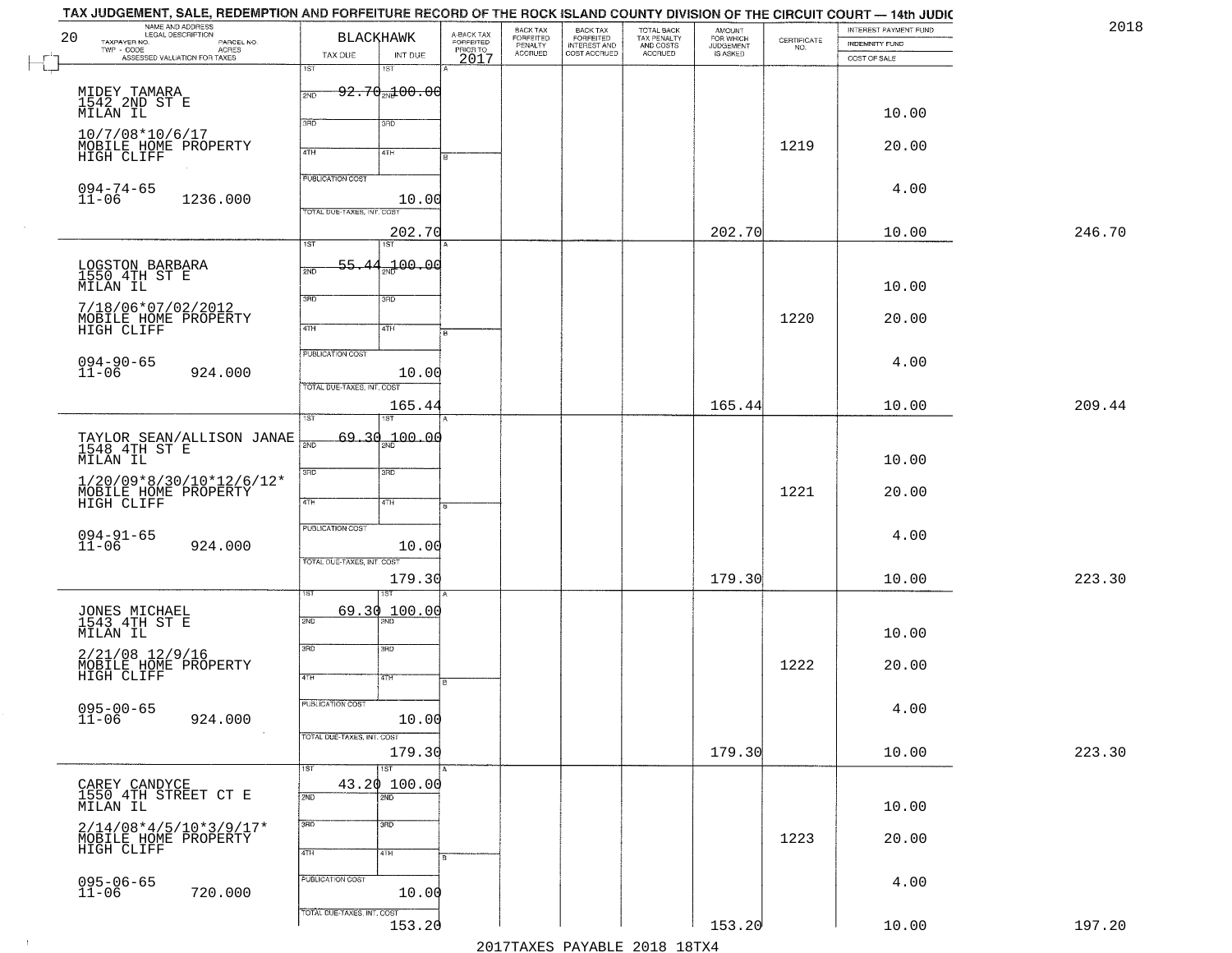# TAX JUDGEMENT, SALE, REDEMPTION AND FORFEITURE RECORD OF THE ROCK ISLAND COUNTY DIVISION OF THE CIRCUIT COURT — 14th JUDIC

2018

| 20 NAME AND ADDRESS / LEGAL DESCRIPTION / TAXPAYER NO. / PARCEL NO. / TWP - CODE / ACRES / ASSESSED VALUATION FOR TAXES | BLACKHAWK TAX DUE | INT DUE | A-BACK TAX FORFEITED PRIOR TO 2017 | BACK TAX FORFEITED PENALTY ACCRUED | BACK TAX FORFEITED INTEREST AND COST ACCRUED | TOTAL BACK TAX PENALTY AND COSTS ACCRUED | AMOUNT FOR WHICH JUDGEMENT IS ASKED | CERTIFICATE NO. | INTEREST PAYMENT FUND / INDEMNITY FUND / COST OF SALE | |
|---|---|---|---|---|---|---|---|---|---|---|
| MIDEY TAMARA 1542 2ND ST E MILAN IL 10/7/08*10/6/17 MOBILE HOME PROPERTY HIGH CLIFF 094-74-65 11-06 1236.000 | 1ST 92.70 PUBLICATION COST TOTAL DUE-TAXES, INT. COST 202.70 | 100.00 10.00 | | | | | 202.70 | 1219 | 10.00 20.00 4.00 10.00 | 246.70 |
| LOGSTON BARBARA 1550 4TH ST E MILAN IL 7/18/06*07/02/2012 MOBILE HOME PROPERTY HIGH CLIFF 094-90-65 11-06 924.000 | 1ST 55.44 PUBLICATION COST TOTAL DUE-TAXES, INT. COST 165.44 | 100.00 10.00 | | | | | 165.44 | 1220 | 10.00 20.00 4.00 10.00 | 209.44 |
| TAYLOR SEAN/ALLISON JANAE 1548 4TH ST E MILAN IL 1/20/09*8/30/10*12/6/12* MOBILE HOME PROPERTY HIGH CLIFF 094-91-65 11-06 924.000 | 1ST 69.30 PUBLICATION COST TOTAL DUE-TAXES, INT. COST 179.30 | 100.00 10.00 | | | | | 179.30 | 1221 | 10.00 20.00 4.00 10.00 | 223.30 |
| JONES MICHAEL 1543 4TH ST E MILAN IL 2/21/08 12/9/16 MOBILE HOME PROPERTY HIGH CLIFF 095-00-65 11-06 924.000 | 1ST 69.30 PUBLICATION COST TOTAL DUE-TAXES, INT. COST 179.30 | 100.00 10.00 | | | | | 179.30 | 1222 | 10.00 20.00 4.00 10.00 | 223.30 |
| CAREY CANDYCE 1550 4TH STREET CT E MILAN IL 2/14/08*4/5/10*3/9/17* MOBILE HOME PROPERTY HIGH CLIFF 095-06-65 11-06 720.000 | 1ST 43.20 PUBLICATION COST TOTAL DUE-TAXES, INT. COST 153.20 | 100.00 10.00 | | | | | 153.20 | 1223 | 10.00 20.00 4.00 10.00 | 197.20 |

2017TAXES PAYABLE 2018 18TX4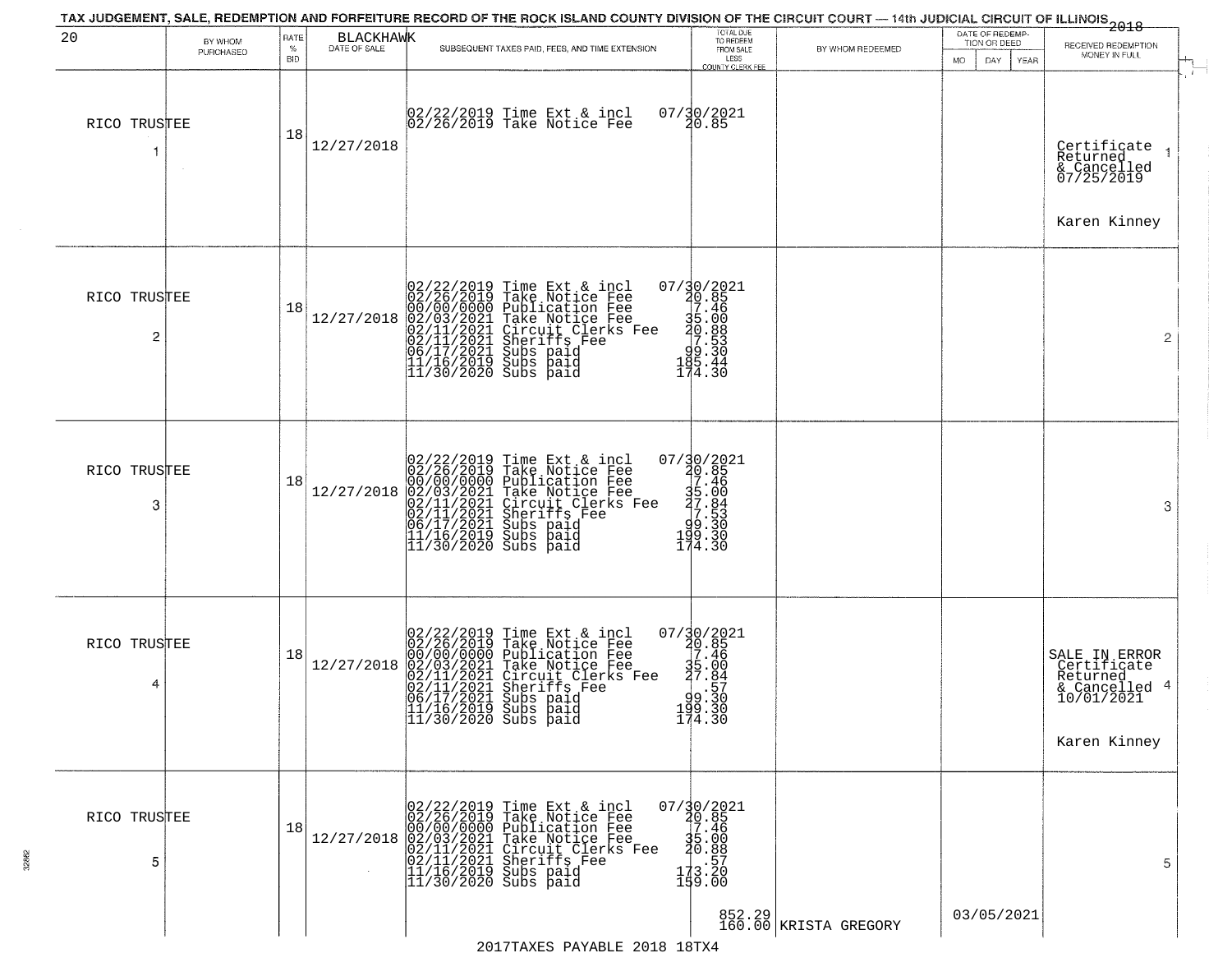TAX JUDGEMENT, SALE, REDEMPTION AND FORFEITURE RECORD OF THE ROCK ISLAND COUNTY DIVISION OF THE CIRCUIT COURT — 14th JUDICIAL CIRCUIT OF ILLINOIS 2018

| 20 | BY WHOM PURCHASED | RATE % BID | BLACKHAWK DATE OF SALE | SUBSEQUENT TAXES PAID, FEES, AND TIME EXTENSION | TOTAL DUE TO REDEEM FROM SALE LESS COUNTY CLERK FEE | BY WHOM REDEEMED | DATE OF REDEMPTION OR DEED MO DAY YEAR | RECEIVED REDEMPTION MONEY IN FULL |
|---|---|---|---|---|---|---|---|---|
| RICO TRUSTEE 1 | | 18 | 12/27/2018 | 02/22/2019 Time Ext & incl<br>02/26/2019 Take Notice Fee | 07/30/2021<br>20.85 | | | Certificate Returned & Cancelled 07/25/2019<br>Karen Kinney 1 |
| RICO TRUSTEE 2 | | 18 | 12/27/2018 | 02/22/2019 Time Ext & incl<br>02/26/2019 Take Notice Fee<br>00/00/0000 Publication Fee<br>02/03/2021 Take Notice Fee<br>02/11/2021 Circuit Clerks Fee<br>02/11/2021 Sheriffs Fee<br>06/17/2021 Subs paid<br>11/16/2019 Subs paid<br>11/30/2020 Subs paid | 07/30/2021<br>20.85<br>7.46<br>35.00<br>20.88<br>7.53<br>99.30<br>185.44<br>174.30 | | | 2 |
| RICO TRUSTEE 3 | | 18 | 12/27/2018 | 02/22/2019 Time Ext & incl<br>02/26/2019 Take Notice Fee<br>00/00/0000 Publication Fee<br>02/03/2021 Take Notice Fee<br>02/11/2021 Circuit Clerks Fee<br>02/11/2021 Sheriffs Fee<br>06/17/2021 Subs paid<br>11/16/2019 Subs paid<br>11/30/2020 Subs paid | 07/30/2021<br>20.85<br>7.46<br>35.00<br>27.84<br>7.53<br>99.30<br>199.30<br>174.30 | | | 3 |
| RICO TRUSTEE 4 | | 18 | 12/27/2018 | 02/22/2019 Time Ext & incl<br>02/26/2019 Take Notice Fee<br>00/00/0000 Publication Fee<br>02/03/2021 Take Notice Fee<br>02/11/2021 Circuit Clerks Fee<br>02/11/2021 Sheriffs Fee<br>06/17/2021 Subs paid<br>11/16/2019 Subs paid<br>11/30/2020 Subs paid | 07/30/2021<br>20.85<br>7.46<br>35.00<br>27.84<br>.57<br>99.30<br>199.30<br>174.30 | | | SALE IN ERROR Certificate Returned & Cancelled 10/01/2021<br>Karen Kinney 4 |
| RICO TRUSTEE 5 | | 18 | 12/27/2018 | 02/22/2019 Time Ext & incl<br>02/26/2019 Take Notice Fee<br>00/00/0000 Publication Fee<br>02/03/2021 Take Notice Fee<br>02/11/2021 Circuit Clerks Fee<br>02/11/2021 Sheriffs Fee<br>11/16/2019 Subs paid<br>11/30/2020 Subs paid | 07/30/2021<br>20.85<br>7.46<br>35.00<br>20.88<br>.57<br>173.20<br>159.00<br>852.29<br>160.00 | KRISTA GREGORY | 03/05/2021 | 5 |

2017TAXES PAYABLE 2018 18TX4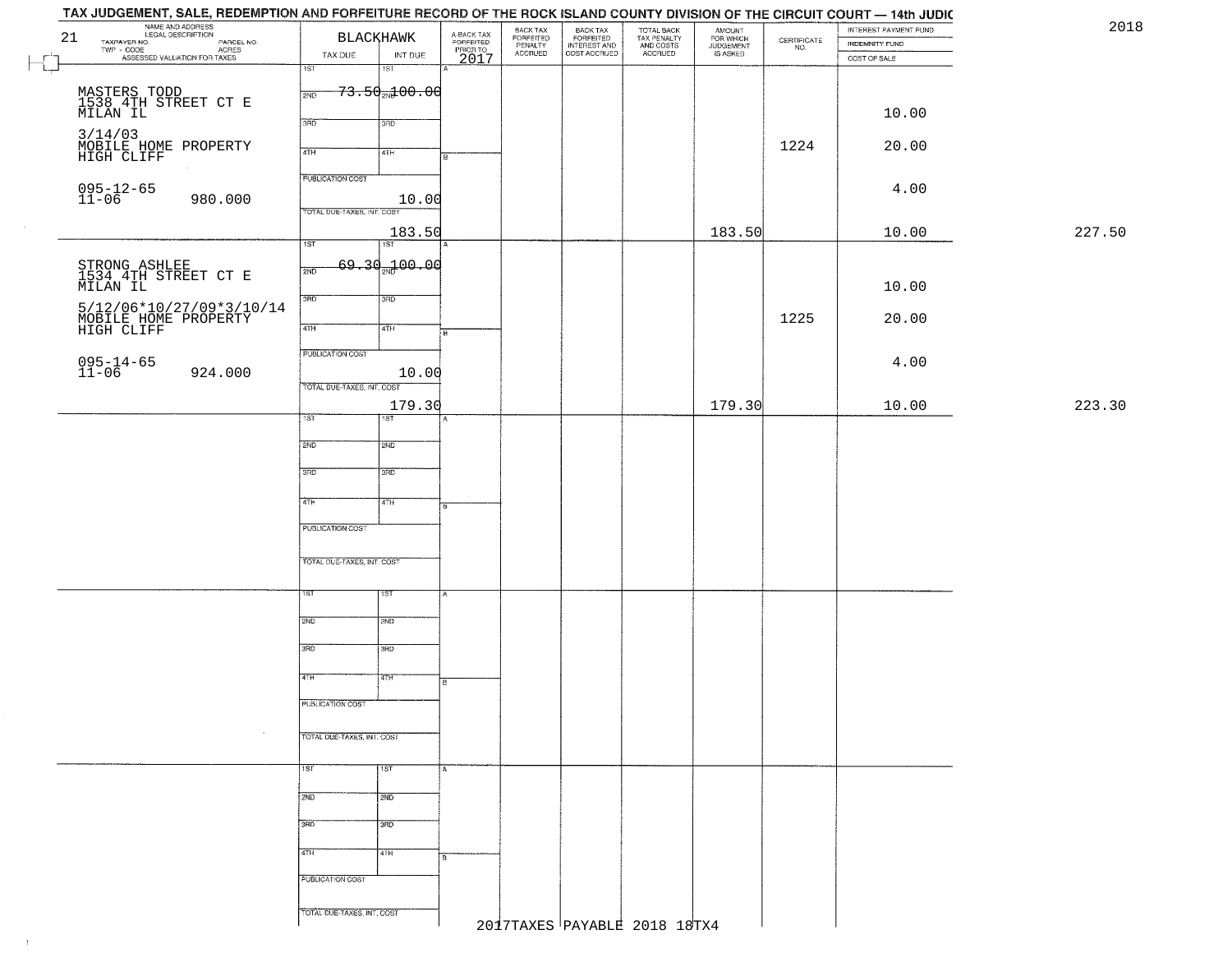# TAX JUDGEMENT, SALE, REDEMPTION AND FORFEITURE RECORD OF THE ROCK ISLAND COUNTY DIVISION OF THE CIRCUIT COURT — 14th JUDIC

2018

21

| NAME AND ADDRESS / LEGAL DESCRIPTION / TAXPAYER NO. / PARCEL NO. / TWP - CODE / ACRES / ASSESSED VALUATION FOR TAXES | BLACKHAWK TAX DUE | INT DUE | A-BACK TAX FORFEITED PRIOR TO 2017 | BACK TAX FORFEITED PENALTY ACCRUED | BACK TAX FORFEITED INTEREST AND COST ACCRUED | TOTAL BACK TAX PENALTY AND COSTS ACCRUED | AMOUNT FOR WHICH JUDGEMENT IS ASKED | CERTIFICATE NO. | INTEREST PAYMENT FUND / INDEMNITY FUND / COST OF SALE | |
|---|---|---|---|---|---|---|---|---|---|---|
| MASTERS TODD<br>1538 4TH STREET CT E<br>MILAN IL<br>3/14/03<br>MOBILE HOME PROPERTY<br>HIGH CLIFF<br>095-12-65<br>11-06 980.000 | 1ST<br>2ND 73.50<br>3RD<br>4TH<br>PUBLICATION COST 10.00<br>TOTAL DUE-TAXES, INT. COST 183.50 | 1ST<br>2ND 100.00<br>3RD<br>4TH | | | | | 183.50 | 1224 | 10.00<br>20.00<br>4.00<br>10.00 | 227.50 |
| STRONG ASHLEE<br>1534 4TH STREET CT E<br>MILAN IL<br>5/12/06*10/27/09*3/10/14<br>MOBILE HOME PROPERTY<br>HIGH CLIFF<br>095-14-65<br>11-06 924.000 | 1ST<br>2ND 69.30<br>3RD<br>4TH<br>PUBLICATION COST 10.00<br>TOTAL DUE-TAXES, INT. COST 179.30 | 1ST<br>2ND 100.00<br>3RD<br>4TH | | | | | 179.30 | 1225 | 10.00<br>20.00<br>4.00<br>10.00 | 223.30 |

2017TAXES PAYABLE 2018 18TX4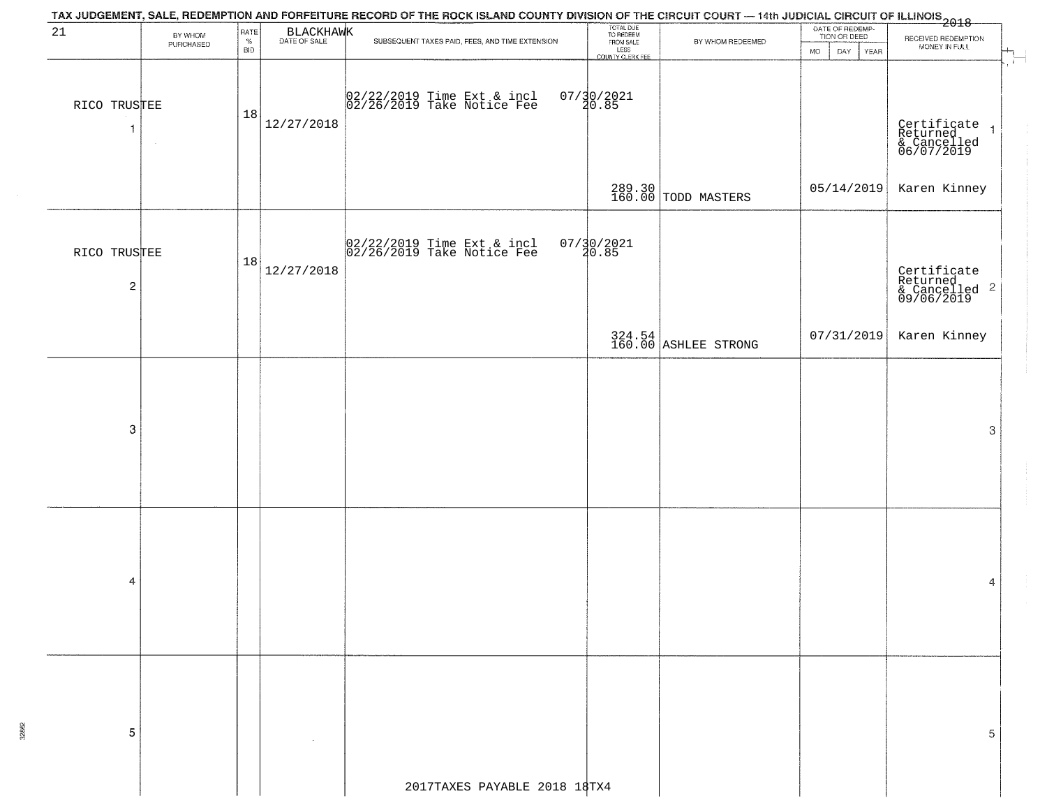TAX JUDGEMENT, SALE, REDEMPTION AND FORFEITURE RECORD OF THE ROCK ISLAND COUNTY DIVISION OF THE CIRCUIT COURT — 14th JUDICIAL CIRCUIT OF ILLINOIS 2018

21 BLACKHAWK

| | BY WHOM PURCHASED | RATE % BID | DATE OF SALE | SUBSEQUENT TAXES PAID, FEES, AND TIME EXTENSION | TOTAL DUE TO REDEEM FROM SALE LESS COUNTY CLERK FEE | BY WHOM REDEEMED | DATE OF REDEMPTION OR DEED MO DAY YEAR | RECEIVED REDEMPTION MONEY IN FULL | |
|---|---|---|---|---|---|---|---|---|---|
| 1 | RICO TRUSTEE | 18 | 12/27/2018 | 02/22/2019 Time Ext & incl 02/26/2019 Take Notice Fee | 07/30/2021 20.85 289.30 160.00 | TODD MASTERS | 05/14/2019 | Certificate Returned & Cancelled 06/07/2019 Karen Kinney | 1 |
| 2 | RICO TRUSTEE | 18 | 12/27/2018 | 02/22/2019 Time Ext & incl 02/26/2019 Take Notice Fee | 07/30/2021 20.85 324.54 160.00 | ASHLEE STRONG | 07/31/2019 | Certificate Returned & Cancelled 09/06/2019 Karen Kinney | 2 |
| 3 | | | | | | | | | 3 |
| 4 | | | | | | | | | 4 |
| 5 | | | | | | | | | 5 |

2017TAXES PAYABLE 2018 18TX4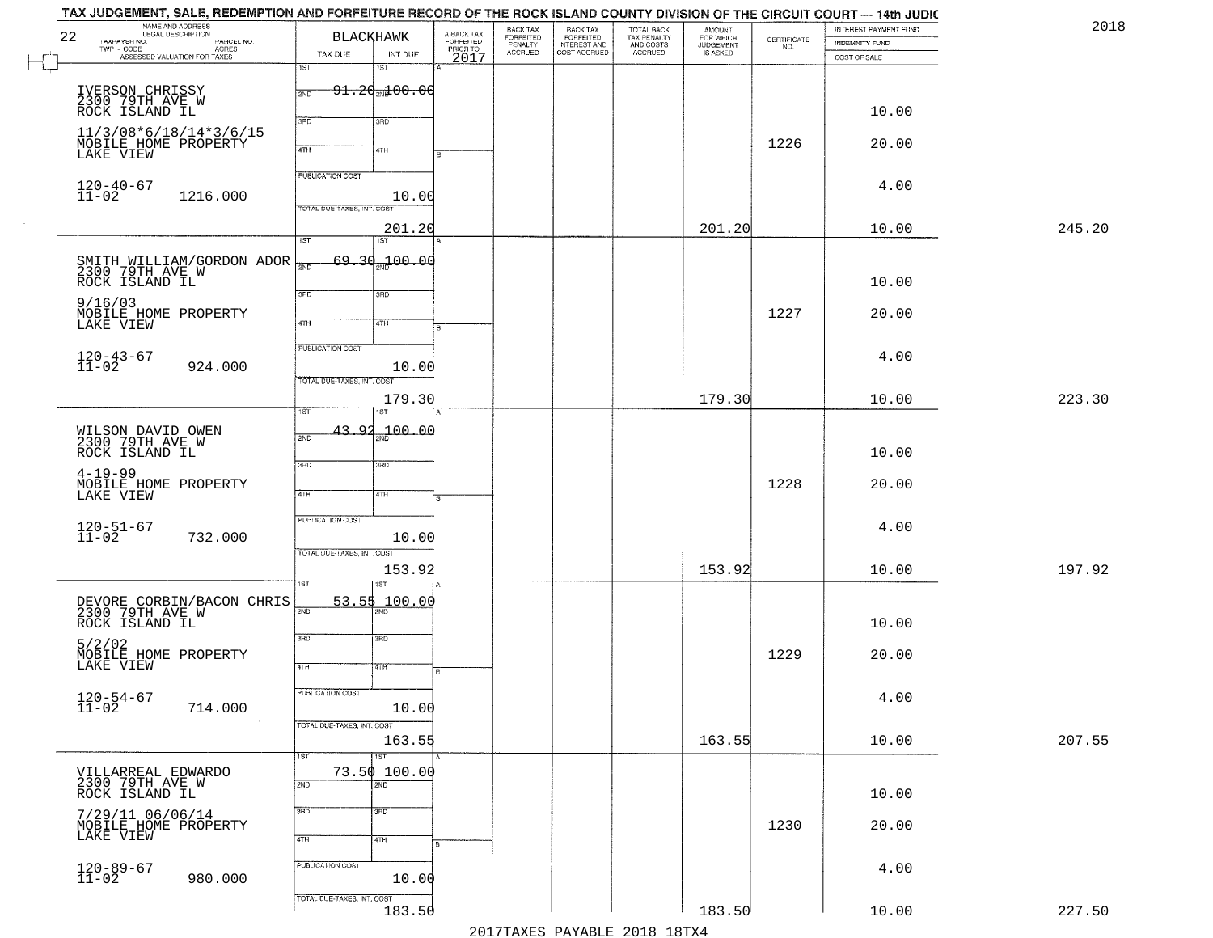# TAX JUDGEMENT, SALE, REDEMPTION AND FORFEITURE RECORD OF THE ROCK ISLAND COUNTY DIVISION OF THE CIRCUIT COURT — 14th JUDIC

2018

22

| NAME AND ADDRESS / LEGAL DESCRIPTION / TAXPAYER NO. / PARCEL NO. / TWP - CODE / ACRES / ASSESSED VALUATION FOR TAXES | BLACKHAWK TAX DUE | INT DUE | A-BACK TAX FORFEITED PRIOR TO 2017 | BACK TAX FORFEITED PENALTY ACCRUED | BACK TAX FORFEITED INTEREST AND COST ACCRUED | TOTAL BACK TAX PENALTY AND COSTS ACCRUED | AMOUNT FOR WHICH JUDGEMENT IS ASKED | CERTIFICATE NO. | INTEREST PAYMENT FUND / INDEMNITY FUND / COST OF SALE | |
|---|---|---|---|---|---|---|---|---|---|---|
| IVERSON CHRISSY 2300 79TH AVE W ROCK ISLAND IL 11/3/08*6/18/14*3/6/15 MOBILE HOME PROPERTY LAKE VIEW 120-40-67 11-02 1216.000 | 1ST 91.20 PUBLICATION COST TOTAL DUE-TAXES, INT. COST 201.20 | 2ND 100.00 10.00 | | | | | 201.20 | 1226 | 10.00 20.00 4.00 10.00 | 245.20 |
| SMITH WILLIAM/GORDON ADOR 2300 79TH AVE W ROCK ISLAND IL 9/16/03 MOBILE HOME PROPERTY LAKE VIEW 120-43-67 11-02 924.000 | 1ST 69.30 PUBLICATION COST TOTAL DUE-TAXES, INT. COST 179.30 | 2ND 100.00 10.00 | | | | | 179.30 | 1227 | 10.00 20.00 4.00 10.00 | 223.30 |
| WILSON DAVID OWEN 2300 79TH AVE W ROCK ISLAND IL 4-19-99 MOBILE HOME PROPERTY LAKE VIEW 120-51-67 11-02 732.000 | 1ST 43.92 PUBLICATION COST TOTAL DUE-TAXES, INT. COST 153.92 | 2ND 100.00 10.00 | | | | | 153.92 | 1228 | 10.00 20.00 4.00 10.00 | 197.92 |
| DEVORE CORBIN/BACON CHRIS 2300 79TH AVE W ROCK ISLAND IL 5/2/02 MOBILE HOME PROPERTY LAKE VIEW 120-54-67 11-02 714.000 | 1ST 53.55 PUBLICATION COST TOTAL DUE-TAXES, INT. COST 163.55 | 2ND 100.00 10.00 | | | | | 163.55 | 1229 | 10.00 20.00 4.00 10.00 | 207.55 |
| VILLARREAL EDWARDO 2300 79TH AVE W ROCK ISLAND IL 7/29/11 06/06/14 MOBILE HOME PROPERTY LAKE VIEW 120-89-67 11-02 980.000 | 1ST 73.50 PUBLICATION COST TOTAL DUE-TAXES, INT. COST 183.50 | 2ND 100.00 10.00 | | | | | 183.50 | 1230 | 10.00 20.00 4.00 10.00 | 227.50 |

2017TAXES PAYABLE 2018 18TX4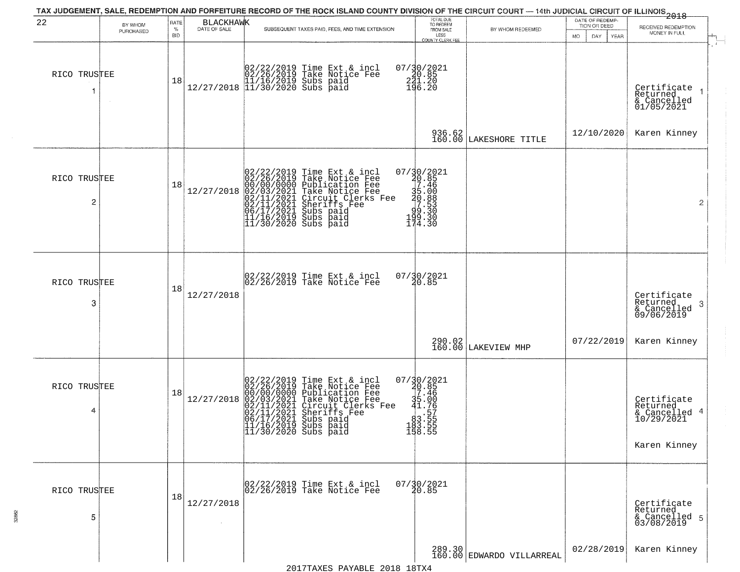TAX JUDGEMENT, SALE, REDEMPTION AND FORFEITURE RECORD OF THE ROCK ISLAND COUNTY DIVISION OF THE CIRCUIT COURT — 14th JUDICIAL CIRCUIT OF ILLINOIS 2018

| 22 BY WHOM PURCHASED | RATE % BID | BLACKHAWK DATE OF SALE | SUBSEQUENT TAXES PAID, FEES, AND TIME EXTENSION | TOTAL DUE TO REDEEM FROM SALE LESS COUNTY CLERK FEE | BY WHOM REDEEMED | DATE OF REDEMPTION OR DEED MO DAY YEAR | RECEIVED REDEMPTION MONEY IN FULL |
|---|---|---|---|---|---|---|---|
| RICO TRUSTEE 1 | 18 | 12/27/2018 | 02/22/2019 Time Ext & incl 07/30/2021<br>02/26/2019 Take Notice Fee 20.85<br>11/16/2019 Subs paid 221.20<br>11/30/2020 Subs paid 196.20 | 936.62<br>160.00 | LAKESHORE TITLE | 12/10/2020 | Certificate Returned & Cancelled 01/05/2021 1<br>Karen Kinney |
| RICO TRUSTEE 2 | 18 | 12/27/2018 | 02/22/2019 Time Ext & incl 07/30/2021<br>02/26/2019 Take Notice Fee 20.85<br>00/00/0000 Publication Fee 7.46<br>02/03/2021 Take Notice Fee 35.00<br>02/11/2021 Circuit Clerks Fee 20.88<br>02/11/2021 Sheriffs Fee 7.53<br>06/17/2021 Subs paid 99.30<br>11/16/2019 Subs paid 199.30<br>11/30/2020 Subs paid 174.30 | | | | 2 |
| RICO TRUSTEE 3 | 18 | 12/27/2018 | 02/22/2019 Time Ext & incl 07/30/2021<br>02/26/2019 Take Notice Fee 20.85 | 290.02<br>160.00 | LAKEVIEW MHP | 07/22/2019 | Certificate Returned & Cancelled 09/06/2019 3<br>Karen Kinney |
| RICO TRUSTEE 4 | 18 | 12/27/2018 | 02/22/2019 Time Ext & incl 07/30/2021<br>02/26/2019 Take Notice Fee 20.85<br>00/00/0000 Publication Fee 7.46<br>02/03/2021 Take Notice Fee 35.00<br>02/11/2021 Circuit Clerks Fee 41.76<br>02/11/2021 Sheriffs Fee .57<br>06/17/2021 Subs paid 83.55<br>11/16/2019 Subs paid 183.55<br>11/30/2020 Subs paid 158.55 | | | | Certificate Returned & Cancelled 10/29/2021 4<br>Karen Kinney |
| RICO TRUSTEE 5 | 18 | 12/27/2018 | 02/22/2019 Time Ext & incl 07/30/2021<br>02/26/2019 Take Notice Fee 20.85 | 289.30<br>160.00 | EDWARDO VILLARREAL | 02/28/2019 | Certificate Returned & Cancelled 03/08/2019 5<br>Karen Kinney |

2017TAXES PAYABLE 2018 18TX4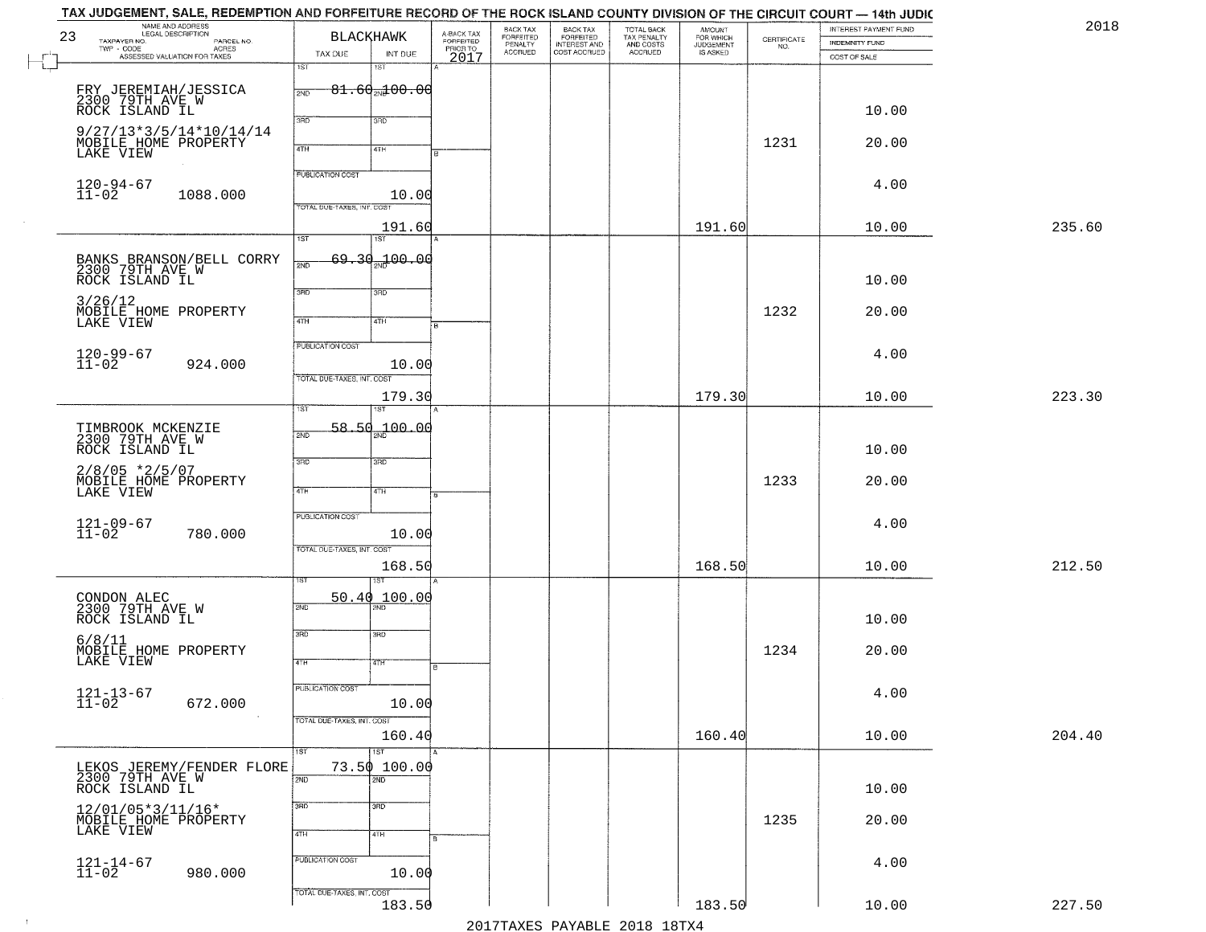# TAX JUDGEMENT, SALE, REDEMPTION AND FORFEITURE RECORD OF THE ROCK ISLAND COUNTY DIVISION OF THE CIRCUIT COURT — 14th JUDIC

2018

| 23 NAME AND ADDRESS / LEGAL DESCRIPTION / TAXPAYER NO. / PARCEL NO. / TWP - CODE / ACRES / ASSESSED VALUATION FOR TAXES | BLACKHAWK TAX DUE | INT DUE | A-BACK TAX FORFEITED PRIOR TO 2017 | BACK TAX FORFEITED PENALTY ACCRUED | BACK TAX FORFEITED INTEREST AND COST ACCRUED | TOTAL BACK TAX PENALTY AND COSTS ACCRUED | AMOUNT FOR WHICH JUDGEMENT IS ASKED | CERTIFICATE NO. | INTEREST PAYMENT FUND / INDEMNITY FUND / COST OF SALE | |
|---|---|---|---|---|---|---|---|---|---|---|
| FRY JEREMIAH/JESSICA<br>2300 79TH AVE W<br>ROCK ISLAND IL<br>9/27/13*3/5/14*10/14/14<br>MOBILE HOME PROPERTY<br>LAKE VIEW<br>120-94-67<br>11-02 1088.000 | 1ST<br>2ND 81.60<br>3RD<br>4TH<br>PUBLICATION COST<br>TOTAL DUE-TAXES, INT. COST | 1ST<br>2ND 100.00<br>3RD<br>4TH<br>10.00<br>191.60 | | | | | 191.60 | 1231 | 10.00<br>20.00<br>4.00<br>10.00 | 235.60 |
| BANKS BRANSON/BELL CORRY<br>2300 79TH AVE W<br>ROCK ISLAND IL<br>3/26/12<br>MOBILE HOME PROPERTY<br>LAKE VIEW<br>120-99-67<br>11-02 924.000 | 1ST<br>2ND 69.30<br>3RD<br>4TH<br>PUBLICATION COST<br>TOTAL DUE-TAXES, INT. COST | 1ST<br>2ND 100.00<br>3RD<br>4TH<br>10.00<br>179.30 | | | | | 179.30 | 1232 | 10.00<br>20.00<br>4.00<br>10.00 | 223.30 |
| TIMBROOK MCKENZIE<br>2300 79TH AVE W<br>ROCK ISLAND IL<br>2/8/05 *2/5/07<br>MOBILE HOME PROPERTY<br>LAKE VIEW<br>121-09-67<br>11-02 780.000 | 1ST<br>2ND 58.50<br>3RD<br>4TH<br>PUBLICATION COST<br>TOTAL DUE-TAXES, INT. COST | 1ST<br>2ND 100.00<br>3RD<br>4TH<br>10.00<br>168.50 | | | | | 168.50 | 1233 | 10.00<br>20.00<br>4.00<br>10.00 | 212.50 |
| CONDON ALEC<br>2300 79TH AVE W<br>ROCK ISLAND IL<br>6/8/11<br>MOBILE HOME PROPERTY<br>LAKE VIEW<br>121-13-67<br>11-02 672.000 | 1ST<br>2ND 50.40<br>3RD<br>4TH<br>PUBLICATION COST<br>TOTAL DUE-TAXES, INT. COST | 1ST<br>2ND 100.00<br>3RD<br>4TH<br>10.00<br>160.40 | | | | | 160.40 | 1234 | 10.00<br>20.00<br>4.00<br>10.00 | 204.40 |
| LEKOS JEREMY/FENDER FLORE<br>2300 79TH AVE W<br>ROCK ISLAND IL<br>12/01/05*3/11/16*<br>MOBILE HOME PROPERTY<br>LAKE VIEW<br>121-14-67<br>11-02 980.000 | 1ST<br>2ND 73.50<br>3RD<br>4TH<br>PUBLICATION COST<br>TOTAL DUE-TAXES, INT. COST | 1ST<br>2ND 100.00<br>3RD<br>4TH<br>10.00<br>183.50 | | | | | 183.50 | 1235 | 10.00<br>20.00<br>4.00<br>10.00 | 227.50 |

2017TAXES PAYABLE 2018 18TX4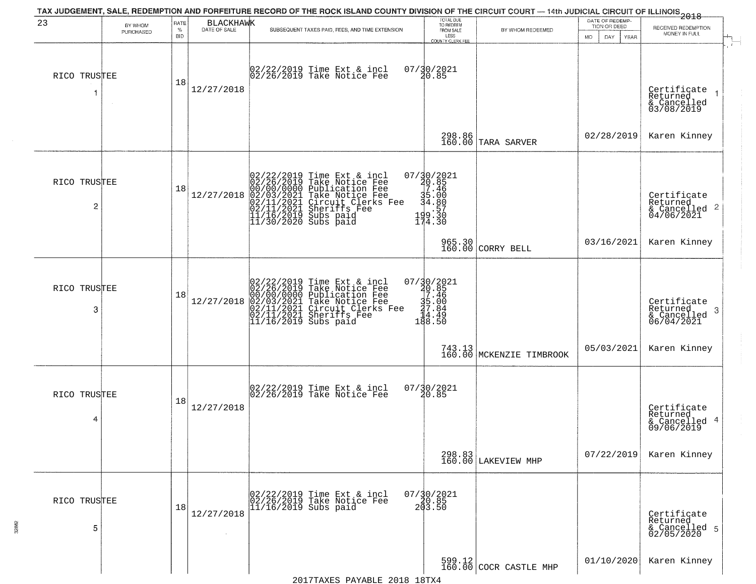TAX JUDGEMENT, SALE, REDEMPTION AND FORFEITURE RECORD OF THE ROCK ISLAND COUNTY DIVISION OF THE CIRCUIT COURT — 14th JUDICIAL CIRCUIT OF ILLINOIS 2018

| 23 BY WHOM PURCHASED | RATE % BID | BLACKHAWK DATE OF SALE | SUBSEQUENT TAXES PAID, FEES, AND TIME EXTENSION | TOTAL DUE TO REDEEM FROM SALE LESS COUNTY CLERK FEE | BY WHOM REDEEMED | DATE OF REDEMPTION OR DEED MO DAY YEAR | RECEIVED REDEMPTION MONEY IN FULL |
|---|---|---|---|---|---|---|---|
| RICO TRUSTEE 1 | 18 | 12/27/2018 | 02/22/2019 Time Ext & incl<br>02/26/2019 Take Notice Fee | 07/30/2021<br>20.85<br><br>298.86<br>160.00 | TARA SARVER | 02/28/2019 | Certificate Returned & Cancelled 03/08/2019<br>Karen Kinney |
| RICO TRUSTEE 2 | 18 | 12/27/2018 | 02/22/2019 Time Ext & incl<br>02/26/2019 Take Notice Fee<br>00/00/0000 Publication Fee<br>02/03/2021 Take Notice Fee<br>02/11/2021 Circuit Clerks Fee<br>02/11/2021 Sheriffs Fee<br>11/16/2019 Subs paid<br>11/30/2020 Subs paid | 07/30/2021<br>20.85<br>7.46<br>35.00<br>34.80<br>.57<br>199.30<br>174.30<br><br>965.30<br>160.00 | CORRY BELL | 03/16/2021 | Certificate Returned & Cancelled 04/06/2021<br>Karen Kinney |
| RICO TRUSTEE 3 | 18 | 12/27/2018 | 02/22/2019 Time Ext & incl<br>02/26/2019 Take Notice Fee<br>00/00/0000 Publication Fee<br>02/03/2021 Take Notice Fee<br>02/11/2021 Circuit Clerks Fee<br>02/11/2021 Sheriffs Fee<br>11/16/2019 Subs paid | 07/30/2021<br>20.85<br>7.46<br>35.00<br>27.84<br>14.49<br>188.50<br><br>743.13<br>160.00 | MCKENZIE TIMBROOK | 05/03/2021 | Certificate Returned & Cancelled 06/04/2021<br>Karen Kinney |
| RICO TRUSTEE 4 | 18 | 12/27/2018 | 02/22/2019 Time Ext & incl<br>02/26/2019 Take Notice Fee | 07/30/2021<br>20.85<br><br>298.83<br>160.00 | LAKEVIEW MHP | 07/22/2019 | Certificate Returned & Cancelled 09/06/2019<br>Karen Kinney |
| RICO TRUSTEE 5 | 18 | 12/27/2018 | 02/22/2019 Time Ext & incl<br>02/26/2019 Take Notice Fee<br>11/16/2019 Subs paid | 07/30/2021<br>20.85<br>203.50<br><br>599.12<br>160.00 | COCR CASTLE MHP | 01/10/2020 | Certificate Returned & Cancelled 02/05/2020<br>Karen Kinney |

2017TAXES PAYABLE 2018 18TX4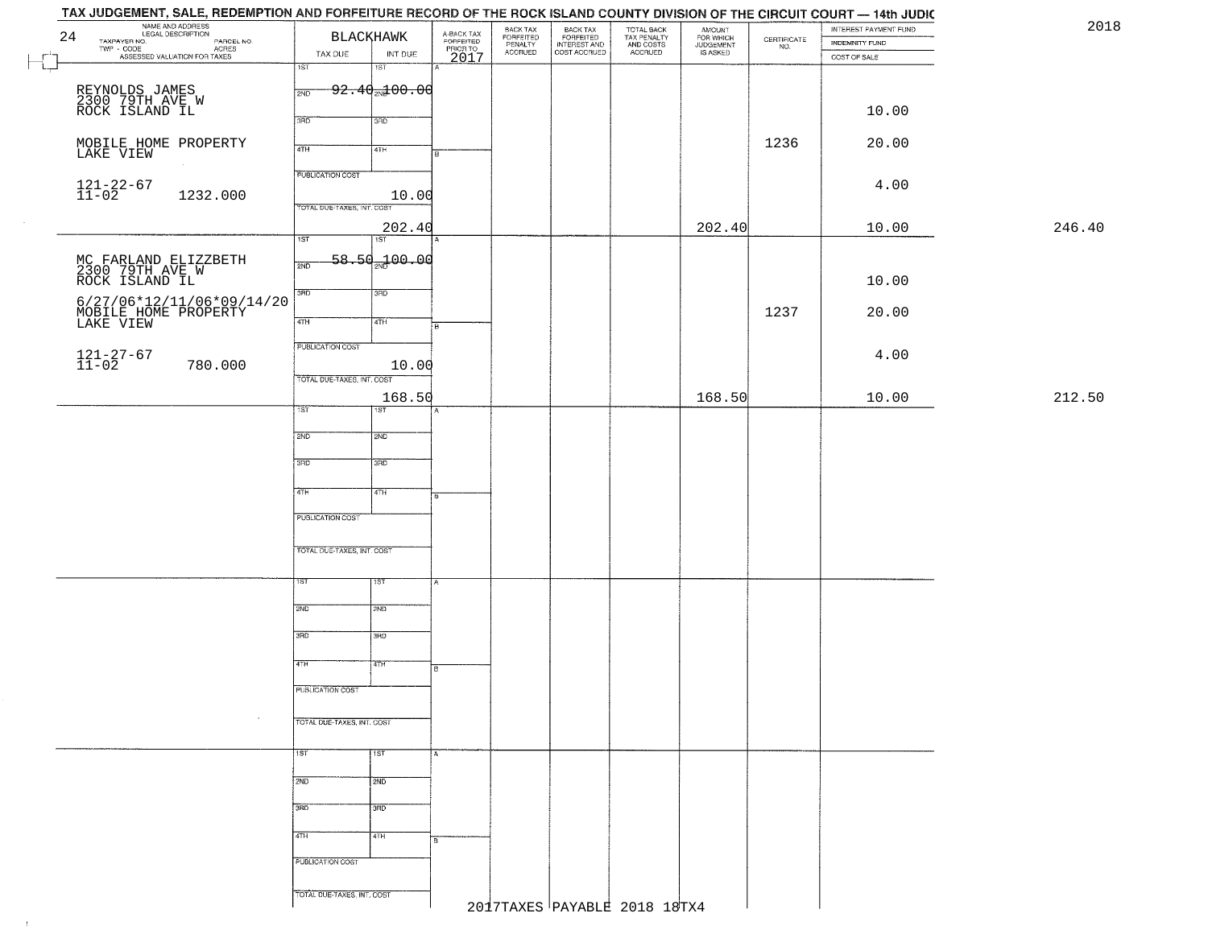# TAX JUDGEMENT, SALE, REDEMPTION AND FORFEITURE RECORD OF THE ROCK ISLAND COUNTY DIVISION OF THE CIRCUIT COURT — 14th JUDIC

2018

| 24 NAME AND ADDRESS / LEGAL DESCRIPTION / TAXPAYER NO. / PARCEL NO. / TWP - CODE / ACRES / ASSESSED VALUATION FOR TAXES | BLACKHAWK TAX DUE | INT DUE | A-BACK TAX FORFEITED PRIOR TO 2017 | BACK TAX FORFEITED PENALTY ACCRUED | BACK TAX FORFEITED INTEREST AND COST ACCRUED | TOTAL BACK TAX PENALTY AND COSTS ACCRUED | AMOUNT FOR WHICH JUDGEMENT IS ASKED | CERTIFICATE NO. | INTEREST PAYMENT FUND / INDEMNITY FUND / COST OF SALE | |
|---|---|---|---|---|---|---|---|---|---|---|
| REYNOLDS JAMES<br>2300 79TH AVE W<br>ROCK ISLAND IL<br>MOBILE HOME PROPERTY<br>LAKE VIEW<br>121-22-67<br>11-02 1232.000 | 1ST<br>2ND 92.40<br>3RD<br>4TH<br>PUBLICATION COST<br>TOTAL DUE-TAXES, INT. COST 202.40 | 1ST<br>2ND 100.00<br>3RD<br>4TH<br>10.00 | | | | | 202.40 | 1236 | 10.00<br>20.00<br>4.00<br>10.00 | 246.40 |
| MC FARLAND ELIZZBETH<br>2300 79TH AVE W<br>ROCK ISLAND IL<br>6/27/06*12/11/06*09/14/20<br>MOBILE HOME PROPERTY<br>LAKE VIEW<br>121-27-67<br>11-02 780.000 | 1ST<br>2ND 58.50<br>3RD<br>4TH<br>PUBLICATION COST<br>TOTAL DUE-TAXES, INT. COST 168.50 | 1ST<br>2ND 100.00<br>3RD<br>4TH<br>10.00 | | | | | 168.50 | 1237 | 10.00<br>20.00<br>4.00<br>10.00 | 212.50 |

2017TAXES PAYABLE 2018 18TX4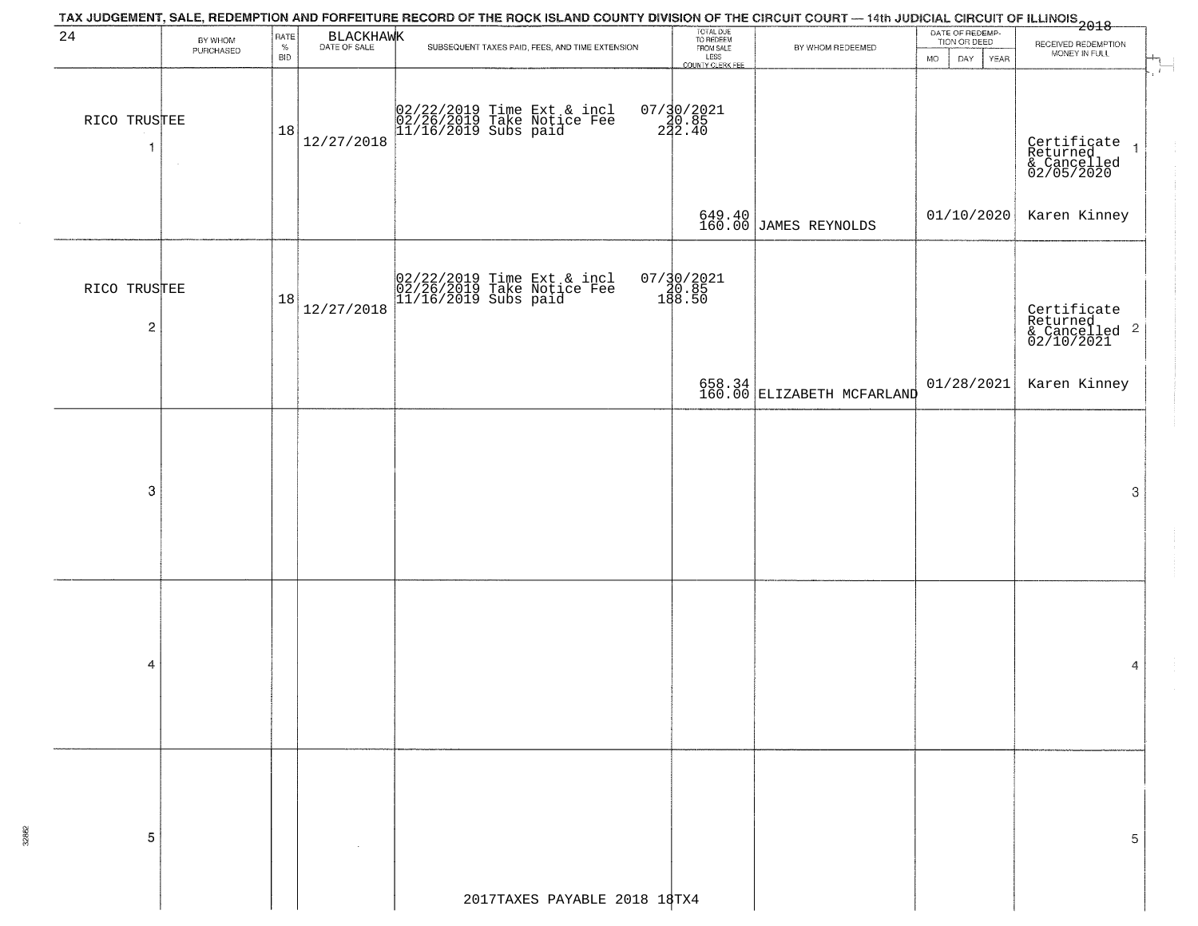TAX JUDGEMENT, SALE, REDEMPTION AND FORFEITURE RECORD OF THE ROCK ISLAND COUNTY DIVISION OF THE CIRCUIT COURT — 14th JUDICIAL CIRCUIT OF ILLINOIS 2018

24 BLACKHAWK

| | BY WHOM PURCHASED | RATE % BID | DATE OF SALE | SUBSEQUENT TAXES PAID, FEES, AND TIME EXTENSION | TOTAL DUE TO REDEEM FROM SALE LESS COUNTY CLERK FEE | BY WHOM REDEEMED | DATE OF REDEMPTION OR DEED MO DAY YEAR | RECEIVED REDEMPTION MONEY IN FULL | |
|---|---|---|---|---|---|---|---|---|---|
| 1 | RICO TRUSTEE | 18 | 12/27/2018 | 02/22/2019 Time Ext & incl<br>02/26/2019 Take Notice Fee<br>11/16/2019 Subs paid | 07/30/2021<br>20.85<br>222.40<br>649.40<br>160.00 | JAMES REYNOLDS | 01/10/2020 | Certificate Returned & Cancelled 02/05/2020<br>Karen Kinney | 1 |
| 2 | RICO TRUSTEE | 18 | 12/27/2018 | 02/22/2019 Time Ext & incl<br>02/26/2019 Take Notice Fee<br>11/16/2019 Subs paid | 07/30/2021<br>20.85<br>188.50<br>658.34<br>160.00 | ELIZABETH MCFARLAND | 01/28/2021 | Certificate Returned & Cancelled 02/10/2021<br>Karen Kinney | 2 |
| 3 | | | | | | | | | 3 |
| 4 | | | | | | | | | 4 |
| 5 | | | | | | | | | 5 |

2017TAXES PAYABLE 2018 18TX4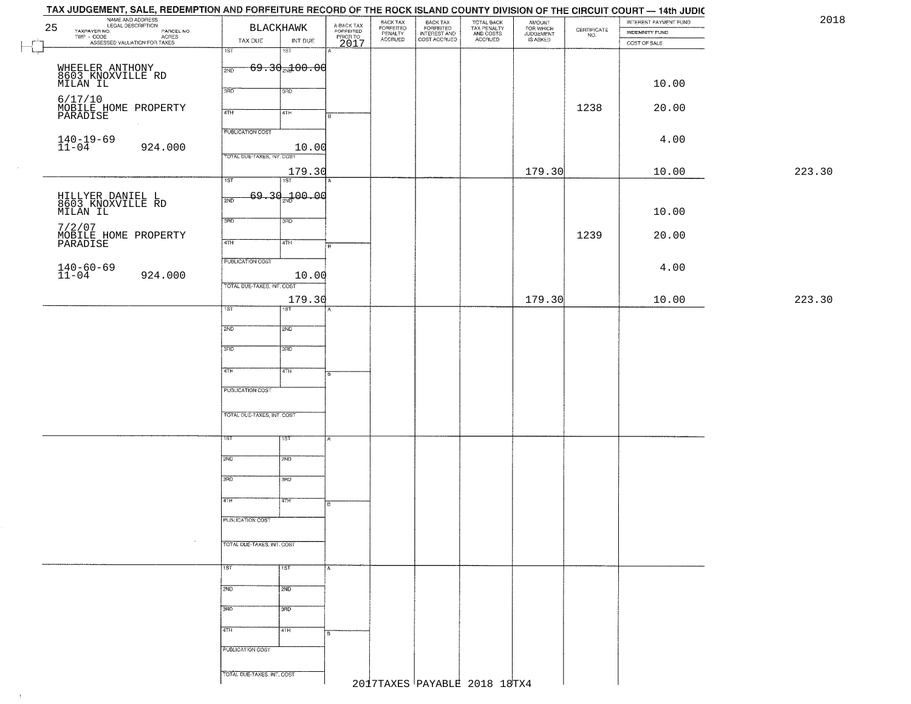# TAX JUDGEMENT, SALE, REDEMPTION AND FORFEITURE RECORD OF THE ROCK ISLAND COUNTY DIVISION OF THE CIRCUIT COURT — 14th JUDIC

2018

25

| NAME AND ADDRESS / LEGAL DESCRIPTION / TAXPAYER NO. / PARCEL NO. / TWP - CODE / ACRES / ASSESSED VALUATION FOR TAXES | BLACKHAWK TAX DUE | INT DUE | A-BACK TAX FORFEITED PRIOR TO 2017 | BACK TAX FORFEITED PENALTY ACCRUED | BACK TAX FORFEITED INTEREST AND COST ACCRUED | TOTAL BACK TAX PENALTY AND COSTS ACCRUED | AMOUNT FOR WHICH JUDGEMENT IS ASKED | CERTIFICATE NO. | INTEREST PAYMENT FUND / INDEMNITY FUND / COST OF SALE | |
|---|---|---|---|---|---|---|---|---|---|---|
| WHEELER ANTHONY<br>8603 KNOXVILLE RD<br>MILAN IL<br>6/17/10<br>MOBILE HOME PROPERTY<br>PARADISE<br>140-19-69<br>11-04 924.000 | 1ST<br>2ND 69.30<br>3RD<br>4TH<br>PUBLICATION COST 10.00<br>TOTAL DUE-TAXES, INT. COST 179.30 | 1ST<br>2ND 100.00<br>3RD<br>4TH | | | | | 179.30 | 1238 | 10.00<br>20.00<br>4.00<br>10.00 | 223.30 |
| HILLYER DANIEL L<br>8603 KNOXVILLE RD<br>MILAN IL<br>7/2/07<br>MOBILE HOME PROPERTY<br>PARADISE<br>140-60-69<br>11-04 924.000 | 1ST<br>2ND 69.30<br>3RD<br>4TH<br>PUBLICATION COST 10.00<br>TOTAL DUE-TAXES, INT. COST 179.30 | 1ST<br>2ND 100.00<br>3RD<br>4TH | | | | | 179.30 | 1239 | 10.00<br>20.00<br>4.00<br>10.00 | 223.30 |

2017TAXES PAYABLE 2018 18TX4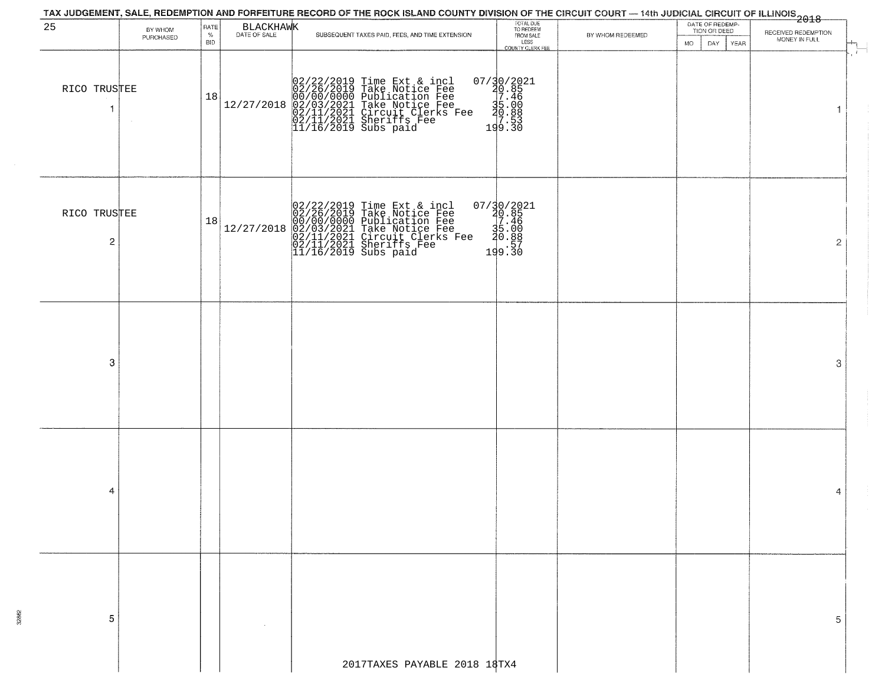# TAX JUDGEMENT, SALE, REDEMPTION AND FORFEITURE RECORD OF THE ROCK ISLAND COUNTY DIVISION OF THE CIRCUIT COURT — 14th JUDICIAL CIRCUIT OF ILLINOIS 2018

25 BLACKHAWK

| | BY WHOM PURCHASED | RATE % BID | DATE OF SALE | SUBSEQUENT TAXES PAID, FEES, AND TIME EXTENSION | TOTAL DUE TO REDEEM FROM SALE LESS COUNTY CLERK FEE | BY WHOM REDEEMED | DATE OF REDEMPTION OR DEED MO | DAY | YEAR | RECEIVED REDEMPTION MONEY IN FULL | |
|---|---|---|---|---|---|---|---|---|---|---|---|
| 1 | RICO TRUSTEE | 18 | 12/27/2018 | 02/22/2019 Time Ext & incl<br>02/26/2019 Take Notice Fee<br>00/00/0000 Publication Fee<br>02/03/2021 Take Notice Fee<br>02/11/2021 Circuit Clerks Fee<br>02/11/2021 Sheriffs Fee<br>11/16/2019 Subs paid | 07/30/2021<br>20.85<br>7.46<br>35.00<br>20.88<br>7.53<br>199.30 | | | | | | 1 |
| 2 | RICO TRUSTEE | 18 | 12/27/2018 | 02/22/2019 Time Ext & incl<br>02/26/2019 Take Notice Fee<br>00/00/0000 Publication Fee<br>02/03/2021 Take Notice Fee<br>02/11/2021 Circuit Clerks Fee<br>02/11/2021 Sheriffs Fee<br>11/16/2019 Subs paid | 07/30/2021<br>20.85<br>7.46<br>35.00<br>20.88<br>.57<br>199.30 | | | | | | 2 |
| 3 | | | | | | | | | | | 3 |
| 4 | | | | | | | | | | | 4 |
| 5 | | | | | | | | | | | 5 |

2017TAXES PAYABLE 2018 18TX4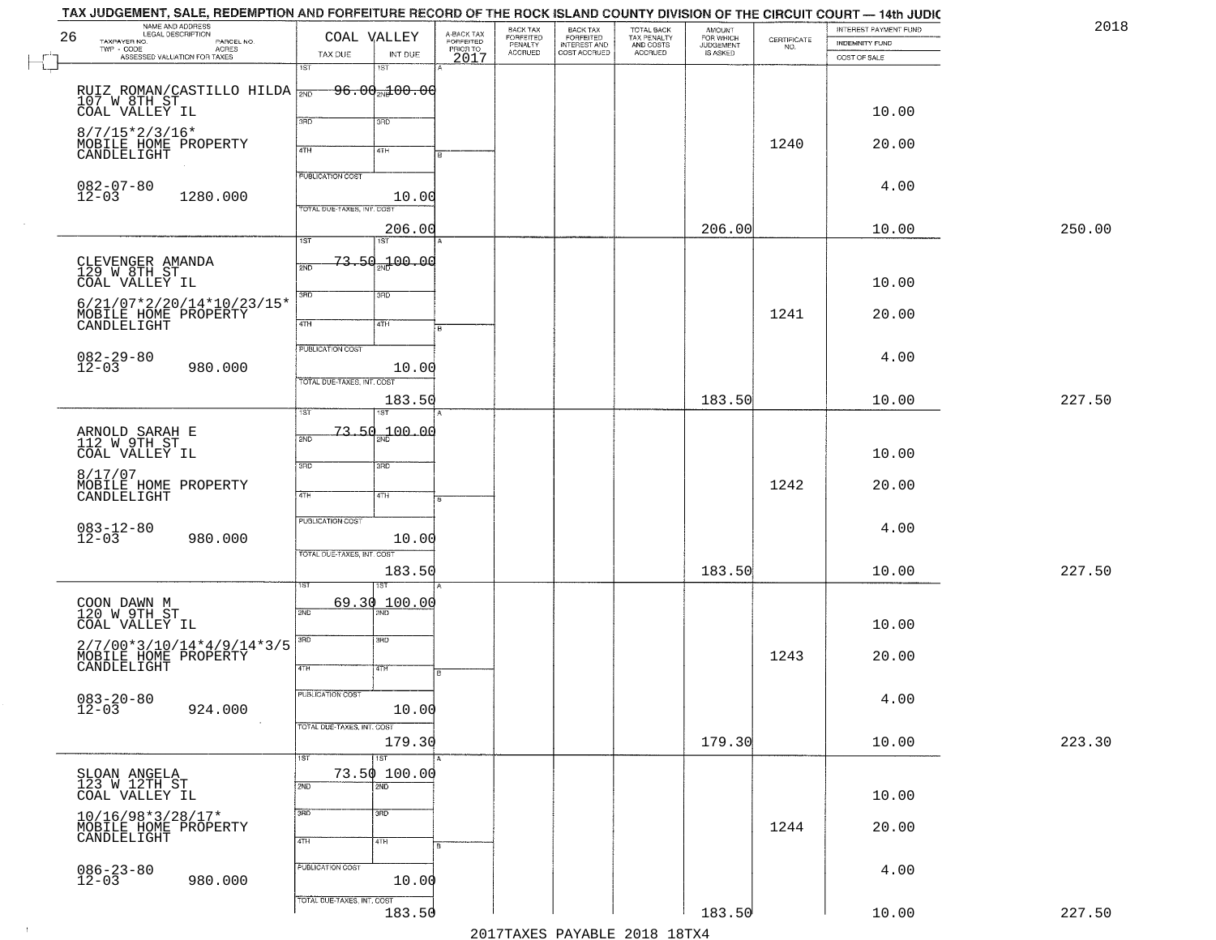TAX JUDGEMENT, SALE, REDEMPTION AND FORFEITURE RECORD OF THE ROCK ISLAND COUNTY DIVISION OF THE CIRCUIT COURT — 14th JUDIC

2018

| 26 NAME AND ADDRESS / LEGAL DESCRIPTION / TAXPAYER NO. / PARCEL NO. / TWP - CODE / ACRES / ASSESSED VALUATION FOR TAXES | COAL VALLEY TAX DUE | INT DUE | A-BACK TAX FORFEITED PRIOR TO 2017 | BACK TAX FORFEITED PENALTY ACCRUED | BACK TAX FORFEITED INTEREST AND COST ACCRUED | TOTAL BACK TAX PENALTY AND COSTS ACCRUED | AMOUNT FOR WHICH JUDGEMENT IS ASKED | CERTIFICATE NO. | INTEREST PAYMENT FUND / INDEMNITY FUND / COST OF SALE | |
|---|---|---|---|---|---|---|---|---|---|---|
| RUIZ ROMAN/CASTILLO HILDA<br>107 W 8TH ST<br>COAL VALLEY IL<br>8/7/15*2/3/16*<br>MOBILE HOME PROPERTY<br>CANDLELIGHT<br>082-07-80<br>12-03 1280.000 | 1ST 96.00<br>PUBLICATION COST<br>TOTAL DUE-TAXES, INT. COST 206.00 | 2ND 100.00<br>10.00 | | | | | 206.00 | 1240 | 10.00<br>20.00<br>4.00<br>10.00 | 250.00 |
| CLEVENGER AMANDA<br>129 W 8TH ST<br>COAL VALLEY IL<br>6/21/07*2/20/14*10/23/15*<br>MOBILE HOME PROPERTY<br>CANDLELIGHT<br>082-29-80<br>12-03 980.000 | 1ST 73.50<br>PUBLICATION COST<br>TOTAL DUE-TAXES, INT. COST 183.50 | 2ND 100.00<br>10.00 | | | | | 183.50 | 1241 | 10.00<br>20.00<br>4.00<br>10.00 | 227.50 |
| ARNOLD SARAH E<br>112 W 9TH ST<br>COAL VALLEY IL<br>8/17/07<br>MOBILE HOME PROPERTY<br>CANDLELIGHT<br>083-12-80<br>12-03 980.000 | 1ST 73.50<br>PUBLICATION COST<br>TOTAL DUE-TAXES, INT. COST 183.50 | 2ND 100.00<br>10.00 | | | | | 183.50 | 1242 | 10.00<br>20.00<br>4.00<br>10.00 | 227.50 |
| COON DAWN M<br>120 W 9TH ST<br>COAL VALLEY IL<br>2/7/00*3/10/14*4/9/14*3/5<br>MOBILE HOME PROPERTY<br>CANDLELIGHT<br>083-20-80<br>12-03 924.000 | 1ST 69.30<br>PUBLICATION COST<br>TOTAL DUE-TAXES, INT. COST 179.30 | 1ST 100.00<br>10.00 | | | | | 179.30 | 1243 | 10.00<br>20.00<br>4.00<br>10.00 | 223.30 |
| SLOAN ANGELA<br>123 W 12TH ST<br>COAL VALLEY IL<br>10/16/98*3/28/17*<br>MOBILE HOME PROPERTY<br>CANDLELIGHT<br>086-23-80<br>12-03 980.000 | 1ST 73.50<br>PUBLICATION COST<br>TOTAL DUE-TAXES, INT. COST 183.50 | 1ST 100.00<br>10.00 | | | | | 183.50 | 1244 | 10.00<br>20.00<br>4.00<br>10.00 | 227.50 |

2017TAXES PAYABLE 2018 18TX4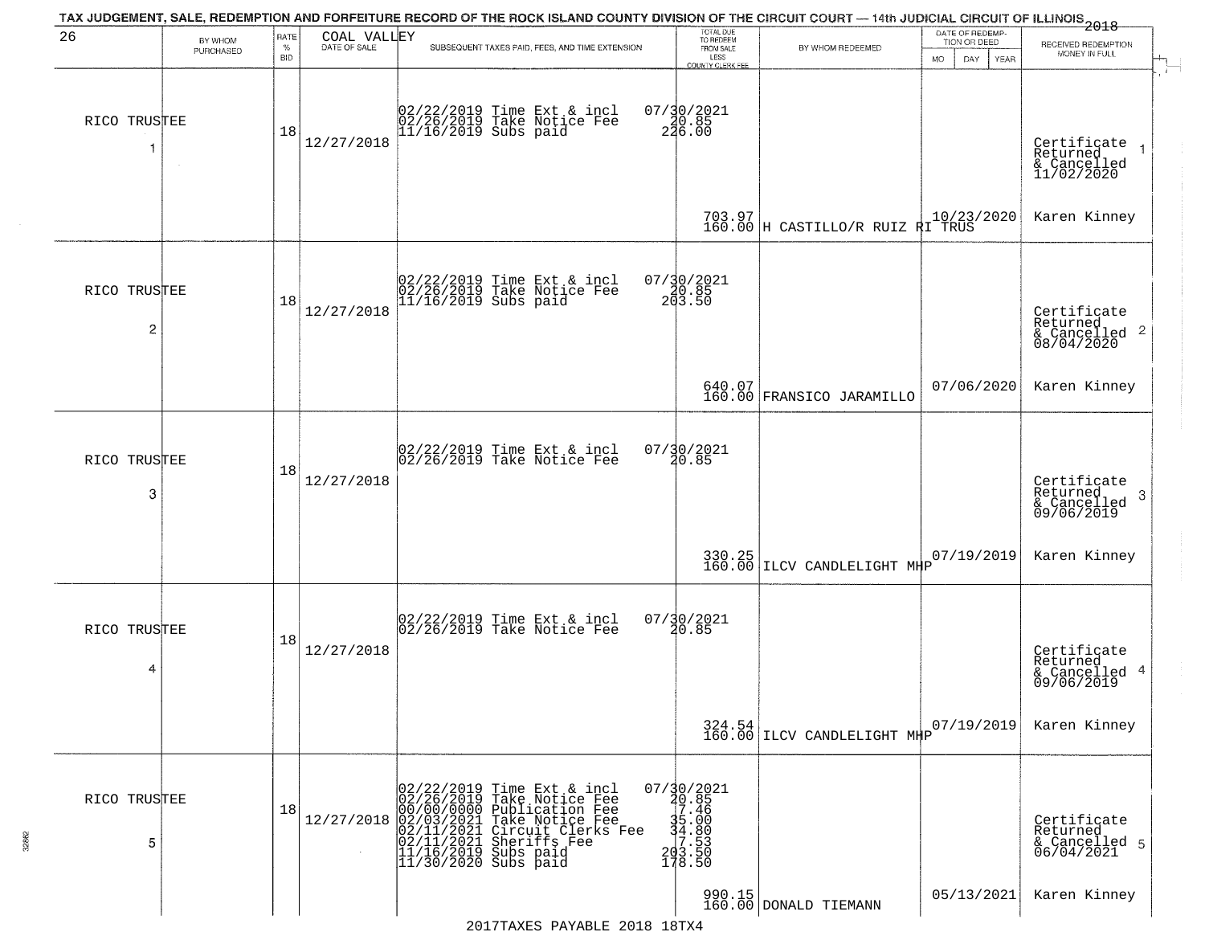TAX JUDGEMENT, SALE, REDEMPTION AND FORFEITURE RECORD OF THE ROCK ISLAND COUNTY DIVISION OF THE CIRCUIT COURT — 14th JUDICIAL CIRCUIT OF ILLINOIS 2018

| 26 | BY WHOM PURCHASED | RATE % BID | COAL VALLEY DATE OF SALE | SUBSEQUENT TAXES PAID, FEES, AND TIME EXTENSION | TOTAL DUE TO REDEEM FROM SALE LESS COUNTY CLERK FEE | BY WHOM REDEEMED | DATE OF REDEMPTION OR DEED MO DAY YEAR | RECEIVED REDEMPTION MONEY IN FULL |
|---|---|---|---|---|---|---|---|---|
| RICO TRUSTEE 1 | | 18 | 12/27/2018 | 02/22/2019 Time Ext & incl 07/30/2021<br>02/26/2019 Take Notice Fee 20.85<br>11/16/2019 Subs paid 226.00 | 703.97<br>160.00 | H CASTILLO/R RUIZ RI TRUS | 10/23/2020 | Certificate Returned & Cancelled 11/02/2020<br>Karen Kinney |
| RICO TRUSTEE 2 | | 18 | 12/27/2018 | 02/22/2019 Time Ext & incl 07/30/2021<br>02/26/2019 Take Notice Fee 20.85<br>11/16/2019 Subs paid 203.50 | 640.07<br>160.00 | FRANSICO JARAMILLO | 07/06/2020 | Certificate Returned & Cancelled 08/04/2020<br>Karen Kinney |
| RICO TRUSTEE 3 | | 18 | 12/27/2018 | 02/22/2019 Time Ext & incl 07/30/2021<br>02/26/2019 Take Notice Fee 20.85 | 330.25<br>160.00 | ILCV CANDLELIGHT MHP | 07/19/2019 | Certificate Returned & Cancelled 09/06/2019<br>Karen Kinney |
| RICO TRUSTEE 4 | | 18 | 12/27/2018 | 02/22/2019 Time Ext & incl 07/30/2021<br>02/26/2019 Take Notice Fee 20.85 | 324.54<br>160.00 | ILCV CANDLELIGHT MHP | 07/19/2019 | Certificate Returned & Cancelled 09/06/2019<br>Karen Kinney |
| RICO TRUSTEE 5 | | 18 | 12/27/2018 | 02/22/2019 Time Ext & incl 07/30/2021<br>02/26/2019 Take Notice Fee 20.85<br>00/00/0000 Publication Fee 7.46<br>02/03/2021 Take Notice Fee 35.00<br>02/11/2021 Circuit Clerks Fee 34.80<br>02/11/2021 Sheriffs Fee 7.53<br>11/16/2019 Subs paid 203.50<br>11/30/2020 Subs paid 178.50 | 990.15<br>160.00 | DONALD TIEMANN | 05/13/2021 | Certificate Returned & Cancelled 06/04/2021<br>Karen Kinney |

2017TAXES PAYABLE 2018 18TX4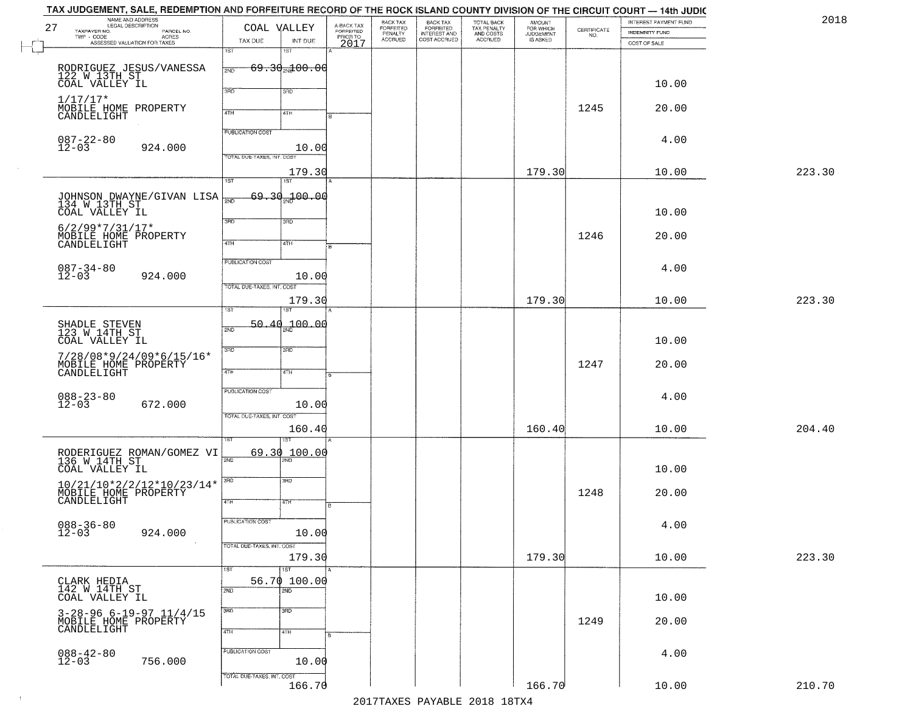# TAX JUDGEMENT, SALE, REDEMPTION AND FORFEITURE RECORD OF THE ROCK ISLAND COUNTY DIVISION OF THE CIRCUIT COURT — 14th JUDIC

2018

27 — COAL VALLEY

| NAME AND ADDRESS / LEGAL DESCRIPTION / TAXPAYER NO. / PARCEL NO. / TWP - CODE / ACRES / ASSESSED VALUATION FOR TAXES | TAX DUE | INT DUE | A-BACK TAX FORFEITED PRIOR TO 2017 | BACK TAX FORFEITED PENALTY ACCRUED | BACK TAX FORFEITED INTEREST AND COST ACCRUED | TOTAL BACK TAX PENALTY AND COSTS ACCRUED | AMOUNT FOR WHICH JUDGEMENT IS ASKED | CERTIFICATE NO. | INTEREST PAYMENT FUND / INDEMNITY FUND / COST OF SALE | |
|---|---|---|---|---|---|---|---|---|---|---|
| RODRIGUEZ JESUS/VANESSA<br>122 W 13TH ST<br>COAL VALLEY IL<br>1/17/17*<br>MOBILE HOME PROPERTY<br>CANDLELIGHT<br>087-22-80<br>12-03 924.000 | 1ST 69.30<br>PUBLICATION COST<br>TOTAL DUE-TAXES, INT. COST 179.30 | 1ST 100.00<br>10.00 | | | | | 179.30 | 1245 | 10.00<br>20.00<br>4.00<br>10.00 | 223.30 |
| JOHNSON DWAYNE/GIVAN LISA<br>134 W 13TH ST<br>COAL VALLEY IL<br>6/2/99*7/31/17*<br>MOBILE HOME PROPERTY<br>CANDLELIGHT<br>087-34-80<br>12-03 924.000 | 1ST 69.30<br>PUBLICATION COST<br>TOTAL DUE-TAXES, INT. COST 179.30 | 1ST 100.00<br>10.00 | | | | | 179.30 | 1246 | 10.00<br>20.00<br>4.00<br>10.00 | 223.30 |
| SHADLE STEVEN<br>123 W 14TH ST<br>COAL VALLEY IL<br>7/28/08*9/24/09*6/15/16*<br>MOBILE HOME PROPERTY<br>CANDLELIGHT<br>088-23-80<br>12-03 672.000 | 1ST 50.40<br>PUBLICATION COST<br>TOTAL DUE-TAXES, INT. COST 160.40 | 1ST 100.00<br>10.00 | | | | | 160.40 | 1247 | 10.00<br>20.00<br>4.00<br>10.00 | 204.40 |
| RODERIGUEZ ROMAN/GOMEZ VI<br>136 W 14TH ST<br>COAL VALLEY IL<br>10/21/10*2/2/12*10/23/14*<br>MOBILE HOME PROPERTY<br>CANDLELIGHT<br>088-36-80<br>12-03 924.000 | 1ST 69.30<br>PUBLICATION COST<br>TOTAL DUE-TAXES, INT. COST 179.30 | 1ST 100.00<br>10.00 | | | | | 179.30 | 1248 | 10.00<br>20.00<br>4.00<br>10.00 | 223.30 |
| CLARK HEDIA<br>142 W 14TH ST<br>COAL VALLEY IL<br>3-28-96 6-19-97 11/4/15<br>MOBILE HOME PROPERTY<br>CANDLELIGHT<br>088-42-80<br>12-03 756.000 | 1ST 56.70<br>PUBLICATION COST<br>TOTAL DUE-TAXES, INT. COST 166.70 | 1ST 100.00<br>10.00 | | | | | 166.70 | 1249 | 10.00<br>20.00<br>4.00<br>10.00 | 210.70 |

2017TAXES PAYABLE 2018 18TX4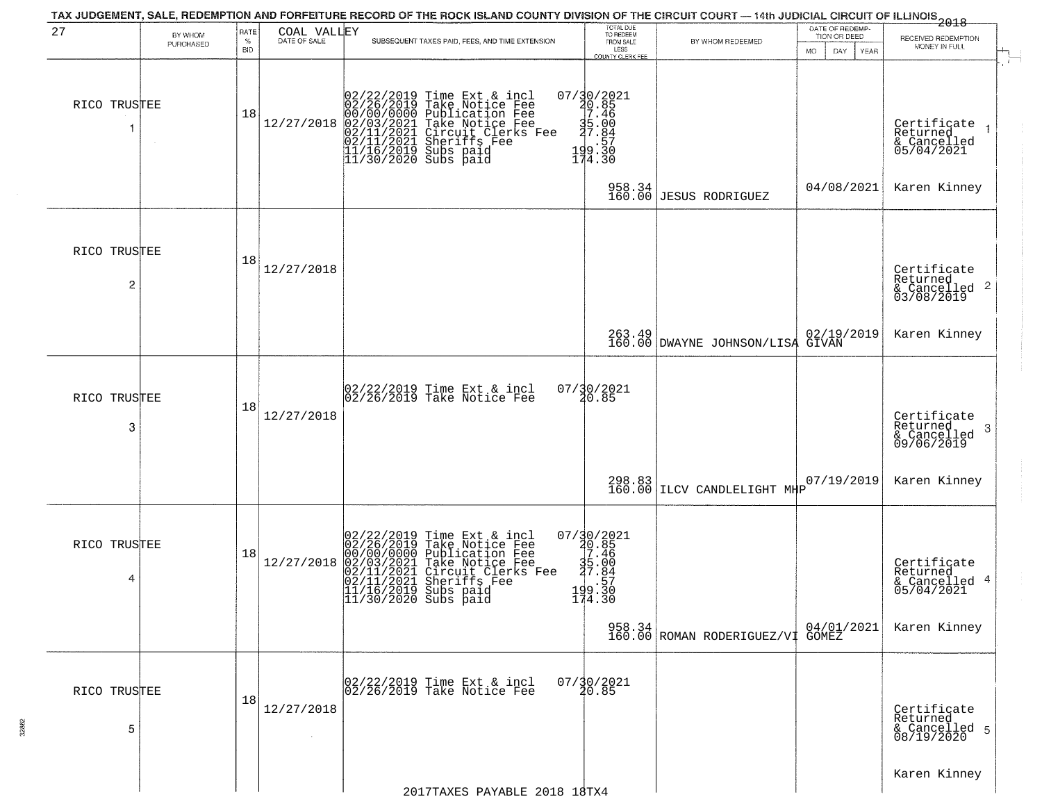TAX JUDGEMENT, SALE, REDEMPTION AND FORFEITURE RECORD OF THE ROCK ISLAND COUNTY DIVISION OF THE CIRCUIT COURT — 14th JUDICIAL CIRCUIT OF ILLINOIS 2018

| 27 | BY WHOM PURCHASED | RATE % BID | COAL VALLEY DATE OF SALE | SUBSEQUENT TAXES PAID, FEES, AND TIME EXTENSION | TOTAL DUE TO REDEEM FROM SALE LESS COUNTY CLERK FEE | BY WHOM REDEEMED | DATE OF REDEMPTION OR DEED MO DAY YEAR | RECEIVED REDEMPTION MONEY IN FULL |
|---|---|---|---|---|---|---|---|---|
| 1 | RICO TRUSTEE | 18 | 12/27/2018 | 02/22/2019 Time Ext & incl<br>02/26/2019 Take Notice Fee<br>00/00/0000 Publication Fee<br>02/03/2021 Take Notice Fee<br>02/11/2021 Circuit Clerks Fee<br>02/11/2021 Sheriffs Fee<br>11/16/2019 Subs paid<br>11/30/2020 Subs paid | 07/30/2021<br>20.85<br>7.46<br>35.00<br>27.84<br>.57<br>199.30<br>174.30<br>958.34<br>160.00 | JESUS RODRIGUEZ | 04/08/2021 | Certificate Returned & Cancelled 05/04/2021<br>Karen Kinney |
| 2 | RICO TRUSTEE | 18 | 12/27/2018 | | 263.49<br>160.00 | DWAYNE JOHNSON/LISA GIVAN | 02/19/2019 | Certificate Returned & Cancelled 03/08/2019<br>Karen Kinney |
| 3 | RICO TRUSTEE | 18 | 12/27/2018 | 02/22/2019 Time Ext & incl<br>02/26/2019 Take Notice Fee | 07/30/2021<br>20.85<br>298.83<br>160.00 | ILCV CANDLELIGHT MHP | 07/19/2019 | Certificate Returned & Cancelled 09/06/2019<br>Karen Kinney |
| 4 | RICO TRUSTEE | 18 | 12/27/2018 | 02/22/2019 Time Ext & incl<br>02/26/2019 Take Notice Fee<br>00/00/0000 Publication Fee<br>02/03/2021 Take Notice Fee<br>02/11/2021 Circuit Clerks Fee<br>02/11/2021 Sheriffs Fee<br>11/16/2019 Subs paid<br>11/30/2020 Subs paid | 07/30/2021<br>20.85<br>7.46<br>35.00<br>27.84<br>.57<br>199.30<br>174.30<br>958.34<br>160.00 | ROMAN RODERIGUEZ/VI GOMEZ | 04/01/2021 | Certificate Returned & Cancelled 05/04/2021<br>Karen Kinney |
| 5 | RICO TRUSTEE | 18 | 12/27/2018 | 02/22/2019 Time Ext & incl<br>02/26/2019 Take Notice Fee | 07/30/2021<br>20.85 | | | Certificate Returned & Cancelled 08/19/2020<br>Karen Kinney |

2017TAXES PAYABLE 2018 18TX4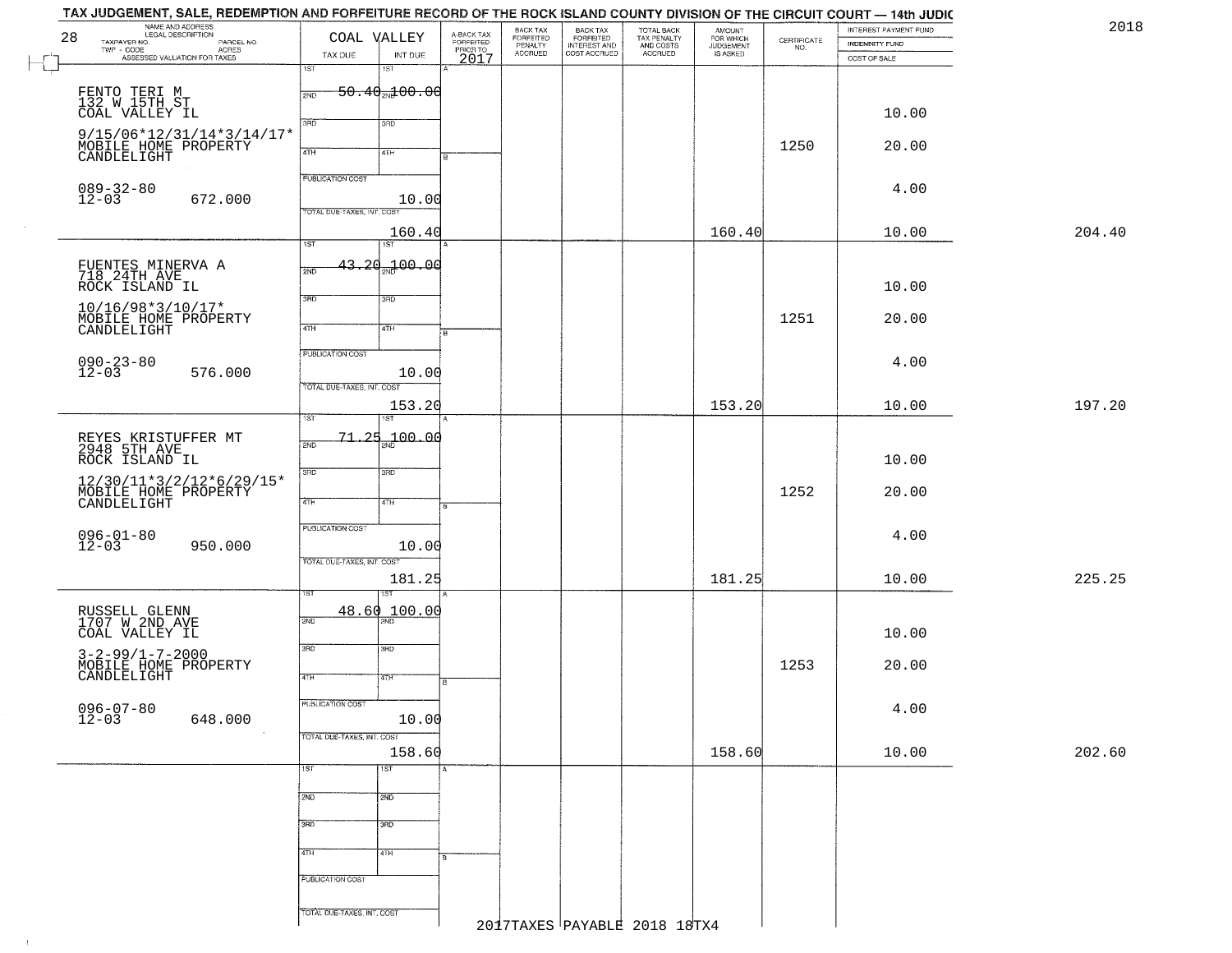TAX JUDGEMENT, SALE, REDEMPTION AND FORFEITURE RECORD OF THE ROCK ISLAND COUNTY DIVISION OF THE CIRCUIT COURT — 14th JUDIC

2018

| 28 NAME AND ADDRESS / LEGAL DESCRIPTION / TAXPAYER NO. / PARCEL NO. / TWP - CODE / ACRES / ASSESSED VALUATION FOR TAXES | COAL VALLEY TAX DUE | INT DUE | A-BACK TAX FORFEITED PRIOR TO 2017 | BACK TAX FORFEITED PENALTY ACCRUED | BACK TAX FORFEITED INTEREST AND COST ACCRUED | TOTAL BACK TAX PENALTY AND COSTS ACCRUED | AMOUNT FOR WHICH JUDGEMENT IS ASKED | CERTIFICATE NO. | INTEREST PAYMENT FUND / INDEMNITY FUND / COST OF SALE | |
|---|---|---|---|---|---|---|---|---|---|---|
| FENTO TERI M<br>132 W 15TH ST<br>COAL VALLEY IL<br>9/15/06*12/31/14*3/14/17*<br>MOBILE HOME PROPERTY<br>CANDLELIGHT<br>089-32-80<br>12-03 672.000 | 1ST 50.40<br>PUBLICATION COST 10.00<br>TOTAL DUE-TAXES, INT. COST 160.40 | 100.00 | | | | | 160.40 | 1250 | 10.00<br>20.00<br>4.00<br>10.00 | 204.40 |
| FUENTES MINERVA A<br>718 24TH AVE<br>ROCK ISLAND IL<br>10/16/98*3/10/17*<br>MOBILE HOME PROPERTY<br>CANDLELIGHT<br>090-23-80<br>12-03 576.000 | 1ST 43.20<br>PUBLICATION COST 10.00<br>TOTAL DUE-TAXES, INT. COST 153.20 | 100.00 | | | | | 153.20 | 1251 | 10.00<br>20.00<br>4.00<br>10.00 | 197.20 |
| REYES KRISTUFFER MT<br>2948 5TH AVE<br>ROCK ISLAND IL<br>12/30/11*3/2/12*6/29/15*<br>MOBILE HOME PROPERTY<br>CANDLELIGHT<br>096-01-80<br>12-03 950.000 | 1ST 71.25<br>PUBLICATION COST 10.00<br>TOTAL DUE-TAXES, INT. COST 181.25 | 100.00 | | | | | 181.25 | 1252 | 10.00<br>20.00<br>4.00<br>10.00 | 225.25 |
| RUSSELL GLENN<br>1707 W 2ND AVE<br>COAL VALLEY IL<br>3-2-99/1-7-2000<br>MOBILE HOME PROPERTY<br>CANDLELIGHT<br>096-07-80<br>12-03 648.000 | 1ST 48.60<br>PUBLICATION COST 10.00<br>TOTAL DUE-TAXES, INT. COST 158.60 | 100.00 | | | | | 158.60 | 1253 | 10.00<br>20.00<br>4.00<br>10.00 | 202.60 |

2017TAXES PAYABLE 2018 18TX4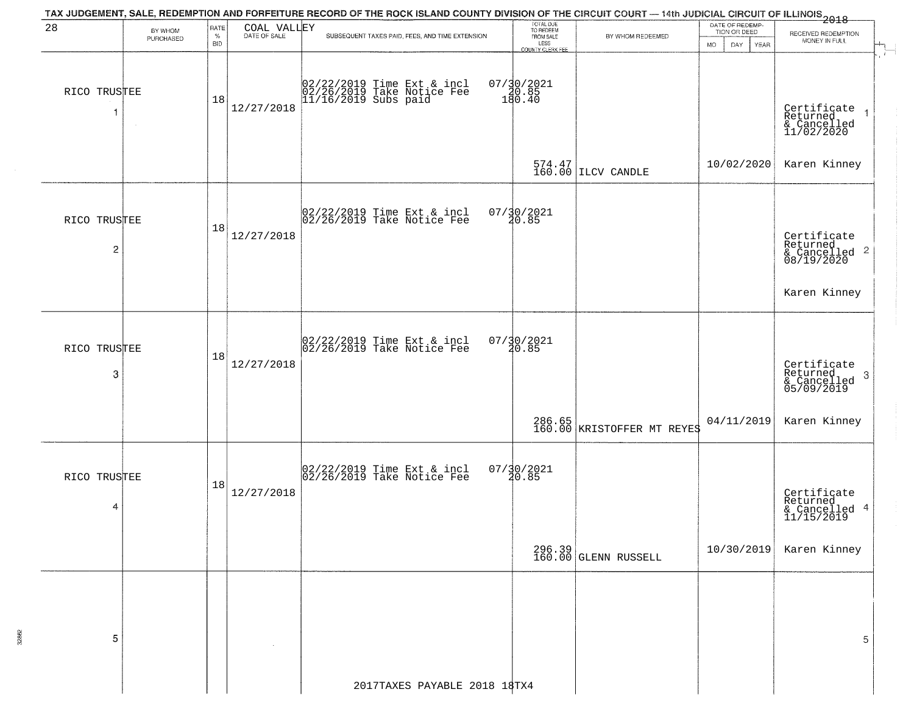# TAX JUDGEMENT, SALE, REDEMPTION AND FORFEITURE RECORD OF THE ROCK ISLAND COUNTY DIVISION OF THE CIRCUIT COURT — 14th JUDICIAL CIRCUIT OF ILLINOIS 2018

28 — COAL VALLEY

| | BY WHOM PURCHASED | RATE % BID | DATE OF SALE | SUBSEQUENT TAXES PAID, FEES, AND TIME EXTENSION | TOTAL DUE TO REDEEM FROM SALE LESS COUNTY CLERK FEE | BY WHOM REDEEMED | DATE OF REDEMPTION OR DEED MO DAY YEAR | RECEIVED REDEMPTION MONEY IN FULL |
|---|---|---|---|---|---|---|---|---|
| 1 | RICO TRUSTEE | 18 | 12/27/2018 | 02/22/2019 Time Ext & incl<br>02/26/2019 Take Notice Fee<br>11/16/2019 Subs paid | 07/30/2021<br>20.85<br>180.40<br>574.47<br>160.00 | ILCV CANDLE | 10/02/2020 | Certificate Returned & Cancelled 11/02/2020<br>Karen Kinney |
| 2 | RICO TRUSTEE | 18 | 12/27/2018 | 02/22/2019 Time Ext & incl<br>02/26/2019 Take Notice Fee | 07/30/2021<br>20.85 | | | Certificate Returned & Cancelled 08/19/2020<br>Karen Kinney |
| 3 | RICO TRUSTEE | 18 | 12/27/2018 | 02/22/2019 Time Ext & incl<br>02/26/2019 Take Notice Fee | 07/30/2021<br>20.85<br>286.65<br>160.00 | KRISTOFFER MT REYES | 04/11/2019 | Certificate Returned & Cancelled 05/09/2019<br>Karen Kinney |
| 4 | RICO TRUSTEE | 18 | 12/27/2018 | 02/22/2019 Time Ext & incl<br>02/26/2019 Take Notice Fee | 07/30/2021<br>20.85<br>296.39<br>160.00 | GLENN RUSSELL | 10/30/2019 | Certificate Returned & Cancelled 11/15/2019<br>Karen Kinney |
| 5 | | | | | | | | |

2017TAXES PAYABLE 2018 18TX4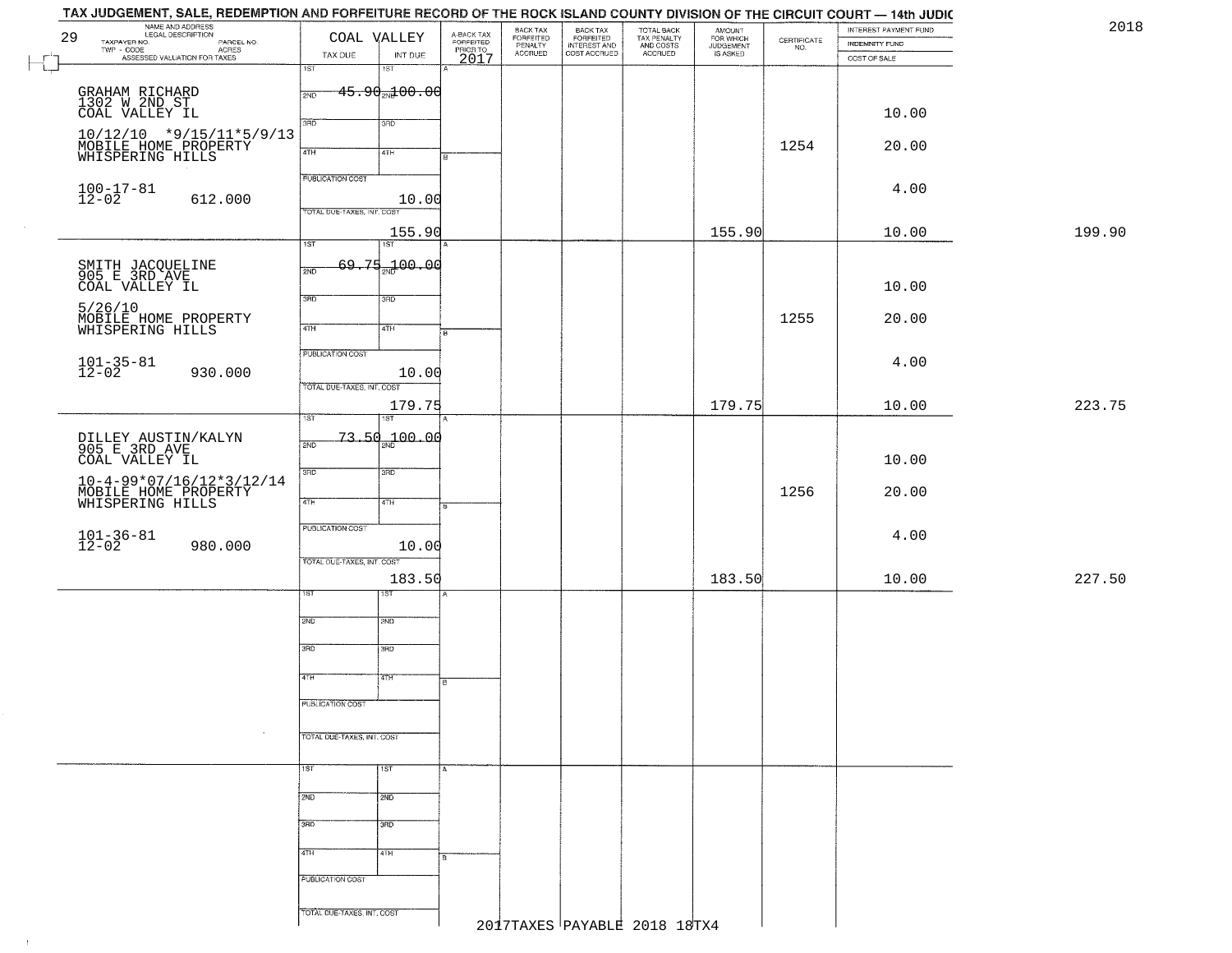TAX JUDGEMENT, SALE, REDEMPTION AND FORFEITURE RECORD OF THE ROCK ISLAND COUNTY DIVISION OF THE CIRCUIT COURT — 14th JUDIC

2018

29

| NAME AND ADDRESS / LEGAL DESCRIPTION / TAXPAYER NO. / PARCEL NO. / TWP - CODE / ACRES / ASSESSED VALUATION FOR TAXES | COAL VALLEY TAX DUE | INT DUE | A-BACK TAX FORFEITED PRIOR TO 2017 | BACK TAX FORFEITED PENALTY ACCRUED | BACK TAX FORFEITED INTEREST AND COST ACCRUED | TOTAL BACK TAX PENALTY AND COSTS ACCRUED | AMOUNT FOR WHICH JUDGEMENT IS ASKED | CERTIFICATE NO. | INTEREST PAYMENT FUND / INDEMNITY FUND / COST OF SALE | |
|---|---|---|---|---|---|---|---|---|---|---|
| GRAHAM RICHARD<br>1302 W 2ND ST<br>COAL VALLEY IL<br>10/12/10 *9/15/11*5/9/13<br>MOBILE HOME PROPERTY<br>WHISPERING HILLS<br>100-17-81<br>12-02 612.000 | 1ST 45.90<br>PUBLICATION COST 10.00<br>TOTAL DUE-TAXES, INT. COST 155.90 | 2ND 100.00 | | | | | 155.90 | 1254 | 10.00<br>20.00<br>4.00<br>10.00 | 199.90 |
| SMITH JACQUELINE<br>905 E 3RD AVE<br>COAL VALLEY IL<br>5/26/10<br>MOBILE HOME PROPERTY<br>WHISPERING HILLS<br>101-35-81<br>12-02 930.000 | 1ST 69.75<br>PUBLICATION COST 10.00<br>TOTAL DUE-TAXES, INT. COST 179.75 | 2ND 100.00 | | | | | 179.75 | 1255 | 10.00<br>20.00<br>4.00<br>10.00 | 223.75 |
| DILLEY AUSTIN/KALYN<br>905 E 3RD AVE<br>COAL VALLEY IL<br>10-4-99*07/16/12*3/12/14<br>MOBILE HOME PROPERTY<br>WHISPERING HILLS<br>101-36-81<br>12-02 980.000 | 1ST 73.50<br>PUBLICATION COST 10.00<br>TOTAL DUE-TAXES, INT. COST 183.50 | 2ND 100.00 | | | | | 183.50 | 1256 | 10.00<br>20.00<br>4.00<br>10.00 | 227.50 |

2017TAXES PAYABLE 2018 18TX4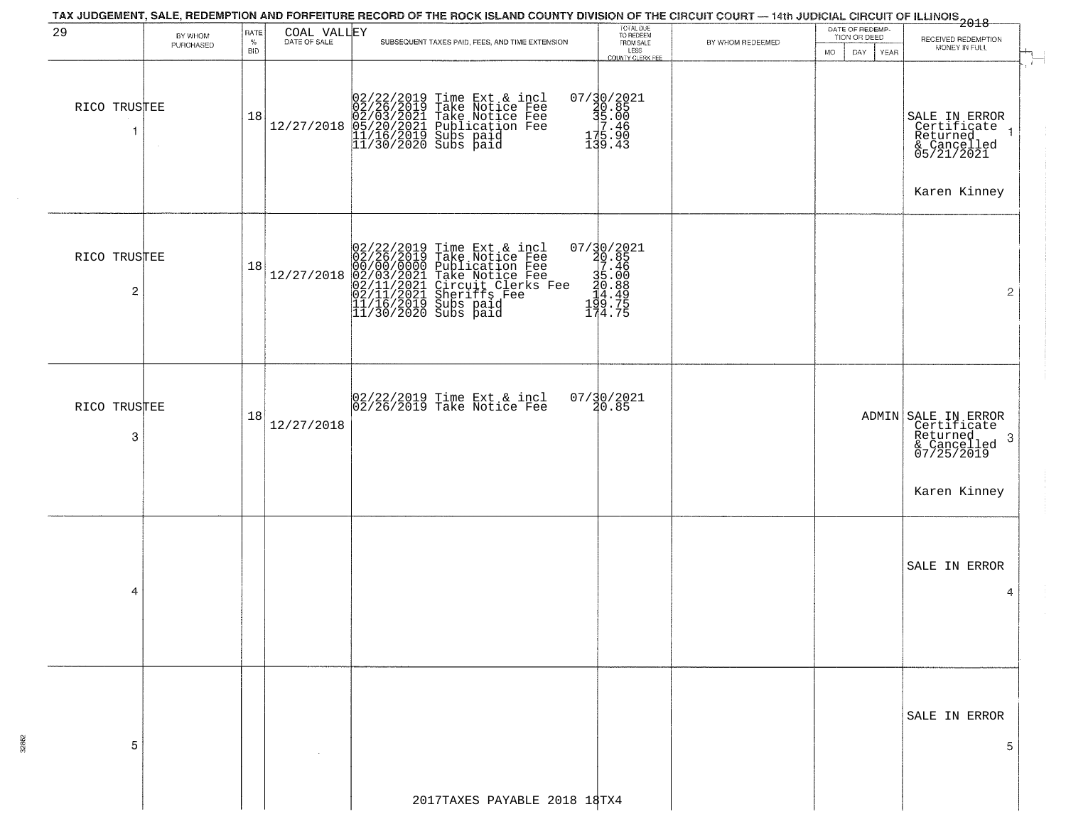TAX JUDGEMENT, SALE, REDEMPTION AND FORFEITURE RECORD OF THE ROCK ISLAND COUNTY DIVISION OF THE CIRCUIT COURT — 14th JUDICIAL CIRCUIT OF ILLINOIS 2018

| 29 | BY WHOM PURCHASED | RATE % BID | COAL VALLEY DATE OF SALE | SUBSEQUENT TAXES PAID, FEES, AND TIME EXTENSION | TOTAL DUE TO REDEEM FROM SALE LESS COUNTY CLERK FEE | BY WHOM REDEEMED | DATE OF REDEMPTION OR DEED MO DAY YEAR | RECEIVED REDEMPTION MONEY IN FULL |
|---|---|---|---|---|---|---|---|---|
| 1 | RICO TRUSTEE | 18 | 12/27/2018 | 02/22/2019 Time Ext & incl<br>02/26/2019 Take Notice Fee<br>02/03/2021 Take Notice Fee<br>05/20/2021 Publication Fee<br>11/16/2019 Subs paid<br>11/30/2020 Subs paid | 07/30/2021<br>20.85<br>35.00<br>7.46<br>175.90<br>139.43 | | | SALE IN ERROR Certificate Returned & Cancelled 05/21/2021<br>Karen Kinney |
| 2 | RICO TRUSTEE | 18 | 12/27/2018 | 02/22/2019 Time Ext & incl<br>02/26/2019 Take Notice Fee<br>00/00/0000 Publication Fee<br>02/03/2021 Take Notice Fee<br>02/11/2021 Circuit Clerks Fee<br>02/11/2021 Sheriffs Fee<br>11/16/2019 Subs paid<br>11/30/2020 Subs paid | 07/30/2021<br>20.85<br>7.46<br>35.00<br>20.88<br>14.49<br>199.75<br>174.75 | | | |
| 3 | RICO TRUSTEE | 18 | 12/27/2018 | 02/22/2019 Time Ext & incl<br>02/26/2019 Take Notice Fee | 07/30/2021<br>20.85 | | ADMIN | SALE IN ERROR Certificate Returned & Cancelled 07/25/2019<br>Karen Kinney |
| 4 | | | | | | | | SALE IN ERROR |
| 5 | | | | | | | | SALE IN ERROR |

2017TAXES PAYABLE 2018 18TX4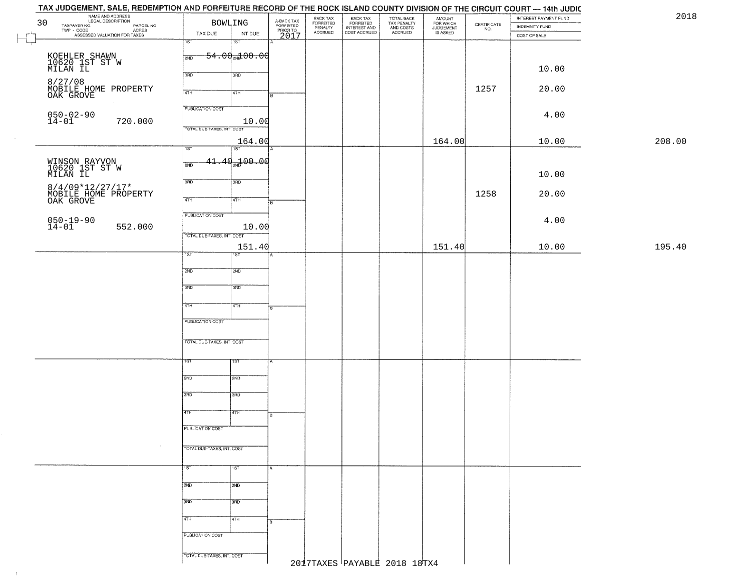# TAX JUDGEMENT, SALE, REDEMPTION AND FORFEITURE RECORD OF THE ROCK ISLAND COUNTY DIVISION OF THE CIRCUIT COURT — 14th JUDIC

2018

30

| NAME AND ADDRESS / LEGAL DESCRIPTION / TAXPAYER NO. / PARCEL NO. / TWP - CODE / ACRES / ASSESSED VALUATION FOR TAXES | BOWLING TAX DUE | INT DUE | A-BACK TAX FORFEITED PRIOR TO 2017 | BACK TAX FORFEITED PENALTY ACCRUED | BACK TAX FORFEITED INTEREST AND COST ACCRUED | TOTAL BACK TAX PENALTY AND COSTS ACCRUED | AMOUNT FOR WHICH JUDGEMENT IS ASKED | CERTIFICATE NO. | INTEREST PAYMENT FUND / INDEMNITY FUND / COST OF SALE | |
|---|---|---|---|---|---|---|---|---|---|---|
| KOEHLER SHAWN<br>10620 1ST ST W<br>MILAN IL<br>8/27/08<br>MOBILE HOME PROPERTY<br>OAK GROVE<br>050-02-90<br>14-01 720.000 | 1ST<br>2ND 54.00<br>3RD<br>4TH<br>PUBLICATION COST<br>TOTAL DUE-TAXES, INT. COST | 1ST<br>2ND 100.00<br>3RD<br>4TH<br>10.00<br>164.00 | | | | | 164.00 | 1257 | 10.00<br>20.00<br>4.00<br>10.00 | 208.00 |
| WINSON RAYVON<br>10620 1ST ST W<br>MILAN IL<br>8/4/09*12/27/17*<br>MOBILE HOME PROPERTY<br>OAK GROVE<br>050-19-90<br>14-01 552.000 | 1ST<br>2ND 41.40<br>3RD<br>4TH<br>PUBLICATION COST<br>TOTAL DUE-TAXES, INT. COST | 1ST<br>2ND 100.00<br>3RD<br>4TH<br>10.00<br>151.40 | | | | | 151.40 | 1258 | 10.00<br>20.00<br>4.00<br>10.00 | 195.40 |

2017TAXES PAYABLE 2018 18TX4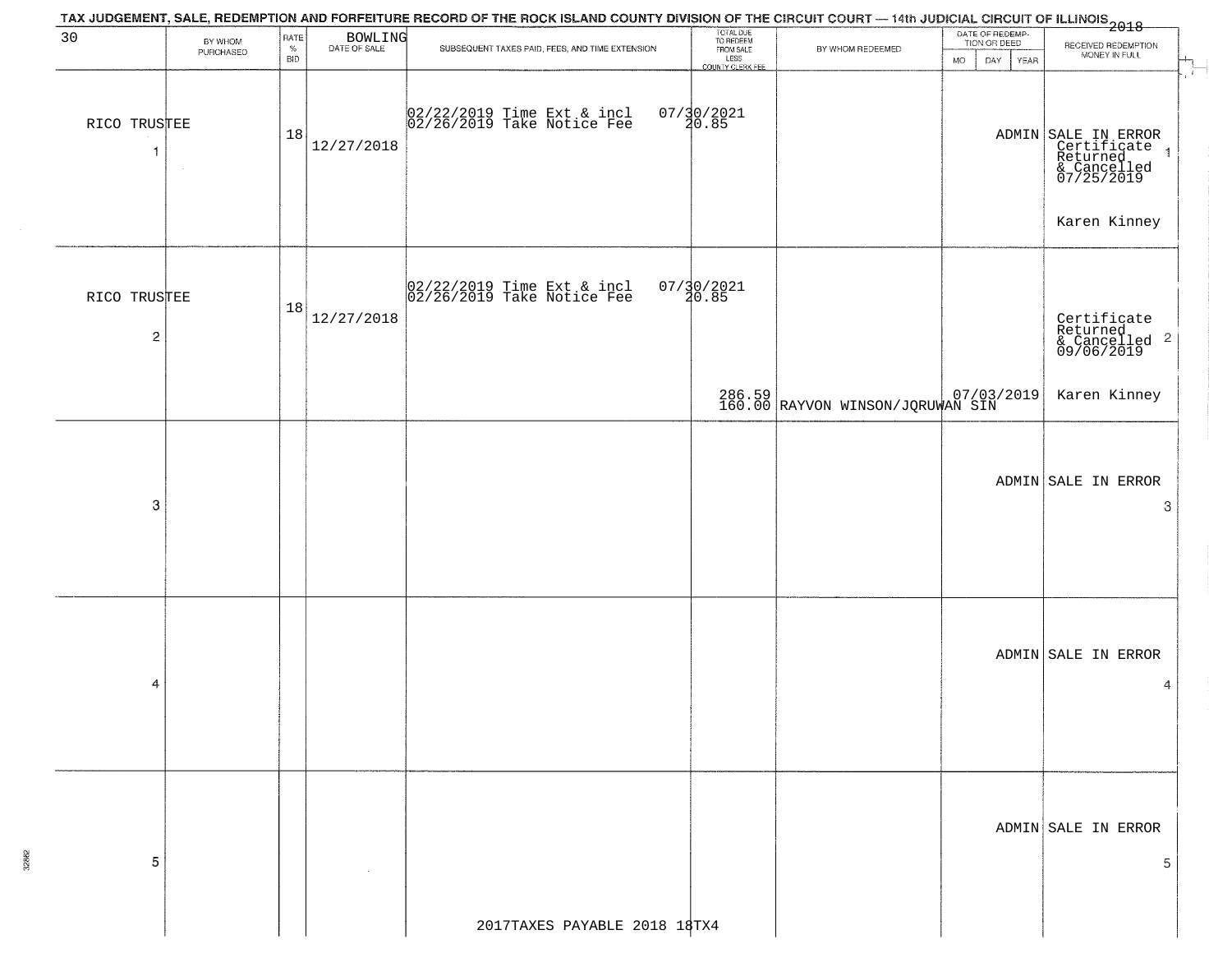TAX JUDGEMENT, SALE, REDEMPTION AND FORFEITURE RECORD OF THE ROCK ISLAND COUNTY DIVISION OF THE CIRCUIT COURT — 14th JUDICIAL CIRCUIT OF ILLINOIS 2018

| 30 | BY WHOM PURCHASED | RATE % BID | BOWLING DATE OF SALE | SUBSEQUENT TAXES PAID, FEES, AND TIME EXTENSION | TOTAL DUE TO REDEEM FROM SALE LESS COUNTY CLERK FEE | BY WHOM REDEEMED | DATE OF REDEMPTION OR DEED MO DAY YEAR | RECEIVED REDEMPTION MONEY IN FULL |
|---|---|---|---|---|---|---|---|---|
| RICO TRUSTEE 1 | | 18 | 12/27/2018 | 02/22/2019 Time Ext & incl 02/26/2019 Take Notice Fee | 07/30/2021 20.85 | | ADMIN | SALE IN ERROR Certificate Returned & Cancelled 07/25/2019 Karen Kinney 1 |
| RICO TRUSTEE 2 | | 18 | 12/27/2018 | 02/22/2019 Time Ext & incl 02/26/2019 Take Notice Fee | 07/30/2021 20.85 286.59 160.00 | RAYVON WINSON/JQRUWAN SIN | 07/03/2019 | Certificate Returned & Cancelled 09/06/2019 Karen Kinney 2 |
| 3 | | | | | | | ADMIN | SALE IN ERROR 3 |
| 4 | | | | | | | ADMIN | SALE IN ERROR 4 |
| 5 | | | | | | | ADMIN | SALE IN ERROR 5 |

2017TAXES PAYABLE 2018 18TX4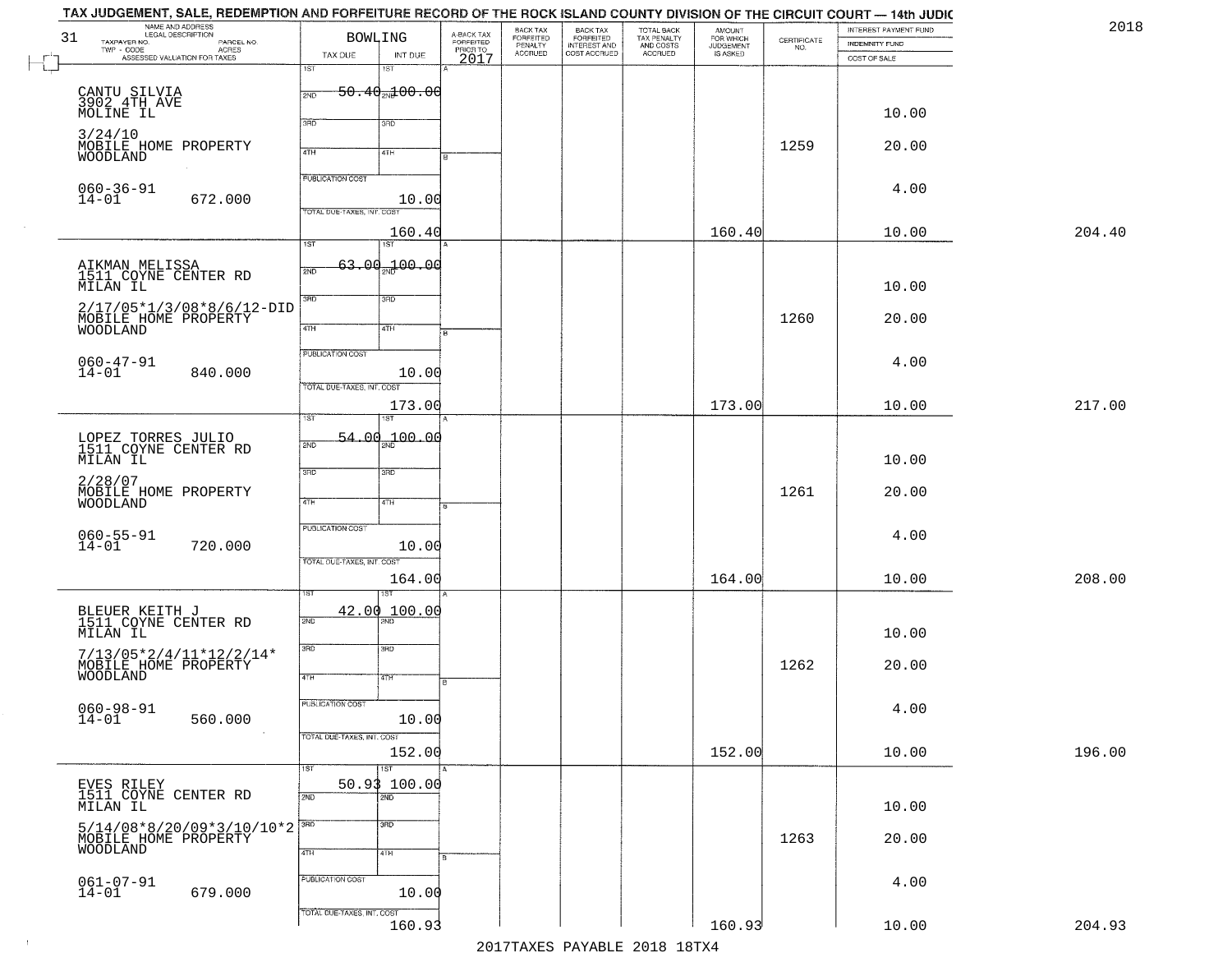# TAX JUDGEMENT, SALE, REDEMPTION AND FORFEITURE RECORD OF THE ROCK ISLAND COUNTY DIVISION OF THE CIRCUIT COURT — 14th JUDIC

2018

31 — BOWLING

| NAME AND ADDRESS / LEGAL DESCRIPTION / TAXPAYER NO. / PARCEL NO. / TWP - CODE / ACRES / ASSESSED VALUATION FOR TAXES | TAX DUE | INT DUE | A-BACK TAX FORFEITED PRIOR TO 2017 | BACK TAX FORFEITED PENALTY ACCRUED | BACK TAX FORFEITED INTEREST AND COST ACCRUED | TOTAL BACK TAX PENALTY AND COSTS ACCRUED | AMOUNT FOR WHICH JUDGEMENT IS ASKED | CERTIFICATE NO. | INTEREST PAYMENT FUND / INDEMNITY FUND / COST OF SALE | |
|---|---|---|---|---|---|---|---|---|---|---|
| CANTU SILVIA<br>3902 4TH AVE<br>MOLINE IL<br>3/24/10<br>MOBILE HOME PROPERTY<br>WOODLAND<br>060-36-91<br>14-01 672.000 | 1ST 50.40<br>PUBLICATION COST<br>TOTAL DUE-TAXES, INT. COST 160.40 | 2ND 100.00<br>10.00 | | | | | 160.40 | 1259 | 10.00<br>20.00<br>4.00<br>10.00 | 204.40 |
| AIKMAN MELISSA<br>1511 COYNE CENTER RD<br>MILAN IL<br>2/17/05*1/3/08*8/6/12-DID<br>MOBILE HOME PROPERTY<br>WOODLAND<br>060-47-91<br>14-01 840.000 | 1ST 63.00<br>PUBLICATION COST<br>TOTAL DUE-TAXES, INT. COST 173.00 | 2ND 100.00<br>10.00 | | | | | 173.00 | 1260 | 10.00<br>20.00<br>4.00<br>10.00 | 217.00 |
| LOPEZ TORRES JULIO<br>1511 COYNE CENTER RD<br>MILAN IL<br>2/28/07<br>MOBILE HOME PROPERTY<br>WOODLAND<br>060-55-91<br>14-01 720.000 | 1ST 54.00<br>PUBLICATION COST<br>TOTAL DUE-TAXES, INT. COST 164.00 | 2ND 100.00<br>10.00 | | | | | 164.00 | 1261 | 10.00<br>20.00<br>4.00<br>10.00 | 208.00 |
| BLEUER KEITH J<br>1511 COYNE CENTER RD<br>MILAN IL<br>7/13/05*2/4/11*12/2/14*<br>MOBILE HOME PROPERTY<br>WOODLAND<br>060-98-91<br>14-01 560.000 | 1ST 42.00<br>PUBLICATION COST<br>TOTAL DUE-TAXES, INT. COST 152.00 | 2ND 100.00<br>10.00 | | | | | 152.00 | 1262 | 10.00<br>20.00<br>4.00<br>10.00 | 196.00 |
| EVES RILEY<br>1511 COYNE CENTER RD<br>MILAN IL<br>5/14/08*8/20/09*3/10/10*2<br>MOBILE HOME PROPERTY<br>WOODLAND<br>061-07-91<br>14-01 679.000 | 1ST 50.93<br>PUBLICATION COST<br>TOTAL DUE-TAXES, INT. COST 160.93 | 2ND 100.00<br>10.00 | | | | | 160.93 | 1263 | 10.00<br>20.00<br>4.00<br>10.00 | 204.93 |

2017TAXES PAYABLE 2018 18TX4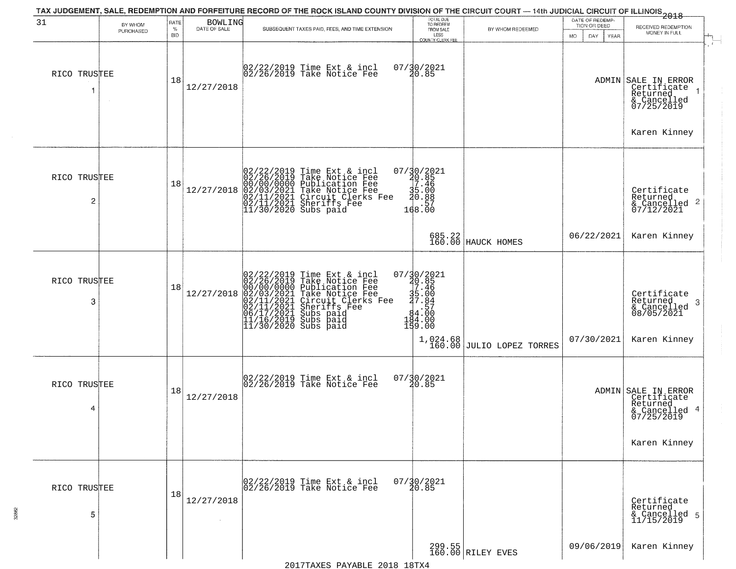TAX JUDGEMENT, SALE, REDEMPTION AND FORFEITURE RECORD OF THE ROCK ISLAND COUNTY DIVISION OF THE CIRCUIT COURT — 14th JUDICIAL CIRCUIT OF ILLINOIS 2018

| 31 | BY WHOM PURCHASED | RATE % BID | BOWLING DATE OF SALE | SUBSEQUENT TAXES PAID, FEES, AND TIME EXTENSION | TOTAL DUE TO REDEEM FROM SALE LESS COUNTY CLERK FEE | BY WHOM REDEEMED | DATE OF REDEMPTION OR DEED MO DAY YEAR | RECEIVED REDEMPTION MONEY IN FULL |
|---|---|---|---|---|---|---|---|---|
| 1 | RICO TRUSTEE | 18 | 12/27/2018 | 02/22/2019 Time Ext & incl<br>02/26/2019 Take Notice Fee | 07/30/2021<br>20.85 | | ADMIN | SALE IN ERROR Certificate Returned & Cancelled 07/25/2019 Karen Kinney |
| 2 | RICO TRUSTEE | 18 | 12/27/2018 | 02/22/2019 Time Ext & incl<br>02/26/2019 Take Notice Fee<br>00/00/0000 Publication Fee<br>02/03/2021 Take Notice Fee<br>02/11/2021 Circuit Clerks Fee<br>02/11/2021 Sheriffs Fee<br>11/30/2020 Subs paid | 07/30/2021<br>20.85<br>7.46<br>35.00<br>20.88<br>.57<br>168.00<br>685.22<br>160.00 | HAUCK HOMES | 06/22/2021 | Certificate Returned & Cancelled 07/12/2021 Karen Kinney |
| 3 | RICO TRUSTEE | 18 | 12/27/2018 | 02/22/2019 Time Ext & incl<br>02/26/2019 Take Notice Fee<br>00/00/0000 Publication Fee<br>02/03/2021 Take Notice Fee<br>02/11/2021 Circuit Clerks Fee<br>02/11/2021 Sheriffs Fee<br>06/17/2021 Subs paid<br>11/16/2019 Subs paid<br>11/30/2020 Subs paid | 07/30/2021<br>20.85<br>7.46<br>35.00<br>27.84<br>.57<br>84.00<br>184.00<br>159.00<br>1,024.68<br>160.00 | JULIO LOPEZ TORRES | 07/30/2021 | Certificate Returned & Cancelled 08/05/2021 Karen Kinney |
| 4 | RICO TRUSTEE | 18 | 12/27/2018 | 02/22/2019 Time Ext & incl<br>02/26/2019 Take Notice Fee | 07/30/2021<br>20.85 | | ADMIN | SALE IN ERROR Certificate Returned & Cancelled 07/25/2019 Karen Kinney |
| 5 | RICO TRUSTEE | 18 | 12/27/2018 | 02/22/2019 Time Ext & incl<br>02/26/2019 Take Notice Fee | 07/30/2021<br>20.85<br>299.55<br>160.00 | RILEY EVES | 09/06/2019 | Certificate Returned & Cancelled 11/15/2019 Karen Kinney |

2017TAXES PAYABLE 2018 18TX4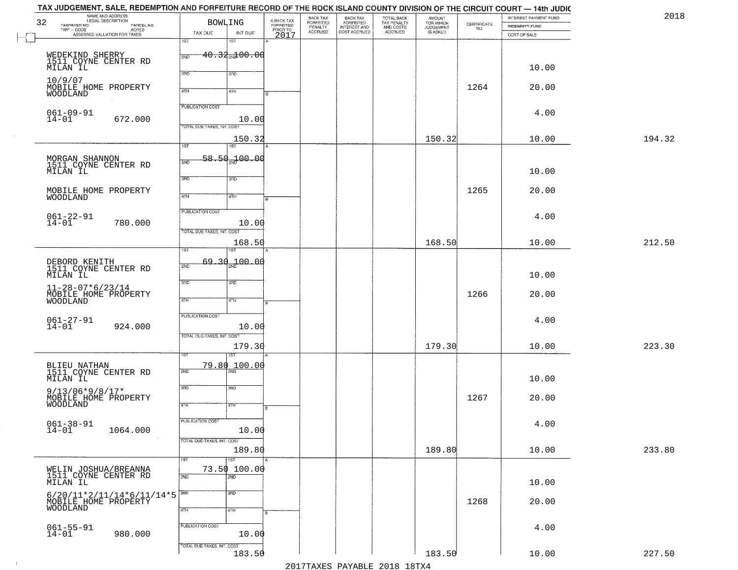TAX JUDGEMENT, SALE, REDEMPTION AND FORFEITURE RECORD OF THE ROCK ISLAND COUNTY DIVISION OF THE CIRCUIT COURT — 14th JUDIC

2018

| 32 NAME AND ADDRESS / LEGAL DESCRIPTION / TAXPAYER NO. / PARCEL NO. / TWP - CODE / ACRES / ASSESSED VALUATION FOR TAXES | BOWLING TAX DUE | INT DUE | A-BACK TAX FORFEITED PRIOR TO 2017 | BACK TAX FORFEITED PENALTY ACCRUED | BACK TAX FORFEITED INTEREST AND COST ACCRUED | TOTAL BACK TAX PENALTY AND COSTS ACCRUED | AMOUNT FOR WHICH JUDGEMENT IS ASKED | CERTIFICATE NO. | INTEREST PAYMENT FUND / INDEMNITY FUND / COST OF SALE | |
|---|---|---|---|---|---|---|---|---|---|---|
| WEDEKIND SHERRY<br>1511 COYNE CENTER RD<br>MILAN IL<br>10/9/07<br>MOBILE HOME PROPERTY<br>WOODLAND<br>061-09-91<br>14-01 672.000 | 1ST 40.32<br>PUBLICATION COST<br>TOTAL DUE-TAXES, INT. COST 150.32 | 1ST 100.00<br>10.00 | | | | | 150.32 | 1264 | 10.00<br>20.00<br>4.00<br>10.00 | 194.32 |
| MORGAN SHANNON<br>1511 COYNE CENTER RD<br>MILAN IL<br>MOBILE HOME PROPERTY<br>WOODLAND<br>061-22-91<br>14-01 780.000 | 1ST 58.50<br>PUBLICATION COST<br>TOTAL DUE-TAXES, INT. COST 168.50 | 1ST 100.00<br>10.00 | | | | | 168.50 | 1265 | 10.00<br>20.00<br>4.00<br>10.00 | 212.50 |
| DEBORD KENITH<br>1511 COYNE CENTER RD<br>MILAN IL<br>11-28-07*6/23/14<br>MOBILE HOME PROPERTY<br>WOODLAND<br>061-27-91<br>14-01 924.000 | 1ST 69.30<br>PUBLICATION COST<br>TOTAL DUE-TAXES, INT. COST 179.30 | 1ST 100.00<br>10.00 | | | | | 179.30 | 1266 | 10.00<br>20.00<br>4.00<br>10.00 | 223.30 |
| BLIEU NATHAN<br>1511 COYNE CENTER RD<br>MILAN IL<br>9/13/06*9/8/17*<br>MOBILE HOME PROPERTY<br>WOODLAND<br>061-38-91<br>14-01 1064.000 | 1ST 79.80<br>PUBLICATION COST<br>TOTAL DUE-TAXES, INT. COST 189.80 | 1ST 100.00<br>10.00 | | | | | 189.80 | 1267 | 10.00<br>20.00<br>4.00<br>10.00 | 233.80 |
| WELIN JOSHUA/BREANNA<br>1511 COYNE CENTER RD<br>MILAN IL<br>6/20/11*2/11/14*6/11/14*5<br>MOBILE HOME PROPERTY<br>WOODLAND<br>061-55-91<br>14-01 980.000 | 1ST 73.50<br>PUBLICATION COST<br>TOTAL DUE-TAXES, INT. COST 183.50 | 1ST 100.00<br>10.00 | | | | | 183.50 | 1268 | 10.00<br>20.00<br>4.00<br>10.00 | 227.50 |

2017TAXES PAYABLE 2018 18TX4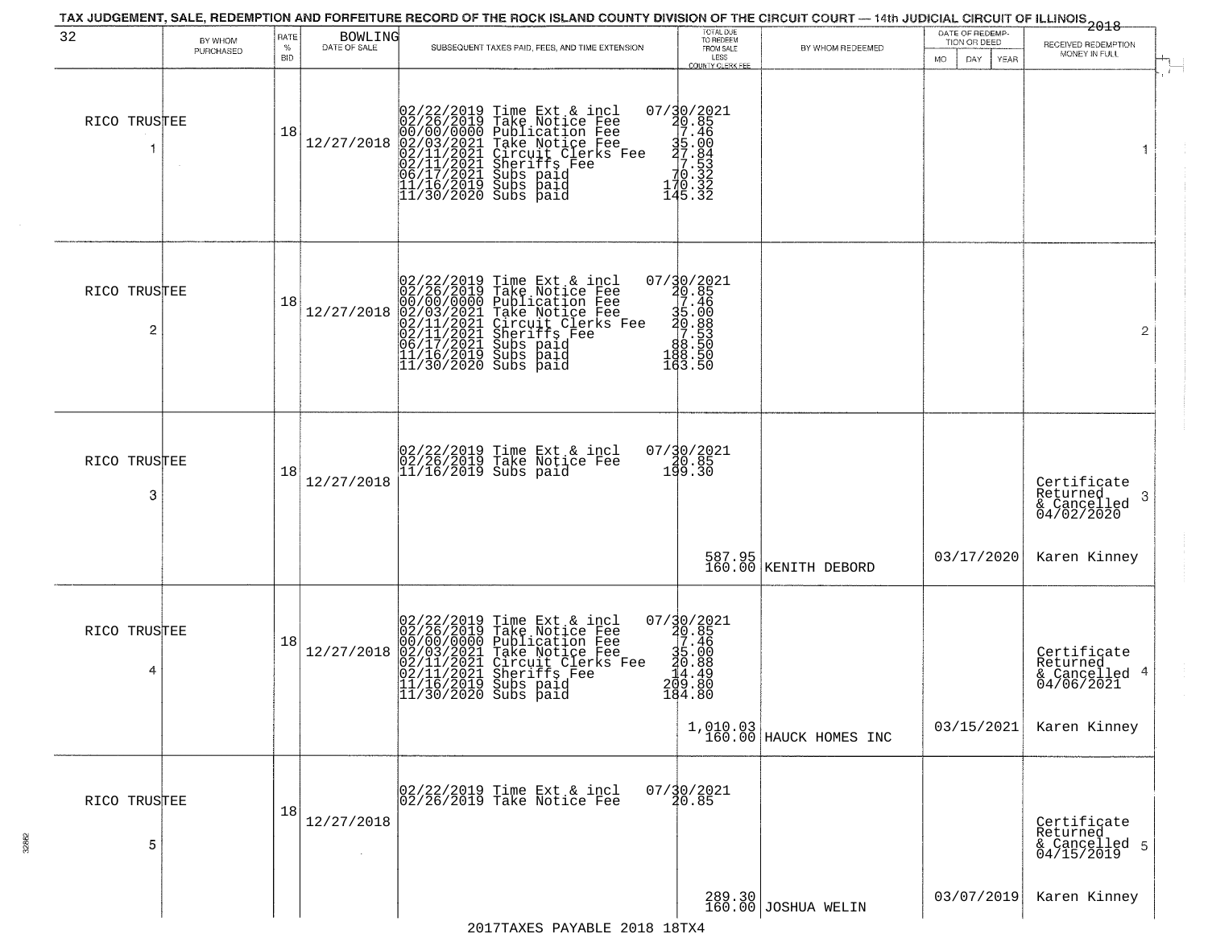# TAX JUDGEMENT, SALE, REDEMPTION AND FORFEITURE RECORD OF THE ROCK ISLAND COUNTY DIVISION OF THE CIRCUIT COURT — 14th JUDICIAL CIRCUIT OF ILLINOIS 2018

32

BOWLING

| BY WHOM PURCHASED | RATE % BID | DATE OF SALE | SUBSEQUENT TAXES PAID, FEES, AND TIME EXTENSION | TOTAL DUE TO REDEEM FROM SALE LESS COUNTY CLERK FEE | BY WHOM REDEEMED | DATE OF REDEMPTION OR DEED (MO DAY YEAR) | RECEIVED REDEMPTION MONEY IN FULL |
|---|---|---|---|---|---|---|---|
| RICO TRUSTEE 1 | 18 | 12/27/2018 | 02/22/2019 Time Ext & incl 07/30/2021<br>02/26/2019 Take Notice Fee 20.85<br>00/00/0000 Publication Fee 7.46<br>02/03/2021 Take Notice Fee 35.00<br>02/11/2021 Circuit Clerks Fee 27.84<br>02/11/2021 Sheriffs Fee 7.53<br>06/17/2021 Subs paid 70.32<br>11/16/2019 Subs paid 170.32<br>11/30/2020 Subs paid 145.32 | | | | 1 |
| RICO TRUSTEE 2 | 18 | 12/27/2018 | 02/22/2019 Time Ext & incl 07/30/2021<br>02/26/2019 Take Notice Fee 20.85<br>00/00/0000 Publication Fee 7.46<br>02/03/2021 Take Notice Fee 35.00<br>02/11/2021 Circuit Clerks Fee 20.88<br>02/11/2021 Sheriffs Fee 7.53<br>06/17/2021 Subs paid 88.50<br>11/16/2019 Subs paid 188.50<br>11/30/2020 Subs paid 163.50 | | | | 2 |
| RICO TRUSTEE 3 | 18 | 12/27/2018 | 02/22/2019 Time Ext & incl 07/30/2021<br>02/26/2019 Take Notice Fee 20.85<br>11/16/2019 Subs paid 199.30 | 587.95<br>160.00 | KENITH DEBORD | 03/17/2020 | Certificate Returned & Cancelled 04/02/2020 3<br>Karen Kinney |
| RICO TRUSTEE 4 | 18 | 12/27/2018 | 02/22/2019 Time Ext & incl 07/30/2021<br>02/26/2019 Take Notice Fee 20.85<br>00/00/0000 Publication Fee 7.46<br>02/03/2021 Take Notice Fee 35.00<br>02/11/2021 Circuit Clerks Fee 20.88<br>02/11/2021 Sheriffs Fee 14.49<br>11/16/2019 Subs paid 209.80<br>11/30/2020 Subs paid 184.80 | 1,010.03<br>160.00 | HAUCK HOMES INC | 03/15/2021 | Certificate Returned & Cancelled 04/06/2021 4<br>Karen Kinney |
| RICO TRUSTEE 5 | 18 | 12/27/2018 | 02/22/2019 Time Ext & incl 07/30/2021<br>02/26/2019 Take Notice Fee 20.85 | 289.30<br>160.00 | JOSHUA WELIN | 03/07/2019 | Certificate Returned & Cancelled 04/15/2019 5<br>Karen Kinney |

2017TAXES PAYABLE 2018 18TX4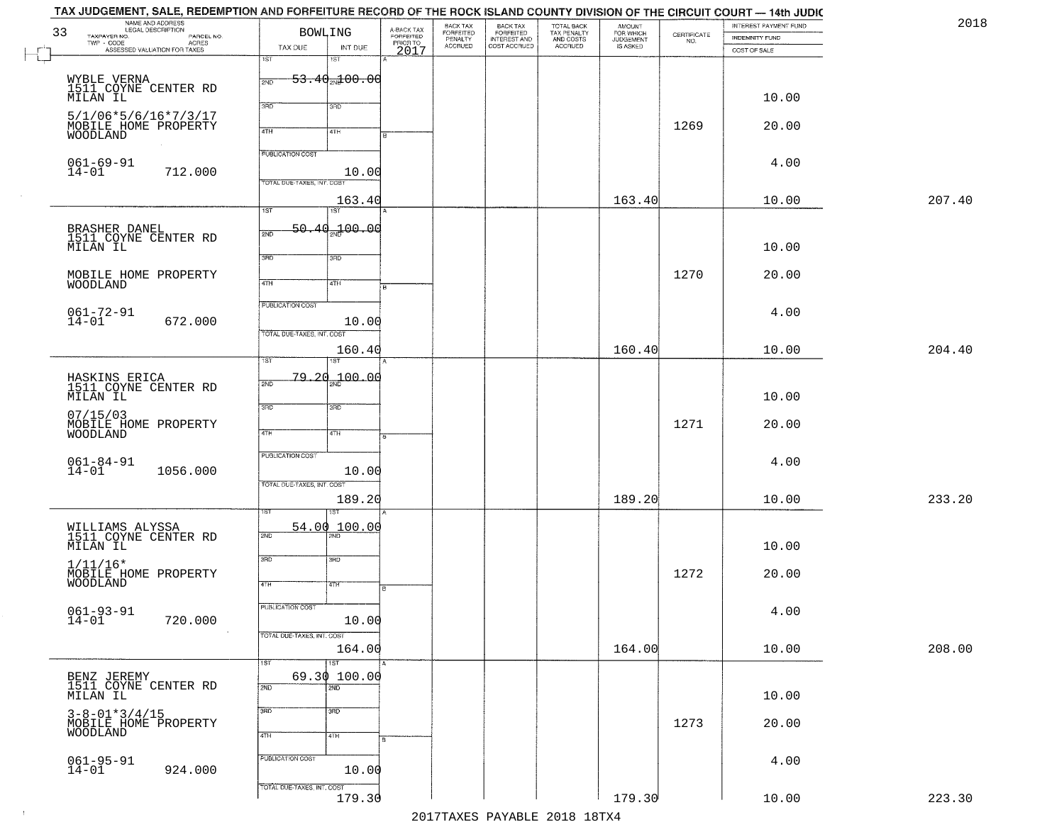## TAX JUDGEMENT, SALE, REDEMPTION AND FORFEITURE RECORD OF THE ROCK ISLAND COUNTY DIVISION OF THE CIRCUIT COURT — 14th JUDIC

2018

| NAME AND ADDRESS / LEGAL DESCRIPTION / TAXPAYER NO. / PARCEL NO. / TWP - CODE / ACRES / ASSESSED VALUATION FOR TAXES | BOWLING TAX DUE | INT DUE | A-BACK TAX FORFEITED PRIOR TO 2017 | BACK TAX FORFEITED PENALTY ACCRUED | BACK TAX FORFEITED INTEREST AND COST ACCRUED | TOTAL BACK TAX PENALTY AND COSTS ACCRUED | AMOUNT FOR WHICH JUDGEMENT IS ASKED | CERTIFICATE NO. | INTEREST PAYMENT FUND / INDEMNITY FUND / COST OF SALE | |
|---|---|---|---|---|---|---|---|---|---|---|
| 33 | | | | | | | | | | |
| WYBLE VERNA<br>1511 COYNE CENTER RD<br>MILAN IL<br>5/1/06*5/6/16*7/3/17<br>MOBILE HOME PROPERTY<br>WOODLAND<br>061-69-91<br>14-01 712.000 | 1ST<br>2ND 53.40<br>3RD<br>4TH<br>PUBLICATION COST<br>TOTAL DUE-TAXES, INT. COST | 1ST<br>2ND 100.00<br>3RD<br>4TH<br>10.00<br>163.40 | | | | | 163.40 | 1269 | 10.00<br>20.00<br>4.00<br>10.00 | 207.40 |
| BRASHER DANEL<br>1511 COYNE CENTER RD<br>MILAN IL<br>MOBILE HOME PROPERTY<br>WOODLAND<br>061-72-91<br>14-01 672.000 | 1ST<br>2ND 50.40<br>3RD<br>4TH<br>PUBLICATION COST<br>TOTAL DUE-TAXES, INT. COST | 1ST<br>2ND 100.00<br>3RD<br>4TH<br>10.00<br>160.40 | | | | | 160.40 | 1270 | 10.00<br>20.00<br>4.00<br>10.00 | 204.40 |
| HASKINS ERICA<br>1511 COYNE CENTER RD<br>MILAN IL<br>07/15/03<br>MOBILE HOME PROPERTY<br>WOODLAND<br>061-84-91<br>14-01 1056.000 | 1ST<br>2ND 79.20<br>3RD<br>4TH<br>PUBLICATION COST<br>TOTAL DUE-TAXES, INT. COST | 1ST<br>2ND 100.00<br>3RD<br>4TH<br>10.00<br>189.20 | | | | | 189.20 | 1271 | 10.00<br>20.00<br>4.00<br>10.00 | 233.20 |
| WILLIAMS ALYSSA<br>1511 COYNE CENTER RD<br>MILAN IL<br>1/11/16*<br>MOBILE HOME PROPERTY<br>WOODLAND<br>061-93-91<br>14-01 720.000 | 1ST<br>2ND 54.00<br>3RD<br>4TH<br>PUBLICATION COST<br>TOTAL DUE-TAXES, INT. COST | 1ST<br>2ND 100.00<br>3RD<br>4TH<br>10.00<br>164.00 | | | | | 164.00 | 1272 | 10.00<br>20.00<br>4.00<br>10.00 | 208.00 |
| BENZ JEREMY<br>1511 COYNE CENTER RD<br>MILAN IL<br>3-8-01*3/4/15<br>MOBILE HOME PROPERTY<br>WOODLAND<br>061-95-91<br>14-01 924.000 | 1ST<br>2ND 69.30<br>3RD<br>4TH<br>PUBLICATION COST<br>TOTAL DUE-TAXES, INT. COST | 1ST<br>2ND 100.00<br>3RD<br>4TH<br>10.00<br>179.30 | | | | | 179.30 | 1273 | 10.00<br>20.00<br>4.00<br>10.00 | 223.30 |

2017TAXES PAYABLE 2018 18TX4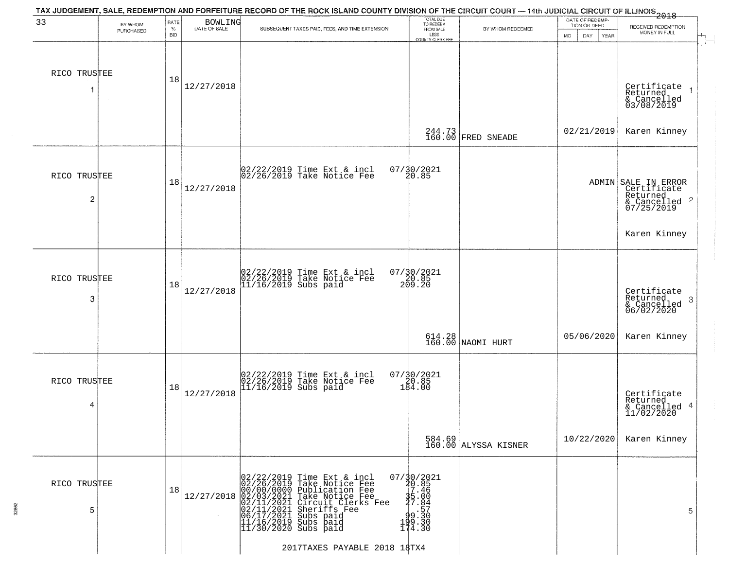TAX JUDGEMENT, SALE, REDEMPTION AND FORFEITURE RECORD OF THE ROCK ISLAND COUNTY DIVISION OF THE CIRCUIT COURT — 14th JUDICIAL CIRCUIT OF ILLINOIS 2018

| 33 | BY WHOM PURCHASED | RATE % BID | BOWLING DATE OF SALE | SUBSEQUENT TAXES PAID, FEES, AND TIME EXTENSION | TOTAL DUE TO REDEEM FROM SALE LESS COUNTY CLERK FEE | BY WHOM REDEEMED | DATE OF REDEMPTION OR DEED MO DAY YEAR | RECEIVED REDEMPTION MONEY IN FULL |
|---|---|---|---|---|---|---|---|---|
| RICO TRUSTEE 1 | | 18 | 12/27/2018 | | 244.73 160.00 | FRED SNEADE | 02/21/2019 | Certificate Returned & Cancelled 03/08/2019 Karen Kinney 1 |
| RICO TRUSTEE 2 | | 18 | 12/27/2018 | 02/22/2019 Time Ext & incl 07/30/2021<br>02/26/2019 Take Notice Fee 20.85 | | | ADMIN | SALE IN ERROR Certificate Returned & Cancelled 07/25/2019 Karen Kinney 2 |
| RICO TRUSTEE 3 | | 18 | 12/27/2018 | 02/22/2019 Time Ext & incl 07/30/2021<br>02/26/2019 Take Notice Fee 20.85<br>11/16/2019 Subs paid 209.20 | 614.28 160.00 | NAOMI HURT | 05/06/2020 | Certificate Returned & Cancelled 06/02/2020 Karen Kinney 3 |
| RICO TRUSTEE 4 | | 18 | 12/27/2018 | 02/22/2019 Time Ext & incl 07/30/2021<br>02/26/2019 Take Notice Fee 20.85<br>11/16/2019 Subs paid 184.00 | 584.69 160.00 | ALYSSA KISNER | 10/22/2020 | Certificate Returned & Cancelled 11/02/2020 Karen Kinney 4 |
| RICO TRUSTEE 5 | | 18 | 12/27/2018 | 02/22/2019 Time Ext & incl 07/30/2021<br>02/26/2019 Take Notice Fee 20.85<br>00/00/0000 Publication Fee 7.46<br>02/03/2021 Take Notice Fee 35.00<br>02/11/2021 Circuit Clerks Fee 27.84<br>02/11/2021 Sheriffs Fee .57<br>06/17/2021 Subs paid 99.30<br>11/16/2019 Subs paid 199.30<br>11/30/2020 Subs paid 174.30 | | | | 5 |

2017TAXES PAYABLE 2018 18TX4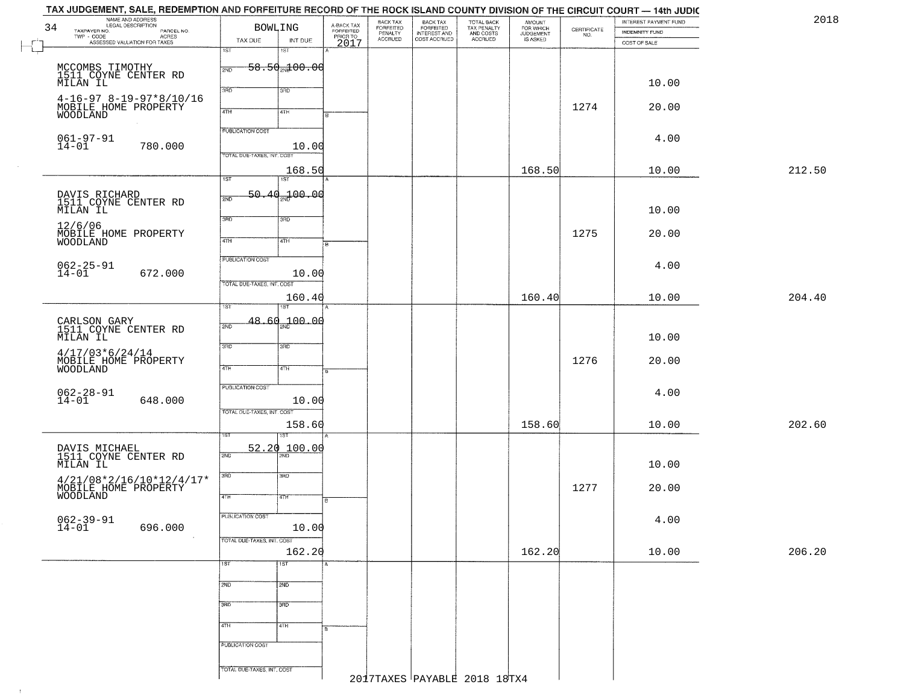TAX JUDGEMENT, SALE, REDEMPTION AND FORFEITURE RECORD OF THE ROCK ISLAND COUNTY DIVISION OF THE CIRCUIT COURT — 14th JUDIC

2018

34

| NAME AND ADDRESS / LEGAL DESCRIPTION / TAXPAYER NO. / PARCEL NO. / TWP - CODE / ACRES / ASSESSED VALUATION FOR TAXES | BOWLING TAX DUE | INT DUE | A-BACK TAX FORFEITED PRIOR TO 2017 | BACK TAX FORFEITED PENALTY ACCRUED | BACK TAX FORFEITED INTEREST AND COST ACCRUED | TOTAL BACK TAX PENALTY AND COSTS ACCRUED | AMOUNT FOR WHICH JUDGEMENT IS ASKED | CERTIFICATE NO. | INTEREST PAYMENT FUND / INDEMNITY FUND / COST OF SALE | |
|---|---|---|---|---|---|---|---|---|---|---|
| MCCOMBS TIMOTHY 1511 COYNE CENTER RD MILAN IL 4-16-97 8-19-97*8/10/16 MOBILE HOME PROPERTY WOODLAND 061-97-91 14-01 780.000 | 1ST 58.50 | 100.00 | | | | | | | 10.00 | |
| | PUBLICATION COST | 10.00 | | | | | | 1274 | 20.00 | |
| | | | | | | | | | 4.00 | |
| | TOTAL DUE-TAXES, INT. COST | 168.50 | | | | | 168.50 | | 10.00 | 212.50 |
| DAVIS RICHARD 1511 COYNE CENTER RD MILAN IL 12/6/06 MOBILE HOME PROPERTY WOODLAND 062-25-91 14-01 672.000 | 1ST 50.40 | 100.00 | | | | | | | 10.00 | |
| | PUBLICATION COST | 10.00 | | | | | | 1275 | 20.00 | |
| | | | | | | | | | 4.00 | |
| | TOTAL DUE-TAXES, INT. COST | 160.40 | | | | | 160.40 | | 10.00 | 204.40 |
| CARLSON GARY 1511 COYNE CENTER RD MILAN IL 4/17/03*6/24/14 MOBILE HOME PROPERTY WOODLAND 062-28-91 14-01 648.000 | 1ST 48.60 | 100.00 | | | | | | | 10.00 | |
| | PUBLICATION COST | 10.00 | | | | | | 1276 | 20.00 | |
| | | | | | | | | | 4.00 | |
| | TOTAL DUE-TAXES, INT. COST | 158.60 | | | | | 158.60 | | 10.00 | 202.60 |
| DAVIS MICHAEL 1511 COYNE CENTER RD MILAN IL 4/21/08*2/16/10*12/4/17* MOBILE HOME PROPERTY WOODLAND 062-39-91 14-01 696.000 | 1ST 52.20 | 100.00 | | | | | | | 10.00 | |
| | PUBLICATION COST | 10.00 | | | | | | 1277 | 20.00 | |
| | | | | | | | | | 4.00 | |
| | TOTAL DUE-TAXES, INT. COST | 162.20 | | | | | 162.20 | | 10.00 | 206.20 |

2017TAXES PAYABLE 2018 18TX4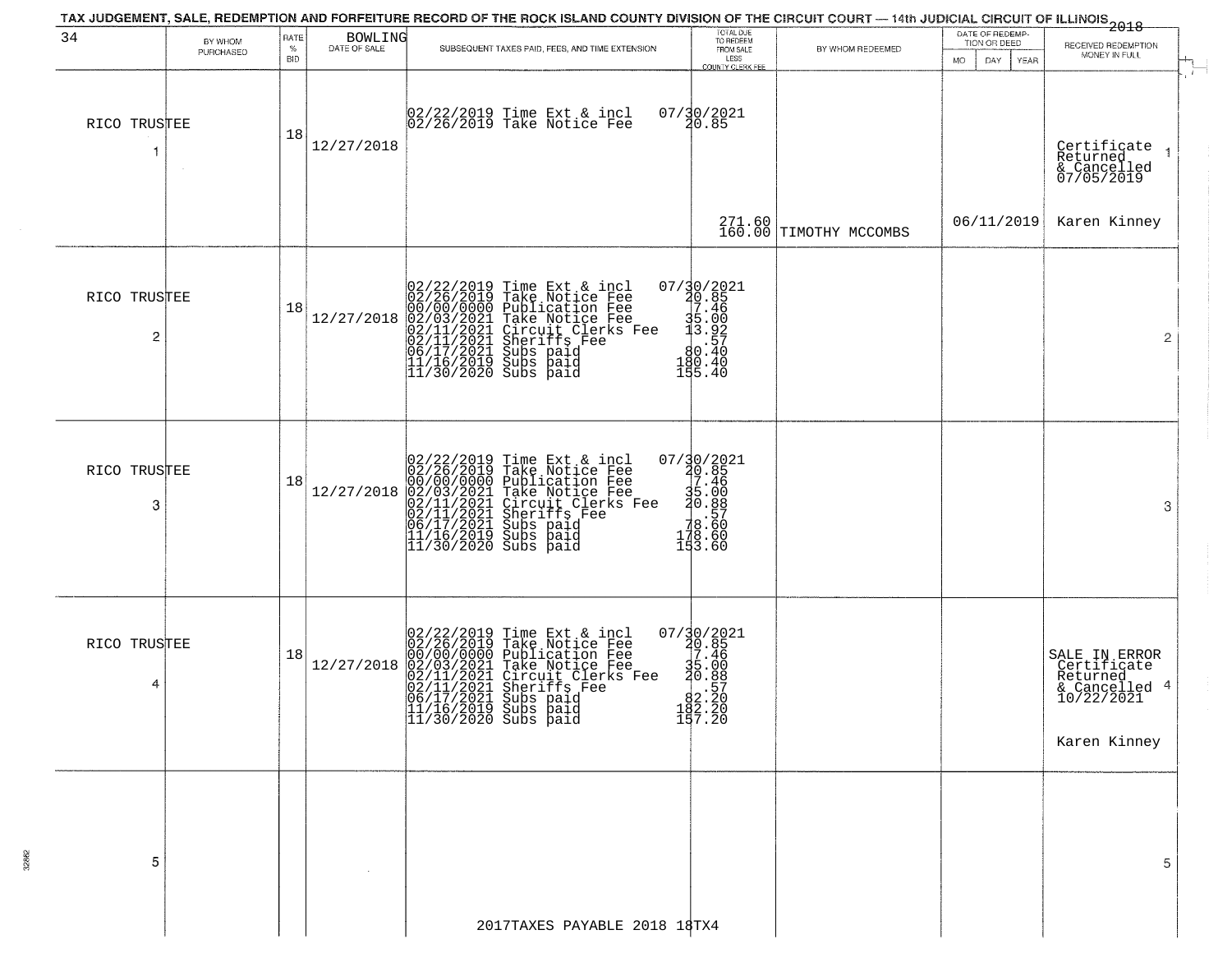TAX JUDGEMENT, SALE, REDEMPTION AND FORFEITURE RECORD OF THE ROCK ISLAND COUNTY DIVISION OF THE CIRCUIT COURT — 14th JUDICIAL CIRCUIT OF ILLINOIS 2018

| 34 | BY WHOM PURCHASED | RATE % BID | BOWLING DATE OF SALE | SUBSEQUENT TAXES PAID, FEES, AND TIME EXTENSION | TOTAL DUE TO REDEEM FROM SALE LESS COUNTY CLERK FEE | BY WHOM REDEEMED | DATE OF REDEMPTION OR DEED MO DAY YEAR | RECEIVED REDEMPTION MONEY IN FULL | |
|---|---|---|---|---|---|---|---|---|---|
| RICO TRUSTEE 1 | | 18 | 12/27/2018 | 02/22/2019 Time Ext & incl<br>02/26/2019 Take Notice Fee | 07/30/2021<br>20.85<br>271.60<br>160.00 | TIMOTHY MCCOMBS | 06/11/2019 | Certificate Returned & Cancelled 07/05/2019<br>Karen Kinney | 1 |
| RICO TRUSTEE 2 | | 18 | 12/27/2018 | 02/22/2019 Time Ext & incl<br>02/26/2019 Take Notice Fee<br>00/00/0000 Publication Fee<br>02/03/2021 Take Notice Fee<br>02/11/2021 Circuit Clerks Fee<br>02/11/2021 Sheriffs Fee<br>06/17/2021 Subs paid<br>11/16/2019 Subs paid<br>11/30/2020 Subs paid | 07/30/2021<br>20.85<br>7.46<br>35.00<br>13.92<br>.57<br>80.40<br>180.40<br>155.40 | | | | 2 |
| RICO TRUSTEE 3 | | 18 | 12/27/2018 | 02/22/2019 Time Ext & incl<br>02/26/2019 Take Notice Fee<br>00/00/0000 Publication Fee<br>02/03/2021 Take Notice Fee<br>02/11/2021 Circuit Clerks Fee<br>02/11/2021 Sheriffs Fee<br>06/17/2021 Subs paid<br>11/16/2019 Subs paid<br>11/30/2020 Subs paid | 07/30/2021<br>20.85<br>7.46<br>35.00<br>20.88<br>.57<br>78.60<br>178.60<br>153.60 | | | | 3 |
| RICO TRUSTEE 4 | | 18 | 12/27/2018 | 02/22/2019 Time Ext & incl<br>02/26/2019 Take Notice Fee<br>00/00/0000 Publication Fee<br>02/03/2021 Take Notice Fee<br>02/11/2021 Circuit Clerks Fee<br>02/11/2021 Sheriffs Fee<br>06/17/2021 Subs paid<br>11/16/2019 Subs paid<br>11/30/2020 Subs paid | 07/30/2021<br>20.85<br>7.46<br>35.00<br>20.88<br>.57<br>82.20<br>182.20<br>157.20 | | | SALE IN ERROR Certificate Returned & Cancelled 10/22/2021<br>Karen Kinney | 4 |
| 5 | | | | | | | | | 5 |

2017TAXES PAYABLE 2018 18TX4